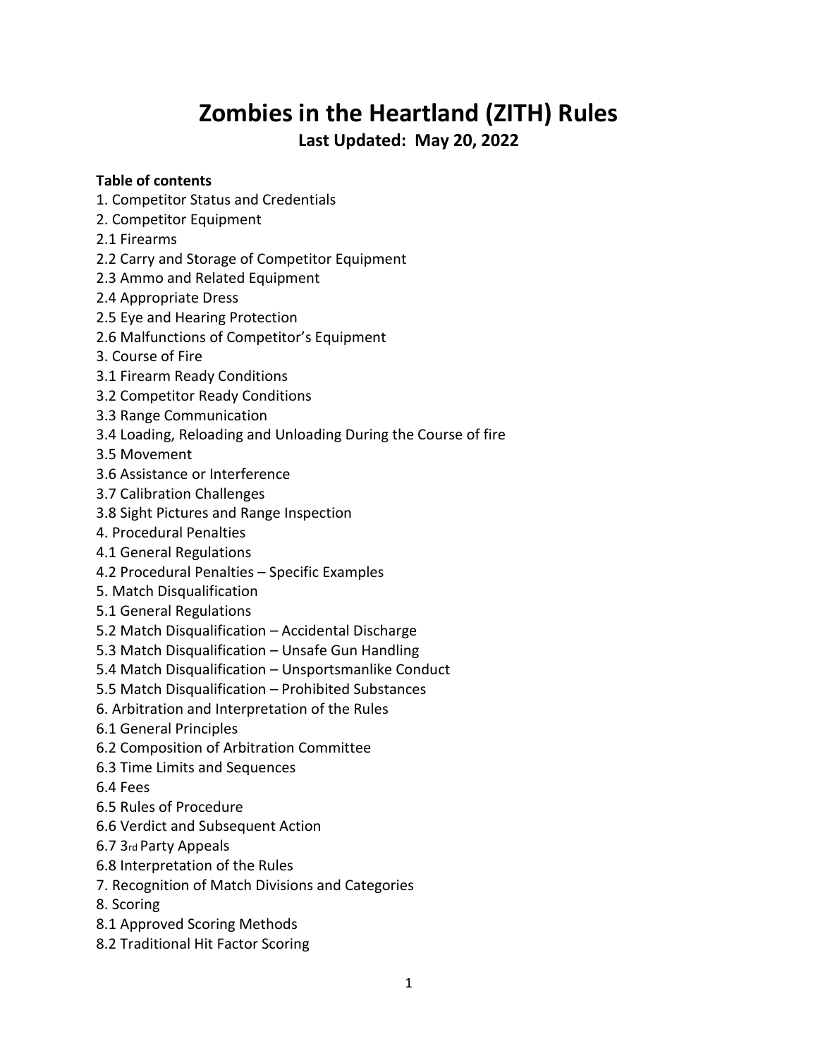# Zombies in the Heartland (ZITH) Rules

**Last Updated: May 20, 2022**

**Table of contents**

1. Competitor Status and Credentials
2. Competitor Equipment
2.1 Firearms
2.2 Carry and Storage of Competitor Equipment
2.3 Ammo and Related Equipment
2.4 Appropriate Dress
2.5 Eye and Hearing Protection
2.6 Malfunctions of Competitor's Equipment
3. Course of Fire
3.1 Firearm Ready Conditions
3.2 Competitor Ready Conditions
3.3 Range Communication
3.4 Loading, Reloading and Unloading During the Course of fire
3.5 Movement
3.6 Assistance or Interference
3.7 Calibration Challenges
3.8 Sight Pictures and Range Inspection
4. Procedural Penalties
4.1 General Regulations
4.2 Procedural Penalties – Specific Examples
5. Match Disqualification
5.1 General Regulations
5.2 Match Disqualification – Accidental Discharge
5.3 Match Disqualification – Unsafe Gun Handling
5.4 Match Disqualification – Unsportsmanlike Conduct
5.5 Match Disqualification – Prohibited Substances
6. Arbitration and Interpretation of the Rules
6.1 General Principles
6.2 Composition of Arbitration Committee
6.3 Time Limits and Sequences
6.4 Fees
6.5 Rules of Procedure
6.6 Verdict and Subsequent Action
6.7 3rd Party Appeals
6.8 Interpretation of the Rules
7. Recognition of Match Divisions and Categories
8. Scoring
8.1 Approved Scoring Methods
8.2 Traditional Hit Factor Scoring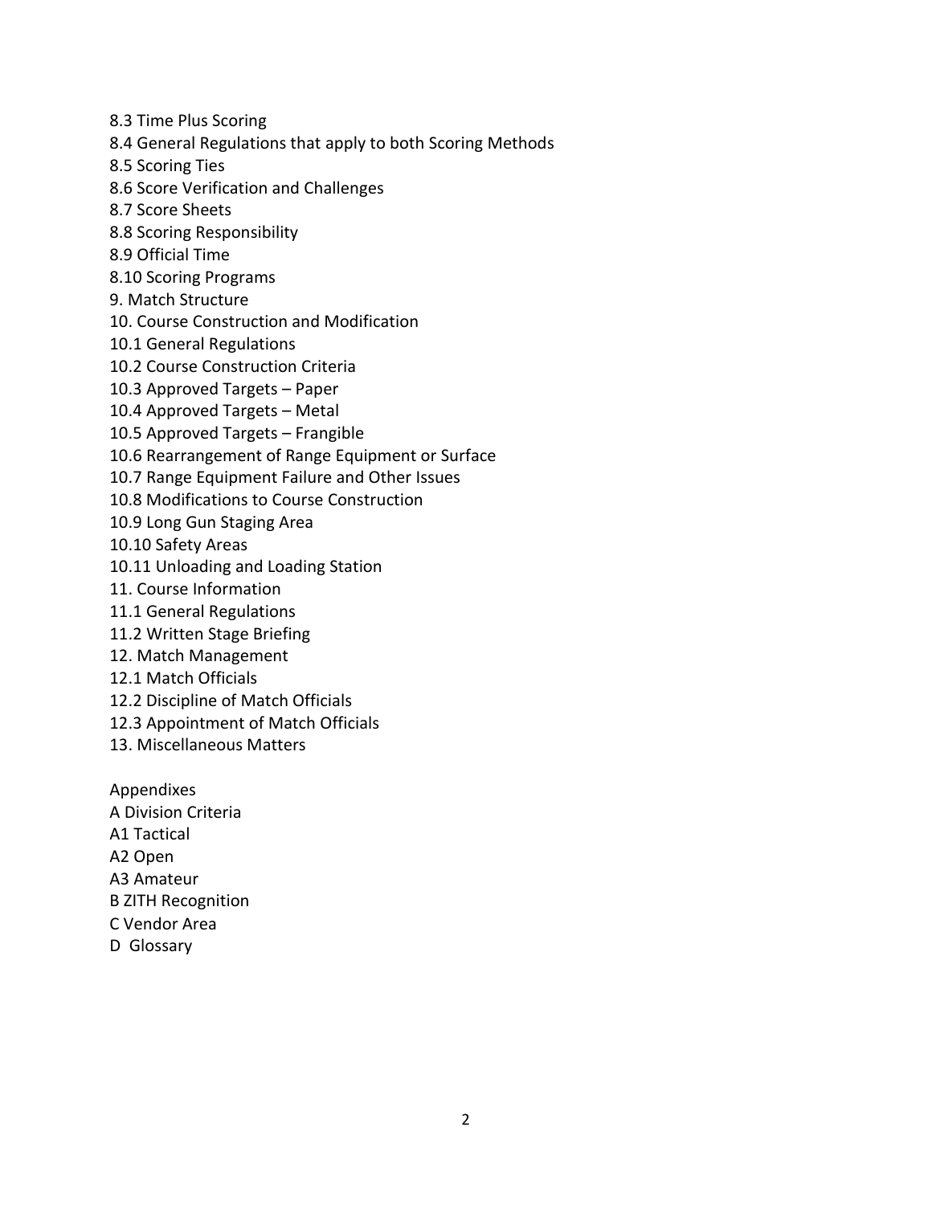8.3 Time Plus Scoring
8.4 General Regulations that apply to both Scoring Methods
8.5 Scoring Ties
8.6 Score Verification and Challenges
8.7 Score Sheets
8.8 Scoring Responsibility
8.9 Official Time
8.10 Scoring Programs
9. Match Structure
10. Course Construction and Modification
10.1 General Regulations
10.2 Course Construction Criteria
10.3 Approved Targets – Paper
10.4 Approved Targets – Metal
10.5 Approved Targets – Frangible
10.6 Rearrangement of Range Equipment or Surface
10.7 Range Equipment Failure and Other Issues
10.8 Modifications to Course Construction
10.9 Long Gun Staging Area
10.10 Safety Areas
10.11 Unloading and Loading Station
11. Course Information
11.1 General Regulations
11.2 Written Stage Briefing
12. Match Management
12.1 Match Officials
12.2 Discipline of Match Officials
12.3 Appointment of Match Officials
13. Miscellaneous Matters

Appendixes
A Division Criteria
A1 Tactical
A2 Open
A3 Amateur
B ZITH Recognition
C Vendor Area
D Glossary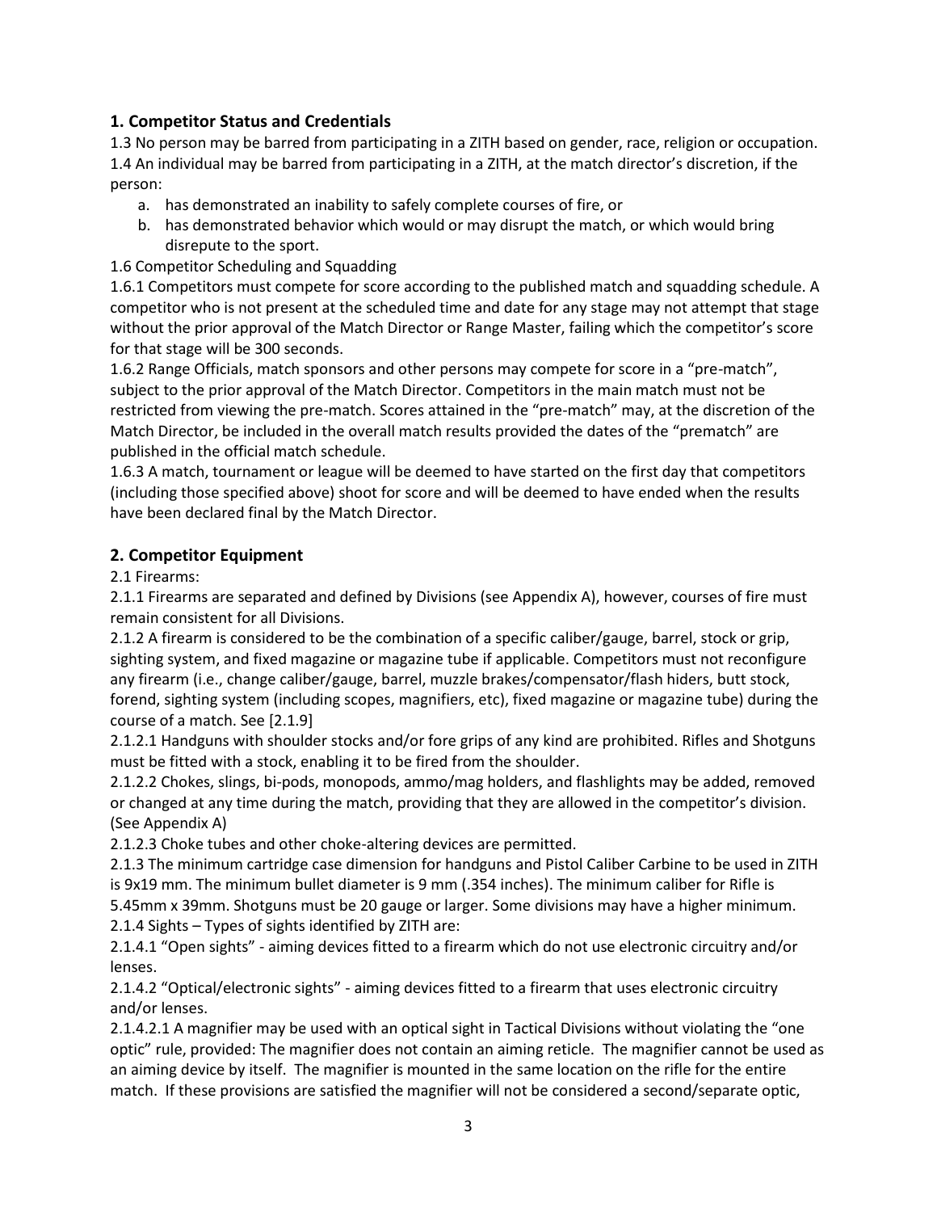## 1. Competitor Status and Credentials

1.3 No person may be barred from participating in a ZITH based on gender, race, religion or occupation.

1.4 An individual may be barred from participating in a ZITH, at the match director's discretion, if the person:

a. has demonstrated an inability to safely complete courses of fire, or
b. has demonstrated behavior which would or may disrupt the match, or which would bring disrepute to the sport.

1.6 Competitor Scheduling and Squadding

1.6.1 Competitors must compete for score according to the published match and squadding schedule. A competitor who is not present at the scheduled time and date for any stage may not attempt that stage without the prior approval of the Match Director or Range Master, failing which the competitor's score for that stage will be 300 seconds.

1.6.2 Range Officials, match sponsors and other persons may compete for score in a "pre-match", subject to the prior approval of the Match Director. Competitors in the main match must not be restricted from viewing the pre-match. Scores attained in the "pre-match" may, at the discretion of the Match Director, be included in the overall match results provided the dates of the "prematch" are published in the official match schedule.

1.6.3 A match, tournament or league will be deemed to have started on the first day that competitors (including those specified above) shoot for score and will be deemed to have ended when the results have been declared final by the Match Director.

## 2. Competitor Equipment

2.1 Firearms:

2.1.1 Firearms are separated and defined by Divisions (see Appendix A), however, courses of fire must remain consistent for all Divisions.

2.1.2 A firearm is considered to be the combination of a specific caliber/gauge, barrel, stock or grip, sighting system, and fixed magazine or magazine tube if applicable. Competitors must not reconfigure any firearm (i.e., change caliber/gauge, barrel, muzzle brakes/compensator/flash hiders, butt stock, forend, sighting system (including scopes, magnifiers, etc), fixed magazine or magazine tube) during the course of a match. See [2.1.9]

2.1.2.1 Handguns with shoulder stocks and/or fore grips of any kind are prohibited. Rifles and Shotguns must be fitted with a stock, enabling it to be fired from the shoulder.

2.1.2.2 Chokes, slings, bi-pods, monopods, ammo/mag holders, and flashlights may be added, removed or changed at any time during the match, providing that they are allowed in the competitor's division. (See Appendix A)

2.1.2.3 Choke tubes and other choke-altering devices are permitted.

2.1.3 The minimum cartridge case dimension for handguns and Pistol Caliber Carbine to be used in ZITH is 9x19 mm. The minimum bullet diameter is 9 mm (.354 inches). The minimum caliber for Rifle is 5.45mm x 39mm. Shotguns must be 20 gauge or larger. Some divisions may have a higher minimum.

2.1.4 Sights – Types of sights identified by ZITH are:

2.1.4.1 "Open sights" - aiming devices fitted to a firearm which do not use electronic circuitry and/or lenses.

2.1.4.2 "Optical/electronic sights" - aiming devices fitted to a firearm that uses electronic circuitry and/or lenses.

2.1.4.2.1 A magnifier may be used with an optical sight in Tactical Divisions without violating the "one optic" rule, provided: The magnifier does not contain an aiming reticle. The magnifier cannot be used as an aiming device by itself. The magnifier is mounted in the same location on the rifle for the entire match. If these provisions are satisfied the magnifier will not be considered a second/separate optic,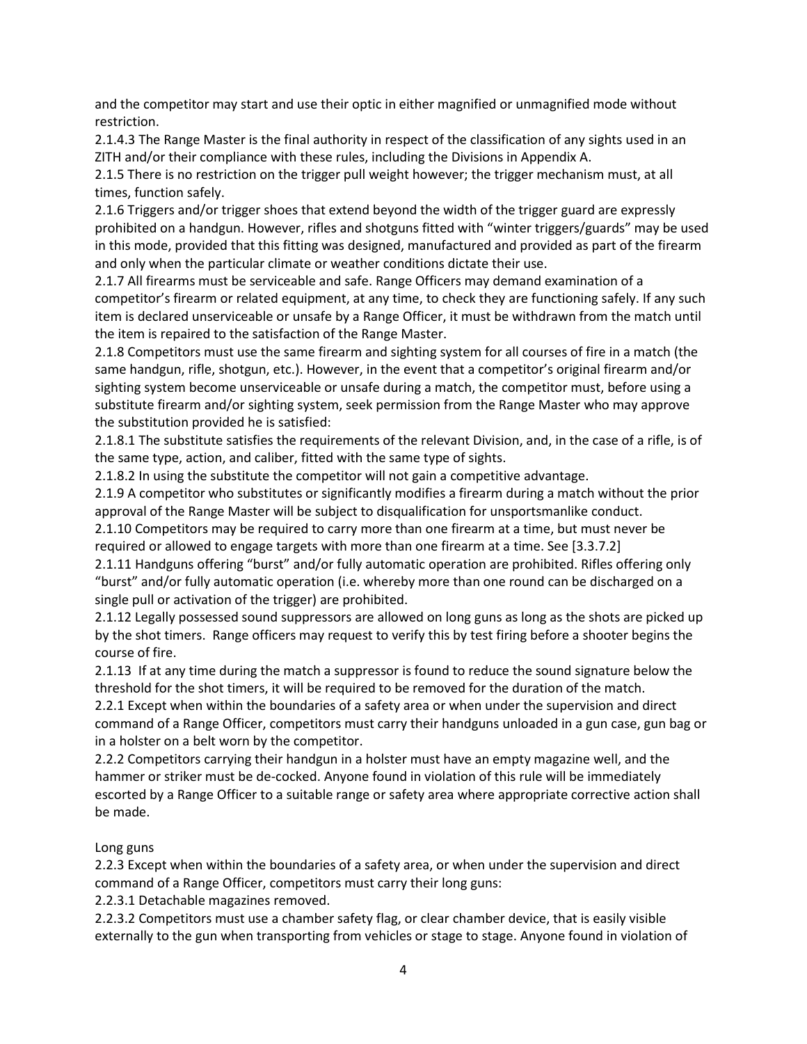and the competitor may start and use their optic in either magnified or unmagnified mode without restriction.

2.1.4.3 The Range Master is the final authority in respect of the classification of any sights used in an ZITH and/or their compliance with these rules, including the Divisions in Appendix A.

2.1.5 There is no restriction on the trigger pull weight however; the trigger mechanism must, at all times, function safely.

2.1.6 Triggers and/or trigger shoes that extend beyond the width of the trigger guard are expressly prohibited on a handgun. However, rifles and shotguns fitted with "winter triggers/guards" may be used in this mode, provided that this fitting was designed, manufactured and provided as part of the firearm and only when the particular climate or weather conditions dictate their use.

2.1.7 All firearms must be serviceable and safe. Range Officers may demand examination of a competitor's firearm or related equipment, at any time, to check they are functioning safely. If any such item is declared unserviceable or unsafe by a Range Officer, it must be withdrawn from the match until the item is repaired to the satisfaction of the Range Master.

2.1.8 Competitors must use the same firearm and sighting system for all courses of fire in a match (the same handgun, rifle, shotgun, etc.). However, in the event that a competitor's original firearm and/or sighting system become unserviceable or unsafe during a match, the competitor must, before using a substitute firearm and/or sighting system, seek permission from the Range Master who may approve the substitution provided he is satisfied:

2.1.8.1 The substitute satisfies the requirements of the relevant Division, and, in the case of a rifle, is of the same type, action, and caliber, fitted with the same type of sights.

2.1.8.2 In using the substitute the competitor will not gain a competitive advantage.

2.1.9 A competitor who substitutes or significantly modifies a firearm during a match without the prior approval of the Range Master will be subject to disqualification for unsportsmanlike conduct.

2.1.10 Competitors may be required to carry more than one firearm at a time, but must never be required or allowed to engage targets with more than one firearm at a time. See [3.3.7.2]

2.1.11 Handguns offering "burst" and/or fully automatic operation are prohibited. Rifles offering only "burst" and/or fully automatic operation (i.e. whereby more than one round can be discharged on a single pull or activation of the trigger) are prohibited.

2.1.12 Legally possessed sound suppressors are allowed on long guns as long as the shots are picked up by the shot timers. Range officers may request to verify this by test firing before a shooter begins the course of fire.

2.1.13 If at any time during the match a suppressor is found to reduce the sound signature below the threshold for the shot timers, it will be required to be removed for the duration of the match.

2.2.1 Except when within the boundaries of a safety area or when under the supervision and direct command of a Range Officer, competitors must carry their handguns unloaded in a gun case, gun bag or in a holster on a belt worn by the competitor.

2.2.2 Competitors carrying their handgun in a holster must have an empty magazine well, and the hammer or striker must be de-cocked. Anyone found in violation of this rule will be immediately escorted by a Range Officer to a suitable range or safety area where appropriate corrective action shall be made.

Long guns

2.2.3 Except when within the boundaries of a safety area, or when under the supervision and direct command of a Range Officer, competitors must carry their long guns:

2.2.3.1 Detachable magazines removed.

2.2.3.2 Competitors must use a chamber safety flag, or clear chamber device, that is easily visible externally to the gun when transporting from vehicles or stage to stage. Anyone found in violation of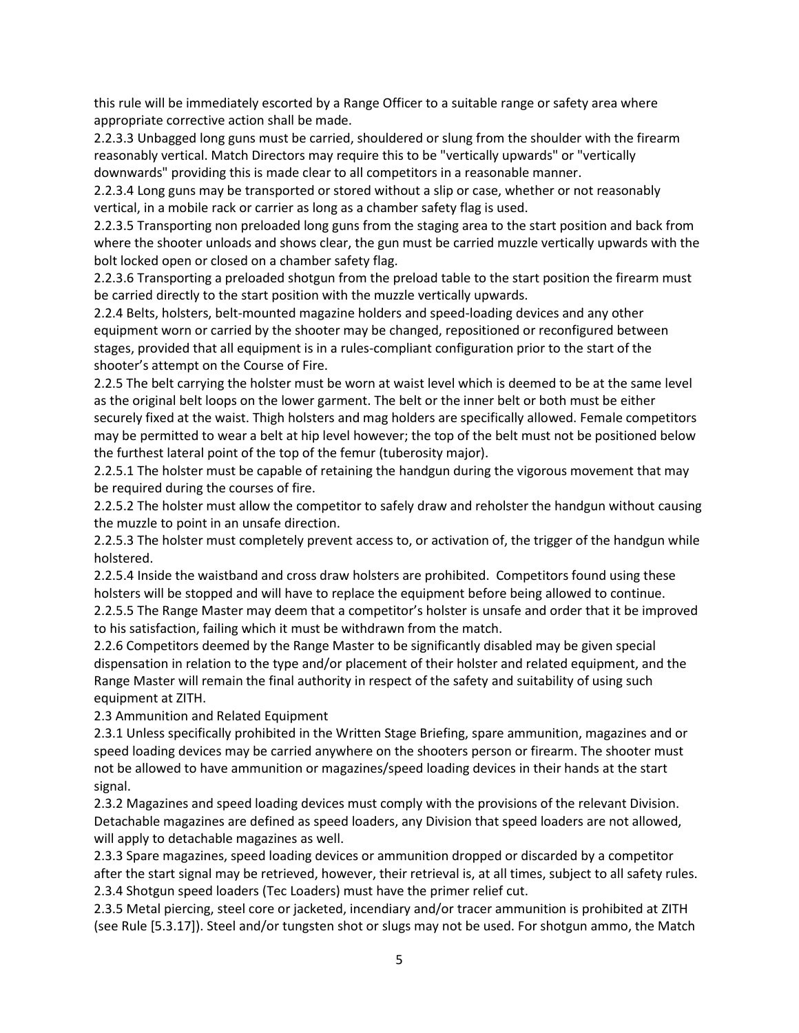this rule will be immediately escorted by a Range Officer to a suitable range or safety area where appropriate corrective action shall be made.

2.2.3.3 Unbagged long guns must be carried, shouldered or slung from the shoulder with the firearm reasonably vertical. Match Directors may require this to be "vertically upwards" or "vertically downwards" providing this is made clear to all competitors in a reasonable manner.

2.2.3.4 Long guns may be transported or stored without a slip or case, whether or not reasonably vertical, in a mobile rack or carrier as long as a chamber safety flag is used.

2.2.3.5 Transporting non preloaded long guns from the staging area to the start position and back from where the shooter unloads and shows clear, the gun must be carried muzzle vertically upwards with the bolt locked open or closed on a chamber safety flag.

2.2.3.6 Transporting a preloaded shotgun from the preload table to the start position the firearm must be carried directly to the start position with the muzzle vertically upwards.

2.2.4 Belts, holsters, belt-mounted magazine holders and speed-loading devices and any other equipment worn or carried by the shooter may be changed, repositioned or reconfigured between stages, provided that all equipment is in a rules-compliant configuration prior to the start of the shooter's attempt on the Course of Fire.

2.2.5 The belt carrying the holster must be worn at waist level which is deemed to be at the same level as the original belt loops on the lower garment. The belt or the inner belt or both must be either securely fixed at the waist. Thigh holsters and mag holders are specifically allowed. Female competitors may be permitted to wear a belt at hip level however; the top of the belt must not be positioned below the furthest lateral point of the top of the femur (tuberosity major).

2.2.5.1 The holster must be capable of retaining the handgun during the vigorous movement that may be required during the courses of fire.

2.2.5.2 The holster must allow the competitor to safely draw and reholster the handgun without causing the muzzle to point in an unsafe direction.

2.2.5.3 The holster must completely prevent access to, or activation of, the trigger of the handgun while holstered.

2.2.5.4 Inside the waistband and cross draw holsters are prohibited. Competitors found using these holsters will be stopped and will have to replace the equipment before being allowed to continue.

2.2.5.5 The Range Master may deem that a competitor's holster is unsafe and order that it be improved to his satisfaction, failing which it must be withdrawn from the match.

2.2.6 Competitors deemed by the Range Master to be significantly disabled may be given special dispensation in relation to the type and/or placement of their holster and related equipment, and the Range Master will remain the final authority in respect of the safety and suitability of using such equipment at ZITH.

2.3 Ammunition and Related Equipment

2.3.1 Unless specifically prohibited in the Written Stage Briefing, spare ammunition, magazines and or speed loading devices may be carried anywhere on the shooters person or firearm. The shooter must not be allowed to have ammunition or magazines/speed loading devices in their hands at the start signal.

2.3.2 Magazines and speed loading devices must comply with the provisions of the relevant Division. Detachable magazines are defined as speed loaders, any Division that speed loaders are not allowed, will apply to detachable magazines as well.

2.3.3 Spare magazines, speed loading devices or ammunition dropped or discarded by a competitor after the start signal may be retrieved, however, their retrieval is, at all times, subject to all safety rules.

2.3.4 Shotgun speed loaders (Tec Loaders) must have the primer relief cut.

2.3.5 Metal piercing, steel core or jacketed, incendiary and/or tracer ammunition is prohibited at ZITH (see Rule [5.3.17]). Steel and/or tungsten shot or slugs may not be used. For shotgun ammo, the Match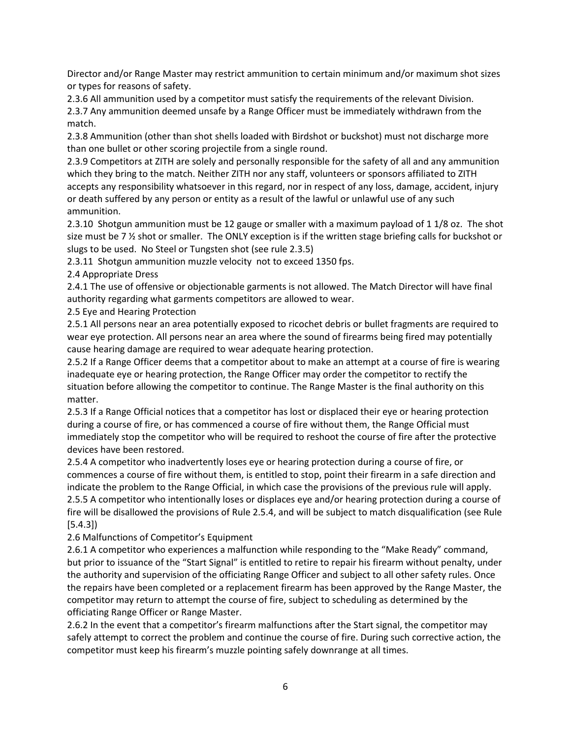Director and/or Range Master may restrict ammunition to certain minimum and/or maximum shot sizes or types for reasons of safety.

2.3.6 All ammunition used by a competitor must satisfy the requirements of the relevant Division.

2.3.7 Any ammunition deemed unsafe by a Range Officer must be immediately withdrawn from the match.

2.3.8 Ammunition (other than shot shells loaded with Birdshot or buckshot) must not discharge more than one bullet or other scoring projectile from a single round.

2.3.9 Competitors at ZITH are solely and personally responsible for the safety of all and any ammunition which they bring to the match. Neither ZITH nor any staff, volunteers or sponsors affiliated to ZITH accepts any responsibility whatsoever in this regard, nor in respect of any loss, damage, accident, injury or death suffered by any person or entity as a result of the lawful or unlawful use of any such ammunition.

2.3.10 Shotgun ammunition must be 12 gauge or smaller with a maximum payload of 1 1/8 oz. The shot size must be 7 ½ shot or smaller. The ONLY exception is if the written stage briefing calls for buckshot or slugs to be used. No Steel or Tungsten shot (see rule 2.3.5)

2.3.11 Shotgun ammunition muzzle velocity not to exceed 1350 fps.

2.4 Appropriate Dress

2.4.1 The use of offensive or objectionable garments is not allowed. The Match Director will have final authority regarding what garments competitors are allowed to wear.

2.5 Eye and Hearing Protection

2.5.1 All persons near an area potentially exposed to ricochet debris or bullet fragments are required to wear eye protection. All persons near an area where the sound of firearms being fired may potentially cause hearing damage are required to wear adequate hearing protection.

2.5.2 If a Range Officer deems that a competitor about to make an attempt at a course of fire is wearing inadequate eye or hearing protection, the Range Officer may order the competitor to rectify the situation before allowing the competitor to continue. The Range Master is the final authority on this matter.

2.5.3 If a Range Official notices that a competitor has lost or displaced their eye or hearing protection during a course of fire, or has commenced a course of fire without them, the Range Official must immediately stop the competitor who will be required to reshoot the course of fire after the protective devices have been restored.

2.5.4 A competitor who inadvertently loses eye or hearing protection during a course of fire, or commences a course of fire without them, is entitled to stop, point their firearm in a safe direction and indicate the problem to the Range Official, in which case the provisions of the previous rule will apply.

2.5.5 A competitor who intentionally loses or displaces eye and/or hearing protection during a course of fire will be disallowed the provisions of Rule 2.5.4, and will be subject to match disqualification (see Rule [5.4.3])

2.6 Malfunctions of Competitor's Equipment

2.6.1 A competitor who experiences a malfunction while responding to the "Make Ready" command, but prior to issuance of the "Start Signal" is entitled to retire to repair his firearm without penalty, under the authority and supervision of the officiating Range Officer and subject to all other safety rules. Once the repairs have been completed or a replacement firearm has been approved by the Range Master, the competitor may return to attempt the course of fire, subject to scheduling as determined by the officiating Range Officer or Range Master.

2.6.2 In the event that a competitor's firearm malfunctions after the Start signal, the competitor may safely attempt to correct the problem and continue the course of fire. During such corrective action, the competitor must keep his firearm's muzzle pointing safely downrange at all times.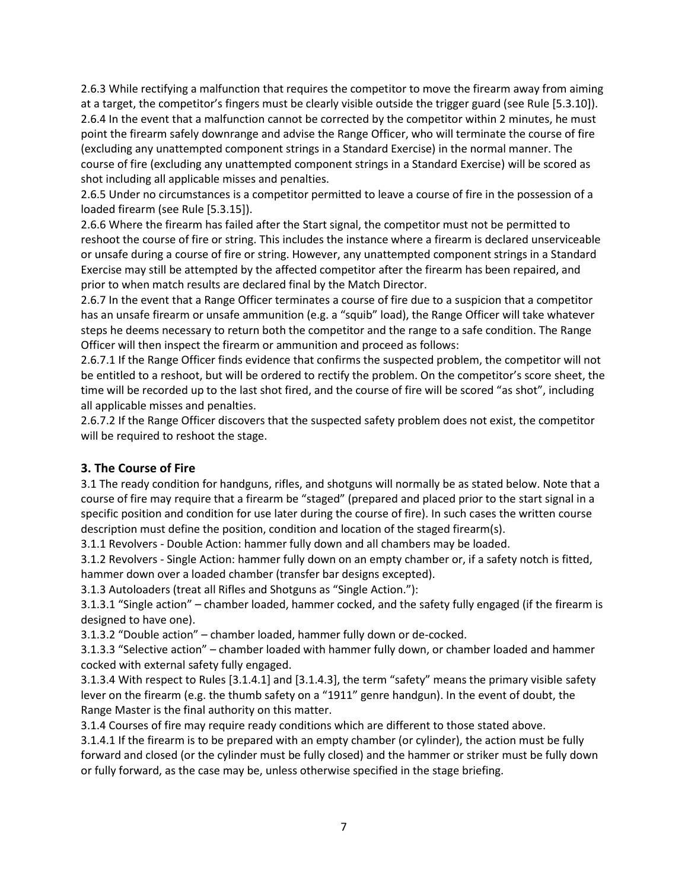2.6.3 While rectifying a malfunction that requires the competitor to move the firearm away from aiming at a target, the competitor's fingers must be clearly visible outside the trigger guard (see Rule [5.3.10]).

2.6.4 In the event that a malfunction cannot be corrected by the competitor within 2 minutes, he must point the firearm safely downrange and advise the Range Officer, who will terminate the course of fire (excluding any unattempted component strings in a Standard Exercise) in the normal manner. The course of fire (excluding any unattempted component strings in a Standard Exercise) will be scored as shot including all applicable misses and penalties.

2.6.5 Under no circumstances is a competitor permitted to leave a course of fire in the possession of a loaded firearm (see Rule [5.3.15]).

2.6.6 Where the firearm has failed after the Start signal, the competitor must not be permitted to reshoot the course of fire or string. This includes the instance where a firearm is declared unserviceable or unsafe during a course of fire or string. However, any unattempted component strings in a Standard Exercise may still be attempted by the affected competitor after the firearm has been repaired, and prior to when match results are declared final by the Match Director.

2.6.7 In the event that a Range Officer terminates a course of fire due to a suspicion that a competitor has an unsafe firearm or unsafe ammunition (e.g. a "squib" load), the Range Officer will take whatever steps he deems necessary to return both the competitor and the range to a safe condition. The Range Officer will then inspect the firearm or ammunition and proceed as follows:

2.6.7.1 If the Range Officer finds evidence that confirms the suspected problem, the competitor will not be entitled to a reshoot, but will be ordered to rectify the problem. On the competitor's score sheet, the time will be recorded up to the last shot fired, and the course of fire will be scored "as shot", including all applicable misses and penalties.

2.6.7.2 If the Range Officer discovers that the suspected safety problem does not exist, the competitor will be required to reshoot the stage.

## 3. The Course of Fire

3.1 The ready condition for handguns, rifles, and shotguns will normally be as stated below. Note that a course of fire may require that a firearm be "staged" (prepared and placed prior to the start signal in a specific position and condition for use later during the course of fire). In such cases the written course description must define the position, condition and location of the staged firearm(s).

3.1.1 Revolvers - Double Action: hammer fully down and all chambers may be loaded.

3.1.2 Revolvers - Single Action: hammer fully down on an empty chamber or, if a safety notch is fitted, hammer down over a loaded chamber (transfer bar designs excepted).

3.1.3 Autoloaders (treat all Rifles and Shotguns as "Single Action."):

3.1.3.1 "Single action" – chamber loaded, hammer cocked, and the safety fully engaged (if the firearm is designed to have one).

3.1.3.2 "Double action" – chamber loaded, hammer fully down or de-cocked.

3.1.3.3 "Selective action" – chamber loaded with hammer fully down, or chamber loaded and hammer cocked with external safety fully engaged.

3.1.3.4 With respect to Rules [3.1.4.1] and [3.1.4.3], the term "safety" means the primary visible safety lever on the firearm (e.g. the thumb safety on a "1911" genre handgun). In the event of doubt, the Range Master is the final authority on this matter.

3.1.4 Courses of fire may require ready conditions which are different to those stated above.

3.1.4.1 If the firearm is to be prepared with an empty chamber (or cylinder), the action must be fully forward and closed (or the cylinder must be fully closed) and the hammer or striker must be fully down or fully forward, as the case may be, unless otherwise specified in the stage briefing.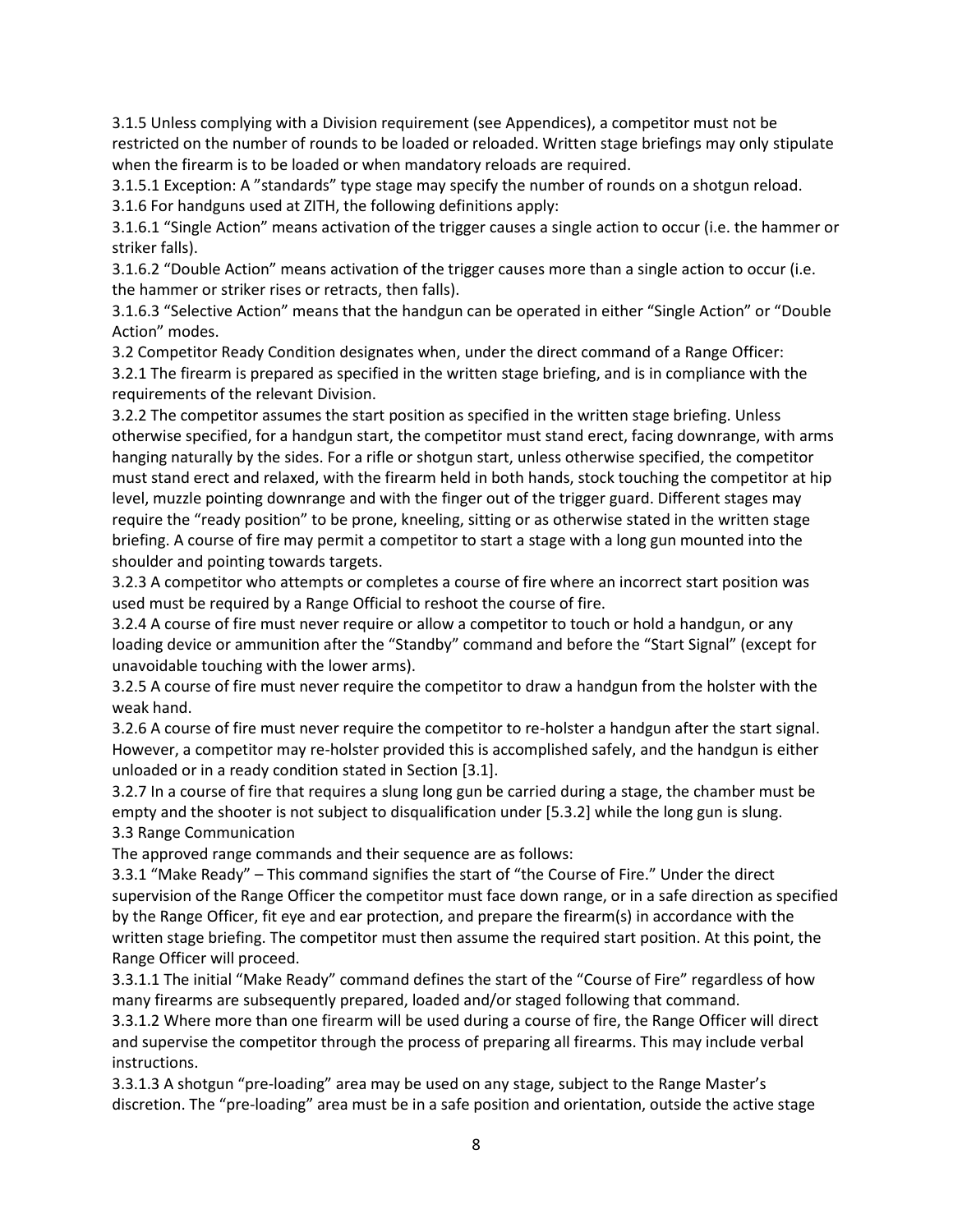3.1.5 Unless complying with a Division requirement (see Appendices), a competitor must not be restricted on the number of rounds to be loaded or reloaded. Written stage briefings may only stipulate when the firearm is to be loaded or when mandatory reloads are required.

3.1.5.1 Exception: A "standards" type stage may specify the number of rounds on a shotgun reload.

3.1.6 For handguns used at ZITH, the following definitions apply:

3.1.6.1 "Single Action" means activation of the trigger causes a single action to occur (i.e. the hammer or striker falls).

3.1.6.2 "Double Action" means activation of the trigger causes more than a single action to occur (i.e. the hammer or striker rises or retracts, then falls).

3.1.6.3 "Selective Action" means that the handgun can be operated in either "Single Action" or "Double Action" modes.

3.2 Competitor Ready Condition designates when, under the direct command of a Range Officer:

3.2.1 The firearm is prepared as specified in the written stage briefing, and is in compliance with the requirements of the relevant Division.

3.2.2 The competitor assumes the start position as specified in the written stage briefing. Unless otherwise specified, for a handgun start, the competitor must stand erect, facing downrange, with arms hanging naturally by the sides. For a rifle or shotgun start, unless otherwise specified, the competitor must stand erect and relaxed, with the firearm held in both hands, stock touching the competitor at hip level, muzzle pointing downrange and with the finger out of the trigger guard. Different stages may require the "ready position" to be prone, kneeling, sitting or as otherwise stated in the written stage briefing. A course of fire may permit a competitor to start a stage with a long gun mounted into the shoulder and pointing towards targets.

3.2.3 A competitor who attempts or completes a course of fire where an incorrect start position was used must be required by a Range Official to reshoot the course of fire.

3.2.4 A course of fire must never require or allow a competitor to touch or hold a handgun, or any loading device or ammunition after the "Standby" command and before the "Start Signal" (except for unavoidable touching with the lower arms).

3.2.5 A course of fire must never require the competitor to draw a handgun from the holster with the weak hand.

3.2.6 A course of fire must never require the competitor to re-holster a handgun after the start signal. However, a competitor may re-holster provided this is accomplished safely, and the handgun is either unloaded or in a ready condition stated in Section [3.1].

3.2.7 In a course of fire that requires a slung long gun be carried during a stage, the chamber must be empty and the shooter is not subject to disqualification under [5.3.2] while the long gun is slung.

3.3 Range Communication

The approved range commands and their sequence are as follows:

3.3.1 "Make Ready" – This command signifies the start of "the Course of Fire." Under the direct supervision of the Range Officer the competitor must face down range, or in a safe direction as specified by the Range Officer, fit eye and ear protection, and prepare the firearm(s) in accordance with the written stage briefing. The competitor must then assume the required start position. At this point, the Range Officer will proceed.

3.3.1.1 The initial "Make Ready" command defines the start of the "Course of Fire" regardless of how many firearms are subsequently prepared, loaded and/or staged following that command.

3.3.1.2 Where more than one firearm will be used during a course of fire, the Range Officer will direct and supervise the competitor through the process of preparing all firearms. This may include verbal instructions.

3.3.1.3 A shotgun "pre-loading" area may be used on any stage, subject to the Range Master's discretion. The "pre-loading" area must be in a safe position and orientation, outside the active stage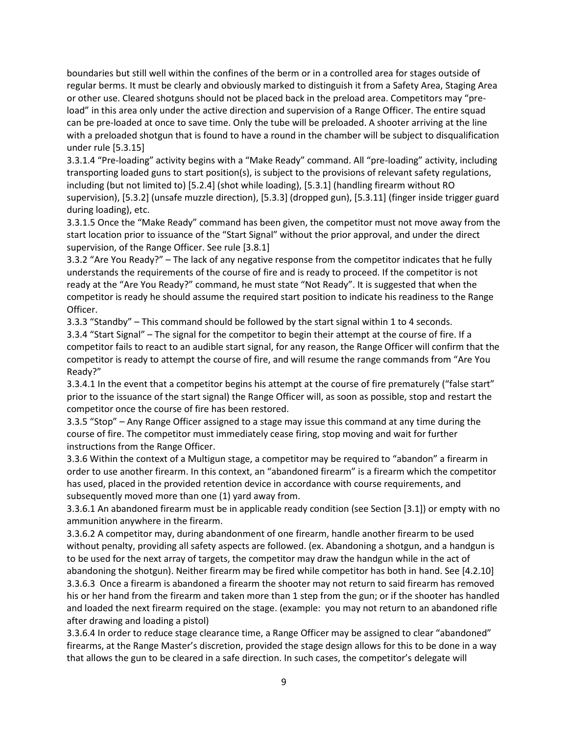boundaries but still well within the confines of the berm or in a controlled area for stages outside of regular berms. It must be clearly and obviously marked to distinguish it from a Safety Area, Staging Area or other use. Cleared shotguns should not be placed back in the preload area. Competitors may "pre-load" in this area only under the active direction and supervision of a Range Officer. The entire squad can be pre-loaded at once to save time. Only the tube will be preloaded. A shooter arriving at the line with a preloaded shotgun that is found to have a round in the chamber will be subject to disqualification under rule [5.3.15]

3.3.1.4 "Pre-loading" activity begins with a "Make Ready" command. All "pre-loading" activity, including transporting loaded guns to start position(s), is subject to the provisions of relevant safety regulations, including (but not limited to) [5.2.4] (shot while loading), [5.3.1] (handling firearm without RO supervision), [5.3.2] (unsafe muzzle direction), [5.3.3] (dropped gun), [5.3.11] (finger inside trigger guard during loading), etc.

3.3.1.5 Once the "Make Ready" command has been given, the competitor must not move away from the start location prior to issuance of the "Start Signal" without the prior approval, and under the direct supervision, of the Range Officer. See rule [3.8.1]

3.3.2 "Are You Ready?" – The lack of any negative response from the competitor indicates that he fully understands the requirements of the course of fire and is ready to proceed. If the competitor is not ready at the "Are You Ready?" command, he must state "Not Ready". It is suggested that when the competitor is ready he should assume the required start position to indicate his readiness to the Range Officer.

3.3.3 "Standby" – This command should be followed by the start signal within 1 to 4 seconds.

3.3.4 "Start Signal" – The signal for the competitor to begin their attempt at the course of fire. If a competitor fails to react to an audible start signal, for any reason, the Range Officer will confirm that the competitor is ready to attempt the course of fire, and will resume the range commands from "Are You Ready?"

3.3.4.1 In the event that a competitor begins his attempt at the course of fire prematurely ("false start" prior to the issuance of the start signal) the Range Officer will, as soon as possible, stop and restart the competitor once the course of fire has been restored.

3.3.5 "Stop" – Any Range Officer assigned to a stage may issue this command at any time during the course of fire. The competitor must immediately cease firing, stop moving and wait for further instructions from the Range Officer.

3.3.6 Within the context of a Multigun stage, a competitor may be required to "abandon" a firearm in order to use another firearm. In this context, an "abandoned firearm" is a firearm which the competitor has used, placed in the provided retention device in accordance with course requirements, and subsequently moved more than one (1) yard away from.

3.3.6.1 An abandoned firearm must be in applicable ready condition (see Section [3.1]) or empty with no ammunition anywhere in the firearm.

3.3.6.2 A competitor may, during abandonment of one firearm, handle another firearm to be used without penalty, providing all safety aspects are followed. (ex. Abandoning a shotgun, and a handgun is to be used for the next array of targets, the competitor may draw the handgun while in the act of abandoning the shotgun). Neither firearm may be fired while competitor has both in hand. See [4.2.10]

3.3.6.3 Once a firearm is abandoned a firearm the shooter may not return to said firearm has removed his or her hand from the firearm and taken more than 1 step from the gun; or if the shooter has handled and loaded the next firearm required on the stage. (example: you may not return to an abandoned rifle after drawing and loading a pistol)

3.3.6.4 In order to reduce stage clearance time, a Range Officer may be assigned to clear "abandoned" firearms, at the Range Master's discretion, provided the stage design allows for this to be done in a way that allows the gun to be cleared in a safe direction. In such cases, the competitor's delegate will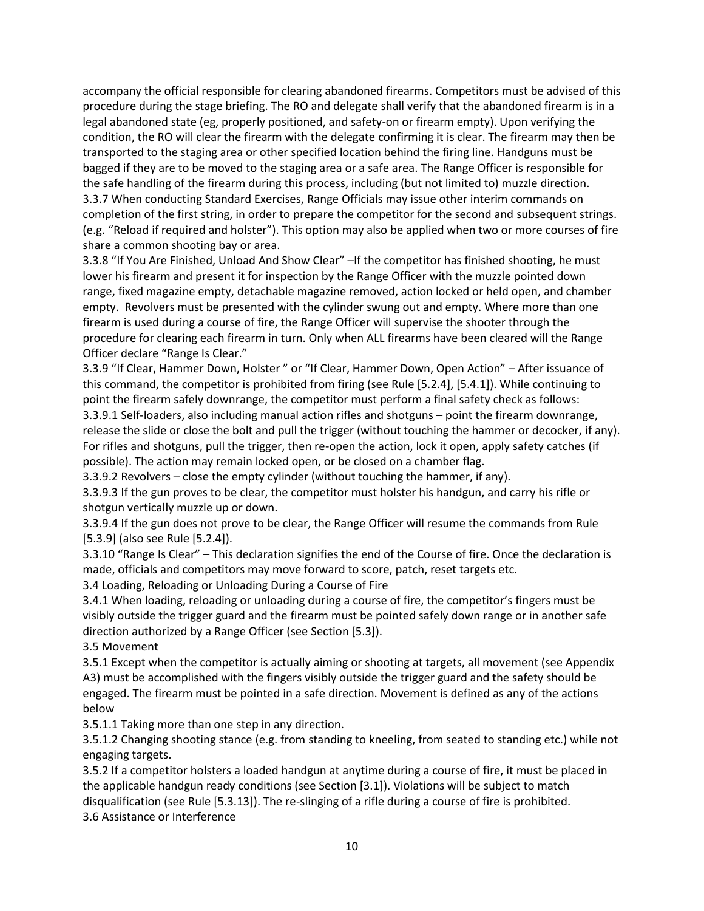accompany the official responsible for clearing abandoned firearms. Competitors must be advised of this procedure during the stage briefing. The RO and delegate shall verify that the abandoned firearm is in a legal abandoned state (eg, properly positioned, and safety-on or firearm empty). Upon verifying the condition, the RO will clear the firearm with the delegate confirming it is clear. The firearm may then be transported to the staging area or other specified location behind the firing line. Handguns must be bagged if they are to be moved to the staging area or a safe area. The Range Officer is responsible for the safe handling of the firearm during this process, including (but not limited to) muzzle direction.

3.3.7 When conducting Standard Exercises, Range Officials may issue other interim commands on completion of the first string, in order to prepare the competitor for the second and subsequent strings. (e.g. "Reload if required and holster"). This option may also be applied when two or more courses of fire share a common shooting bay or area.

3.3.8 "If You Are Finished, Unload And Show Clear" –If the competitor has finished shooting, he must lower his firearm and present it for inspection by the Range Officer with the muzzle pointed down range, fixed magazine empty, detachable magazine removed, action locked or held open, and chamber empty. Revolvers must be presented with the cylinder swung out and empty. Where more than one firearm is used during a course of fire, the Range Officer will supervise the shooter through the procedure for clearing each firearm in turn. Only when ALL firearms have been cleared will the Range Officer declare "Range Is Clear."

3.3.9 "If Clear, Hammer Down, Holster " or "If Clear, Hammer Down, Open Action" – After issuance of this command, the competitor is prohibited from firing (see Rule [5.2.4], [5.4.1]). While continuing to point the firearm safely downrange, the competitor must perform a final safety check as follows:

3.3.9.1 Self-loaders, also including manual action rifles and shotguns – point the firearm downrange, release the slide or close the bolt and pull the trigger (without touching the hammer or decocker, if any). For rifles and shotguns, pull the trigger, then re-open the action, lock it open, apply safety catches (if possible). The action may remain locked open, or be closed on a chamber flag.

3.3.9.2 Revolvers – close the empty cylinder (without touching the hammer, if any).

3.3.9.3 If the gun proves to be clear, the competitor must holster his handgun, and carry his rifle or shotgun vertically muzzle up or down.

3.3.9.4 If the gun does not prove to be clear, the Range Officer will resume the commands from Rule [5.3.9] (also see Rule [5.2.4]).

3.3.10 "Range Is Clear" – This declaration signifies the end of the Course of fire. Once the declaration is made, officials and competitors may move forward to score, patch, reset targets etc.

3.4 Loading, Reloading or Unloading During a Course of Fire

3.4.1 When loading, reloading or unloading during a course of fire, the competitor's fingers must be visibly outside the trigger guard and the firearm must be pointed safely down range or in another safe direction authorized by a Range Officer (see Section [5.3]).

3.5 Movement

3.5.1 Except when the competitor is actually aiming or shooting at targets, all movement (see Appendix A3) must be accomplished with the fingers visibly outside the trigger guard and the safety should be engaged. The firearm must be pointed in a safe direction. Movement is defined as any of the actions below

3.5.1.1 Taking more than one step in any direction.

3.5.1.2 Changing shooting stance (e.g. from standing to kneeling, from seated to standing etc.) while not engaging targets.

3.5.2 If a competitor holsters a loaded handgun at anytime during a course of fire, it must be placed in the applicable handgun ready conditions (see Section [3.1]). Violations will be subject to match disqualification (see Rule [5.3.13]). The re-slinging of a rifle during a course of fire is prohibited.

3.6 Assistance or Interference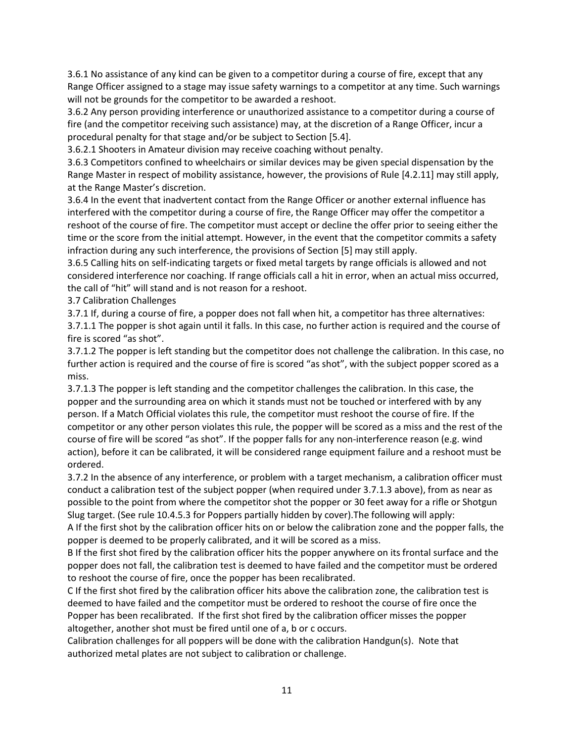3.6.1 No assistance of any kind can be given to a competitor during a course of fire, except that any Range Officer assigned to a stage may issue safety warnings to a competitor at any time. Such warnings will not be grounds for the competitor to be awarded a reshoot.

3.6.2 Any person providing interference or unauthorized assistance to a competitor during a course of fire (and the competitor receiving such assistance) may, at the discretion of a Range Officer, incur a procedural penalty for that stage and/or be subject to Section [5.4].

3.6.2.1 Shooters in Amateur division may receive coaching without penalty.

3.6.3 Competitors confined to wheelchairs or similar devices may be given special dispensation by the Range Master in respect of mobility assistance, however, the provisions of Rule [4.2.11] may still apply, at the Range Master's discretion.

3.6.4 In the event that inadvertent contact from the Range Officer or another external influence has interfered with the competitor during a course of fire, the Range Officer may offer the competitor a reshoot of the course of fire. The competitor must accept or decline the offer prior to seeing either the time or the score from the initial attempt. However, in the event that the competitor commits a safety infraction during any such interference, the provisions of Section [5] may still apply.

3.6.5 Calling hits on self-indicating targets or fixed metal targets by range officials is allowed and not considered interference nor coaching. If range officials call a hit in error, when an actual miss occurred, the call of "hit" will stand and is not reason for a reshoot.

3.7 Calibration Challenges

3.7.1 If, during a course of fire, a popper does not fall when hit, a competitor has three alternatives:

3.7.1.1 The popper is shot again until it falls. In this case, no further action is required and the course of fire is scored "as shot".

3.7.1.2 The popper is left standing but the competitor does not challenge the calibration. In this case, no further action is required and the course of fire is scored "as shot", with the subject popper scored as a miss.

3.7.1.3 The popper is left standing and the competitor challenges the calibration. In this case, the popper and the surrounding area on which it stands must not be touched or interfered with by any person. If a Match Official violates this rule, the competitor must reshoot the course of fire. If the competitor or any other person violates this rule, the popper will be scored as a miss and the rest of the course of fire will be scored "as shot". If the popper falls for any non-interference reason (e.g. wind action), before it can be calibrated, it will be considered range equipment failure and a reshoot must be ordered.

3.7.2 In the absence of any interference, or problem with a target mechanism, a calibration officer must conduct a calibration test of the subject popper (when required under 3.7.1.3 above), from as near as possible to the point from where the competitor shot the popper or 30 feet away for a rifle or Shotgun Slug target. (See rule 10.4.5.3 for Poppers partially hidden by cover).The following will apply:

A If the first shot by the calibration officer hits on or below the calibration zone and the popper falls, the popper is deemed to be properly calibrated, and it will be scored as a miss.

B If the first shot fired by the calibration officer hits the popper anywhere on its frontal surface and the popper does not fall, the calibration test is deemed to have failed and the competitor must be ordered to reshoot the course of fire, once the popper has been recalibrated.

C If the first shot fired by the calibration officer hits above the calibration zone, the calibration test is deemed to have failed and the competitor must be ordered to reshoot the course of fire once the Popper has been recalibrated. If the first shot fired by the calibration officer misses the popper altogether, another shot must be fired until one of a, b or c occurs.

Calibration challenges for all poppers will be done with the calibration Handgun(s). Note that authorized metal plates are not subject to calibration or challenge.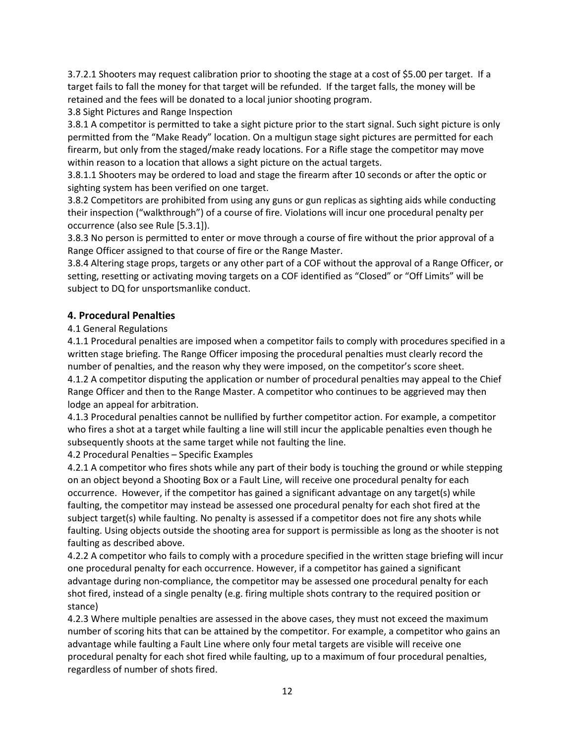3.7.2.1 Shooters may request calibration prior to shooting the stage at a cost of $5.00 per target. If a target fails to fall the money for that target will be refunded. If the target falls, the money will be retained and the fees will be donated to a local junior shooting program.

3.8 Sight Pictures and Range Inspection

3.8.1 A competitor is permitted to take a sight picture prior to the start signal. Such sight picture is only permitted from the "Make Ready" location. On a multigun stage sight pictures are permitted for each firearm, but only from the staged/make ready locations. For a Rifle stage the competitor may move within reason to a location that allows a sight picture on the actual targets.

3.8.1.1 Shooters may be ordered to load and stage the firearm after 10 seconds or after the optic or sighting system has been verified on one target.

3.8.2 Competitors are prohibited from using any guns or gun replicas as sighting aids while conducting their inspection ("walkthrough") of a course of fire. Violations will incur one procedural penalty per occurrence (also see Rule [5.3.1]).

3.8.3 No person is permitted to enter or move through a course of fire without the prior approval of a Range Officer assigned to that course of fire or the Range Master.

3.8.4 Altering stage props, targets or any other part of a COF without the approval of a Range Officer, or setting, resetting or activating moving targets on a COF identified as "Closed" or "Off Limits" will be subject to DQ for unsportsmanlike conduct.

## 4. Procedural Penalties

4.1 General Regulations

4.1.1 Procedural penalties are imposed when a competitor fails to comply with procedures specified in a written stage briefing. The Range Officer imposing the procedural penalties must clearly record the number of penalties, and the reason why they were imposed, on the competitor's score sheet.

4.1.2 A competitor disputing the application or number of procedural penalties may appeal to the Chief Range Officer and then to the Range Master. A competitor who continues to be aggrieved may then lodge an appeal for arbitration.

4.1.3 Procedural penalties cannot be nullified by further competitor action. For example, a competitor who fires a shot at a target while faulting a line will still incur the applicable penalties even though he subsequently shoots at the same target while not faulting the line.

4.2 Procedural Penalties – Specific Examples

4.2.1 A competitor who fires shots while any part of their body is touching the ground or while stepping on an object beyond a Shooting Box or a Fault Line, will receive one procedural penalty for each occurrence. However, if the competitor has gained a significant advantage on any target(s) while faulting, the competitor may instead be assessed one procedural penalty for each shot fired at the subject target(s) while faulting. No penalty is assessed if a competitor does not fire any shots while faulting. Using objects outside the shooting area for support is permissible as long as the shooter is not faulting as described above.

4.2.2 A competitor who fails to comply with a procedure specified in the written stage briefing will incur one procedural penalty for each occurrence. However, if a competitor has gained a significant advantage during non-compliance, the competitor may be assessed one procedural penalty for each shot fired, instead of a single penalty (e.g. firing multiple shots contrary to the required position or stance)

4.2.3 Where multiple penalties are assessed in the above cases, they must not exceed the maximum number of scoring hits that can be attained by the competitor. For example, a competitor who gains an advantage while faulting a Fault Line where only four metal targets are visible will receive one procedural penalty for each shot fired while faulting, up to a maximum of four procedural penalties, regardless of number of shots fired.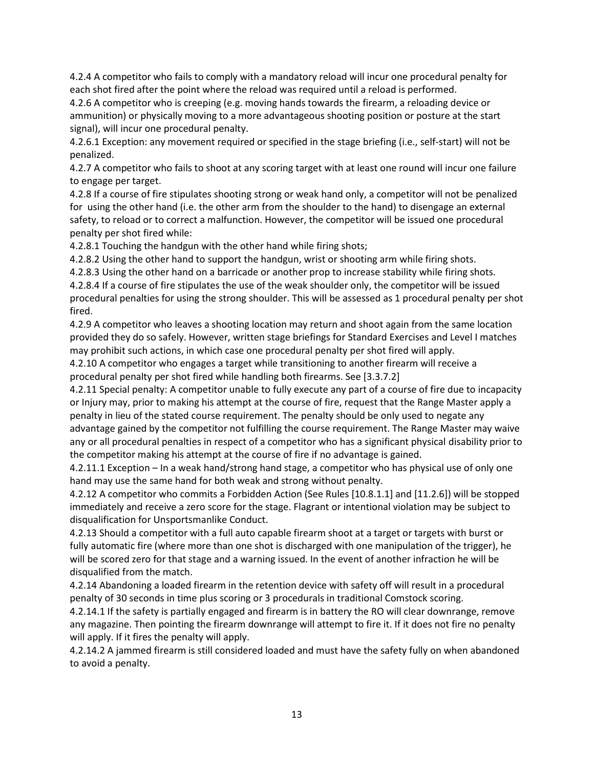4.2.4 A competitor who fails to comply with a mandatory reload will incur one procedural penalty for each shot fired after the point where the reload was required until a reload is performed.

4.2.6 A competitor who is creeping (e.g. moving hands towards the firearm, a reloading device or ammunition) or physically moving to a more advantageous shooting position or posture at the start signal), will incur one procedural penalty.

4.2.6.1 Exception: any movement required or specified in the stage briefing (i.e., self-start) will not be penalized.

4.2.7 A competitor who fails to shoot at any scoring target with at least one round will incur one failure to engage per target.

4.2.8 If a course of fire stipulates shooting strong or weak hand only, a competitor will not be penalized for using the other hand (i.e. the other arm from the shoulder to the hand) to disengage an external safety, to reload or to correct a malfunction. However, the competitor will be issued one procedural penalty per shot fired while:

4.2.8.1 Touching the handgun with the other hand while firing shots;

4.2.8.2 Using the other hand to support the handgun, wrist or shooting arm while firing shots.

4.2.8.3 Using the other hand on a barricade or another prop to increase stability while firing shots.

4.2.8.4 If a course of fire stipulates the use of the weak shoulder only, the competitor will be issued procedural penalties for using the strong shoulder. This will be assessed as 1 procedural penalty per shot fired.

4.2.9 A competitor who leaves a shooting location may return and shoot again from the same location provided they do so safely. However, written stage briefings for Standard Exercises and Level I matches may prohibit such actions, in which case one procedural penalty per shot fired will apply.

4.2.10 A competitor who engages a target while transitioning to another firearm will receive a procedural penalty per shot fired while handling both firearms. See [3.3.7.2]

4.2.11 Special penalty: A competitor unable to fully execute any part of a course of fire due to incapacity or Injury may, prior to making his attempt at the course of fire, request that the Range Master apply a penalty in lieu of the stated course requirement. The penalty should be only used to negate any advantage gained by the competitor not fulfilling the course requirement. The Range Master may waive any or all procedural penalties in respect of a competitor who has a significant physical disability prior to the competitor making his attempt at the course of fire if no advantage is gained.

4.2.11.1 Exception – In a weak hand/strong hand stage, a competitor who has physical use of only one hand may use the same hand for both weak and strong without penalty.

4.2.12 A competitor who commits a Forbidden Action (See Rules [10.8.1.1] and [11.2.6]) will be stopped immediately and receive a zero score for the stage. Flagrant or intentional violation may be subject to disqualification for Unsportsmanlike Conduct.

4.2.13 Should a competitor with a full auto capable firearm shoot at a target or targets with burst or fully automatic fire (where more than one shot is discharged with one manipulation of the trigger), he will be scored zero for that stage and a warning issued. In the event of another infraction he will be disqualified from the match.

4.2.14 Abandoning a loaded firearm in the retention device with safety off will result in a procedural penalty of 30 seconds in time plus scoring or 3 procedurals in traditional Comstock scoring.

4.2.14.1 If the safety is partially engaged and firearm is in battery the RO will clear downrange, remove any magazine. Then pointing the firearm downrange will attempt to fire it. If it does not fire no penalty will apply. If it fires the penalty will apply.

4.2.14.2 A jammed firearm is still considered loaded and must have the safety fully on when abandoned to avoid a penalty.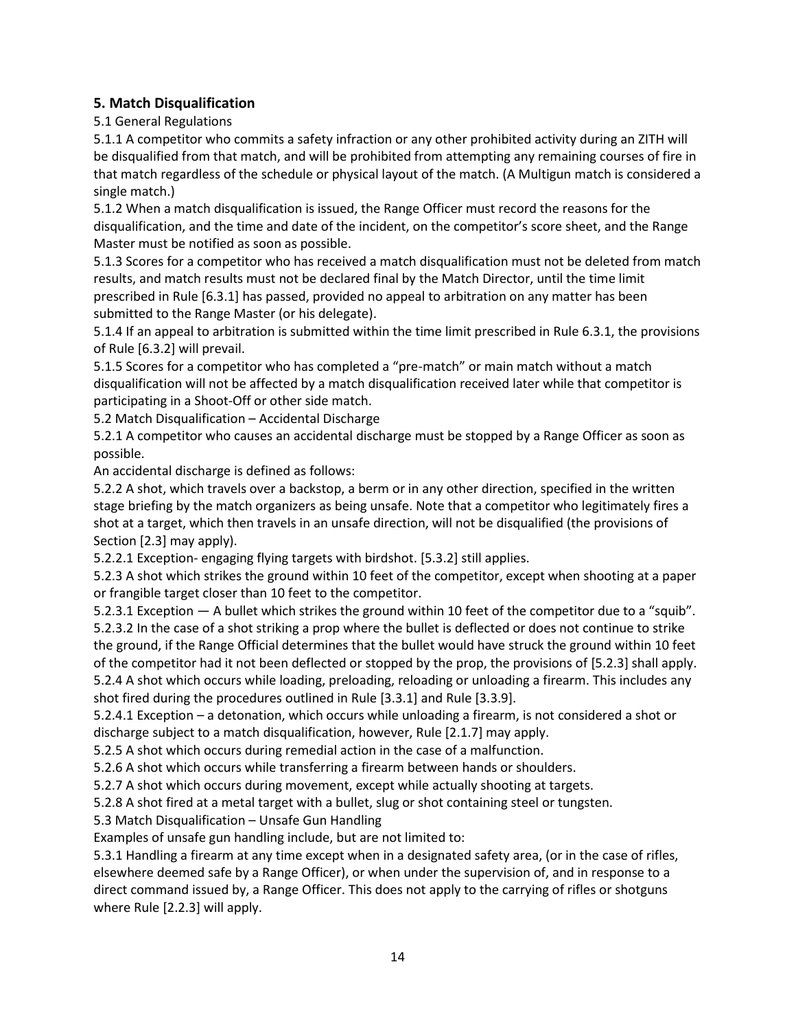## 5. Match Disqualification

5.1 General Regulations

5.1.1 A competitor who commits a safety infraction or any other prohibited activity during an ZITH will be disqualified from that match, and will be prohibited from attempting any remaining courses of fire in that match regardless of the schedule or physical layout of the match. (A Multigun match is considered a single match.)

5.1.2 When a match disqualification is issued, the Range Officer must record the reasons for the disqualification, and the time and date of the incident, on the competitor's score sheet, and the Range Master must be notified as soon as possible.

5.1.3 Scores for a competitor who has received a match disqualification must not be deleted from match results, and match results must not be declared final by the Match Director, until the time limit prescribed in Rule [6.3.1] has passed, provided no appeal to arbitration on any matter has been submitted to the Range Master (or his delegate).

5.1.4 If an appeal to arbitration is submitted within the time limit prescribed in Rule 6.3.1, the provisions of Rule [6.3.2] will prevail.

5.1.5 Scores for a competitor who has completed a "pre-match" or main match without a match disqualification will not be affected by a match disqualification received later while that competitor is participating in a Shoot-Off or other side match.

5.2 Match Disqualification – Accidental Discharge

5.2.1 A competitor who causes an accidental discharge must be stopped by a Range Officer as soon as possible.

An accidental discharge is defined as follows:

5.2.2 A shot, which travels over a backstop, a berm or in any other direction, specified in the written stage briefing by the match organizers as being unsafe. Note that a competitor who legitimately fires a shot at a target, which then travels in an unsafe direction, will not be disqualified (the provisions of Section [2.3] may apply).

5.2.2.1 Exception- engaging flying targets with birdshot. [5.3.2] still applies.

5.2.3 A shot which strikes the ground within 10 feet of the competitor, except when shooting at a paper or frangible target closer than 10 feet to the competitor.

5.2.3.1 Exception — A bullet which strikes the ground within 10 feet of the competitor due to a "squib".

5.2.3.2 In the case of a shot striking a prop where the bullet is deflected or does not continue to strike the ground, if the Range Official determines that the bullet would have struck the ground within 10 feet of the competitor had it not been deflected or stopped by the prop, the provisions of [5.2.3] shall apply.

5.2.4 A shot which occurs while loading, preloading, reloading or unloading a firearm. This includes any shot fired during the procedures outlined in Rule [3.3.1] and Rule [3.3.9].

5.2.4.1 Exception – a detonation, which occurs while unloading a firearm, is not considered a shot or discharge subject to a match disqualification, however, Rule [2.1.7] may apply.

5.2.5 A shot which occurs during remedial action in the case of a malfunction.

5.2.6 A shot which occurs while transferring a firearm between hands or shoulders.

5.2.7 A shot which occurs during movement, except while actually shooting at targets.

5.2.8 A shot fired at a metal target with a bullet, slug or shot containing steel or tungsten.

5.3 Match Disqualification – Unsafe Gun Handling

Examples of unsafe gun handling include, but are not limited to:

5.3.1 Handling a firearm at any time except when in a designated safety area, (or in the case of rifles, elsewhere deemed safe by a Range Officer), or when under the supervision of, and in response to a direct command issued by, a Range Officer. This does not apply to the carrying of rifles or shotguns where Rule [2.2.3] will apply.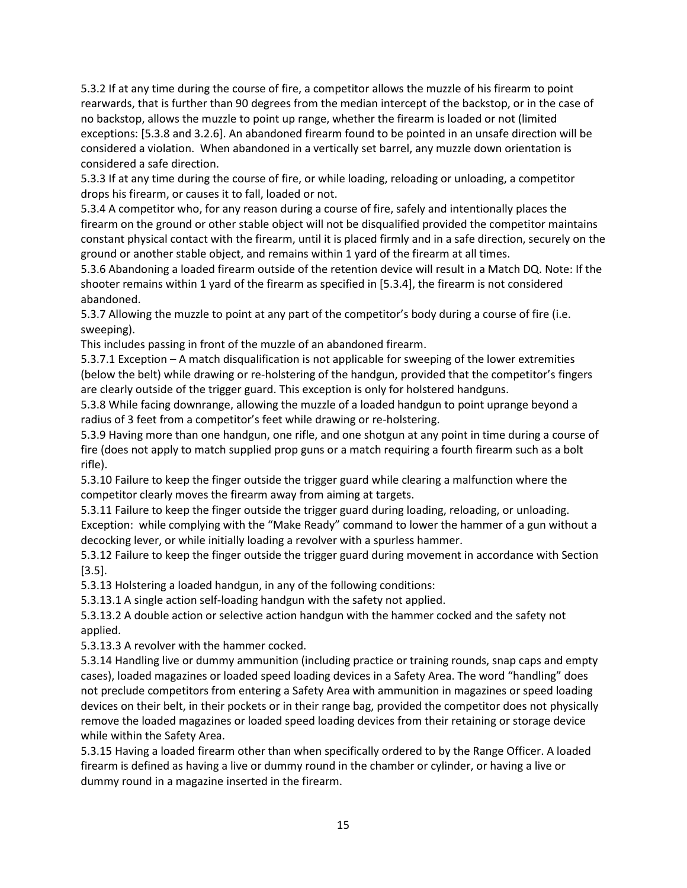5.3.2 If at any time during the course of fire, a competitor allows the muzzle of his firearm to point rearwards, that is further than 90 degrees from the median intercept of the backstop, or in the case of no backstop, allows the muzzle to point up range, whether the firearm is loaded or not (limited exceptions: [5.3.8 and 3.2.6]. An abandoned firearm found to be pointed in an unsafe direction will be considered a violation. When abandoned in a vertically set barrel, any muzzle down orientation is considered a safe direction.

5.3.3 If at any time during the course of fire, or while loading, reloading or unloading, a competitor drops his firearm, or causes it to fall, loaded or not.

5.3.4 A competitor who, for any reason during a course of fire, safely and intentionally places the firearm on the ground or other stable object will not be disqualified provided the competitor maintains constant physical contact with the firearm, until it is placed firmly and in a safe direction, securely on the ground or another stable object, and remains within 1 yard of the firearm at all times.

5.3.6 Abandoning a loaded firearm outside of the retention device will result in a Match DQ. Note: If the shooter remains within 1 yard of the firearm as specified in [5.3.4], the firearm is not considered abandoned.

5.3.7 Allowing the muzzle to point at any part of the competitor's body during a course of fire (i.e. sweeping).

This includes passing in front of the muzzle of an abandoned firearm.

5.3.7.1 Exception – A match disqualification is not applicable for sweeping of the lower extremities (below the belt) while drawing or re-holstering of the handgun, provided that the competitor's fingers are clearly outside of the trigger guard. This exception is only for holstered handguns.

5.3.8 While facing downrange, allowing the muzzle of a loaded handgun to point uprange beyond a radius of 3 feet from a competitor's feet while drawing or re-holstering.

5.3.9 Having more than one handgun, one rifle, and one shotgun at any point in time during a course of fire (does not apply to match supplied prop guns or a match requiring a fourth firearm such as a bolt rifle).

5.3.10 Failure to keep the finger outside the trigger guard while clearing a malfunction where the competitor clearly moves the firearm away from aiming at targets.

5.3.11 Failure to keep the finger outside the trigger guard during loading, reloading, or unloading. Exception: while complying with the "Make Ready" command to lower the hammer of a gun without a decocking lever, or while initially loading a revolver with a spurless hammer.

5.3.12 Failure to keep the finger outside the trigger guard during movement in accordance with Section [3.5].

5.3.13 Holstering a loaded handgun, in any of the following conditions:

5.3.13.1 A single action self-loading handgun with the safety not applied.

5.3.13.2 A double action or selective action handgun with the hammer cocked and the safety not applied.

5.3.13.3 A revolver with the hammer cocked.

5.3.14 Handling live or dummy ammunition (including practice or training rounds, snap caps and empty cases), loaded magazines or loaded speed loading devices in a Safety Area. The word "handling" does not preclude competitors from entering a Safety Area with ammunition in magazines or speed loading devices on their belt, in their pockets or in their range bag, provided the competitor does not physically remove the loaded magazines or loaded speed loading devices from their retaining or storage device while within the Safety Area.

5.3.15 Having a loaded firearm other than when specifically ordered to by the Range Officer. A loaded firearm is defined as having a live or dummy round in the chamber or cylinder, or having a live or dummy round in a magazine inserted in the firearm.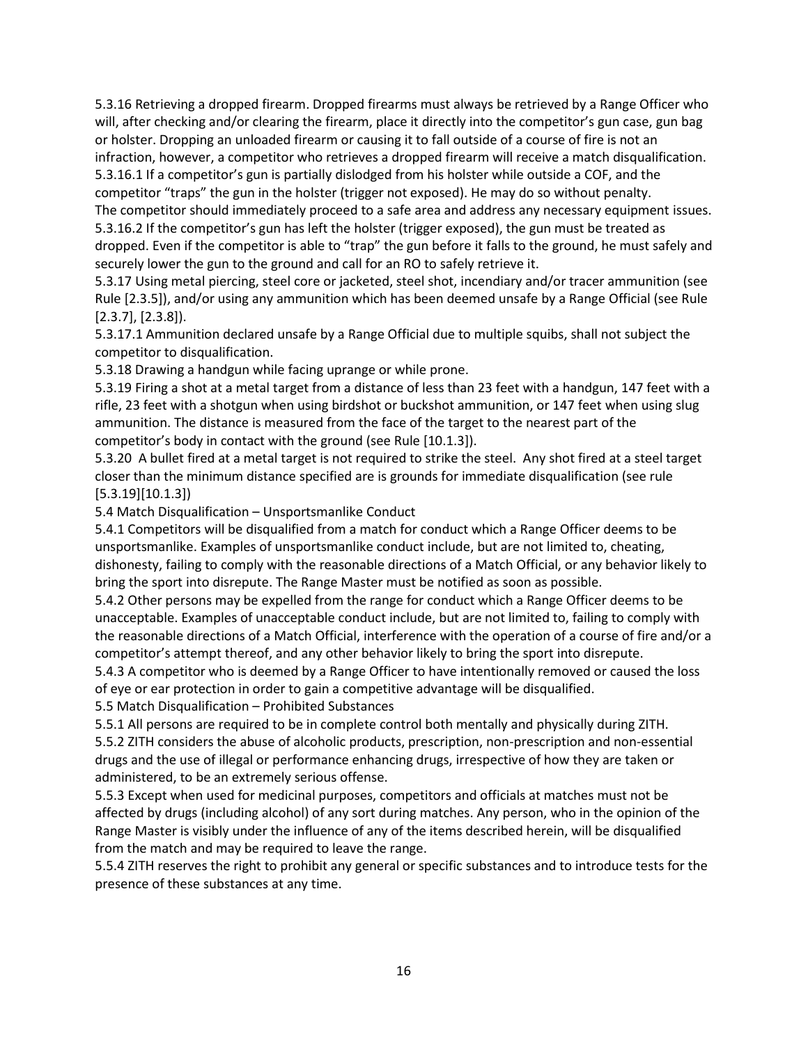5.3.16 Retrieving a dropped firearm. Dropped firearms must always be retrieved by a Range Officer who will, after checking and/or clearing the firearm, place it directly into the competitor's gun case, gun bag or holster. Dropping an unloaded firearm or causing it to fall outside of a course of fire is not an infraction, however, a competitor who retrieves a dropped firearm will receive a match disqualification.

5.3.16.1 If a competitor's gun is partially dislodged from his holster while outside a COF, and the competitor "traps" the gun in the holster (trigger not exposed). He may do so without penalty. The competitor should immediately proceed to a safe area and address any necessary equipment issues.

5.3.16.2 If the competitor's gun has left the holster (trigger exposed), the gun must be treated as dropped. Even if the competitor is able to "trap" the gun before it falls to the ground, he must safely and securely lower the gun to the ground and call for an RO to safely retrieve it.

5.3.17 Using metal piercing, steel core or jacketed, steel shot, incendiary and/or tracer ammunition (see Rule [2.3.5]), and/or using any ammunition which has been deemed unsafe by a Range Official (see Rule [2.3.7], [2.3.8]).

5.3.17.1 Ammunition declared unsafe by a Range Official due to multiple squibs, shall not subject the competitor to disqualification.

5.3.18 Drawing a handgun while facing uprange or while prone.

5.3.19 Firing a shot at a metal target from a distance of less than 23 feet with a handgun, 147 feet with a rifle, 23 feet with a shotgun when using birdshot or buckshot ammunition, or 147 feet when using slug ammunition. The distance is measured from the face of the target to the nearest part of the competitor's body in contact with the ground (see Rule [10.1.3]).

5.3.20 A bullet fired at a metal target is not required to strike the steel. Any shot fired at a steel target closer than the minimum distance specified are is grounds for immediate disqualification (see rule [5.3.19][10.1.3])

5.4 Match Disqualification – Unsportsmanlike Conduct

5.4.1 Competitors will be disqualified from a match for conduct which a Range Officer deems to be unsportsmanlike. Examples of unsportsmanlike conduct include, but are not limited to, cheating, dishonesty, failing to comply with the reasonable directions of a Match Official, or any behavior likely to bring the sport into disrepute. The Range Master must be notified as soon as possible.

5.4.2 Other persons may be expelled from the range for conduct which a Range Officer deems to be unacceptable. Examples of unacceptable conduct include, but are not limited to, failing to comply with the reasonable directions of a Match Official, interference with the operation of a course of fire and/or a competitor's attempt thereof, and any other behavior likely to bring the sport into disrepute.

5.4.3 A competitor who is deemed by a Range Officer to have intentionally removed or caused the loss of eye or ear protection in order to gain a competitive advantage will be disqualified.

5.5 Match Disqualification – Prohibited Substances

5.5.1 All persons are required to be in complete control both mentally and physically during ZITH.

5.5.2 ZITH considers the abuse of alcoholic products, prescription, non-prescription and non-essential drugs and the use of illegal or performance enhancing drugs, irrespective of how they are taken or administered, to be an extremely serious offense.

5.5.3 Except when used for medicinal purposes, competitors and officials at matches must not be affected by drugs (including alcohol) of any sort during matches. Any person, who in the opinion of the Range Master is visibly under the influence of any of the items described herein, will be disqualified from the match and may be required to leave the range.

5.5.4 ZITH reserves the right to prohibit any general or specific substances and to introduce tests for the presence of these substances at any time.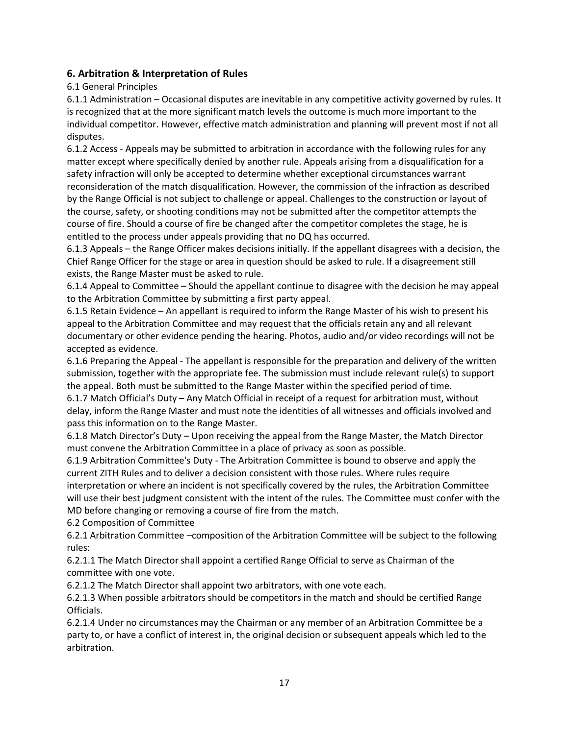## 6. Arbitration & Interpretation of Rules

6.1 General Principles

6.1.1 Administration – Occasional disputes are inevitable in any competitive activity governed by rules. It is recognized that at the more significant match levels the outcome is much more important to the individual competitor. However, effective match administration and planning will prevent most if not all disputes.

6.1.2 Access - Appeals may be submitted to arbitration in accordance with the following rules for any matter except where specifically denied by another rule. Appeals arising from a disqualification for a safety infraction will only be accepted to determine whether exceptional circumstances warrant reconsideration of the match disqualification. However, the commission of the infraction as described by the Range Official is not subject to challenge or appeal. Challenges to the construction or layout of the course, safety, or shooting conditions may not be submitted after the competitor attempts the course of fire. Should a course of fire be changed after the competitor completes the stage, he is entitled to the process under appeals providing that no DQ has occurred.

6.1.3 Appeals – the Range Officer makes decisions initially. If the appellant disagrees with a decision, the Chief Range Officer for the stage or area in question should be asked to rule. If a disagreement still exists, the Range Master must be asked to rule.

6.1.4 Appeal to Committee – Should the appellant continue to disagree with the decision he may appeal to the Arbitration Committee by submitting a first party appeal.

6.1.5 Retain Evidence – An appellant is required to inform the Range Master of his wish to present his appeal to the Arbitration Committee and may request that the officials retain any and all relevant documentary or other evidence pending the hearing. Photos, audio and/or video recordings will not be accepted as evidence.

6.1.6 Preparing the Appeal - The appellant is responsible for the preparation and delivery of the written submission, together with the appropriate fee. The submission must include relevant rule(s) to support the appeal. Both must be submitted to the Range Master within the specified period of time.

6.1.7 Match Official's Duty – Any Match Official in receipt of a request for arbitration must, without delay, inform the Range Master and must note the identities of all witnesses and officials involved and pass this information on to the Range Master.

6.1.8 Match Director's Duty – Upon receiving the appeal from the Range Master, the Match Director must convene the Arbitration Committee in a place of privacy as soon as possible.

6.1.9 Arbitration Committee's Duty - The Arbitration Committee is bound to observe and apply the current ZITH Rules and to deliver a decision consistent with those rules. Where rules require interpretation or where an incident is not specifically covered by the rules, the Arbitration Committee will use their best judgment consistent with the intent of the rules. The Committee must confer with the MD before changing or removing a course of fire from the match.

6.2 Composition of Committee

6.2.1 Arbitration Committee –composition of the Arbitration Committee will be subject to the following rules:

6.2.1.1 The Match Director shall appoint a certified Range Official to serve as Chairman of the committee with one vote.

6.2.1.2 The Match Director shall appoint two arbitrators, with one vote each.

6.2.1.3 When possible arbitrators should be competitors in the match and should be certified Range Officials.

6.2.1.4 Under no circumstances may the Chairman or any member of an Arbitration Committee be a party to, or have a conflict of interest in, the original decision or subsequent appeals which led to the arbitration.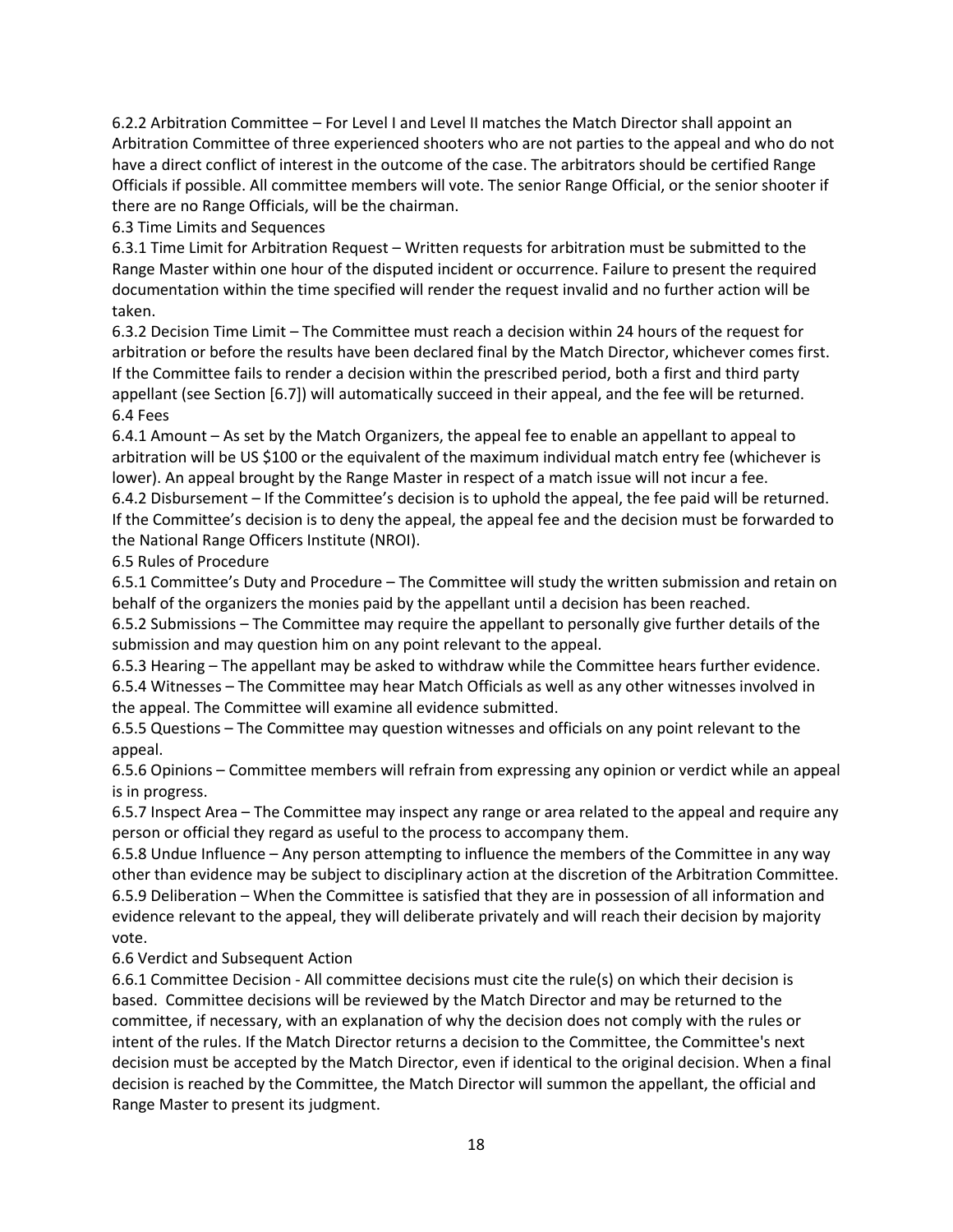6.2.2 Arbitration Committee – For Level I and Level II matches the Match Director shall appoint an Arbitration Committee of three experienced shooters who are not parties to the appeal and who do not have a direct conflict of interest in the outcome of the case. The arbitrators should be certified Range Officials if possible. All committee members will vote. The senior Range Official, or the senior shooter if there are no Range Officials, will be the chairman.

6.3 Time Limits and Sequences

6.3.1 Time Limit for Arbitration Request – Written requests for arbitration must be submitted to the Range Master within one hour of the disputed incident or occurrence. Failure to present the required documentation within the time specified will render the request invalid and no further action will be taken.

6.3.2 Decision Time Limit – The Committee must reach a decision within 24 hours of the request for arbitration or before the results have been declared final by the Match Director, whichever comes first. If the Committee fails to render a decision within the prescribed period, both a first and third party appellant (see Section [6.7]) will automatically succeed in their appeal, and the fee will be returned.

6.4 Fees

6.4.1 Amount – As set by the Match Organizers, the appeal fee to enable an appellant to appeal to arbitration will be US $100 or the equivalent of the maximum individual match entry fee (whichever is lower). An appeal brought by the Range Master in respect of a match issue will not incur a fee.

6.4.2 Disbursement – If the Committee's decision is to uphold the appeal, the fee paid will be returned. If the Committee's decision is to deny the appeal, the appeal fee and the decision must be forwarded to the National Range Officers Institute (NROI).

6.5 Rules of Procedure

6.5.1 Committee's Duty and Procedure – The Committee will study the written submission and retain on behalf of the organizers the monies paid by the appellant until a decision has been reached.

6.5.2 Submissions – The Committee may require the appellant to personally give further details of the submission and may question him on any point relevant to the appeal.

6.5.3 Hearing – The appellant may be asked to withdraw while the Committee hears further evidence.

6.5.4 Witnesses – The Committee may hear Match Officials as well as any other witnesses involved in the appeal. The Committee will examine all evidence submitted.

6.5.5 Questions – The Committee may question witnesses and officials on any point relevant to the appeal.

6.5.6 Opinions – Committee members will refrain from expressing any opinion or verdict while an appeal is in progress.

6.5.7 Inspect Area – The Committee may inspect any range or area related to the appeal and require any person or official they regard as useful to the process to accompany them.

6.5.8 Undue Influence – Any person attempting to influence the members of the Committee in any way other than evidence may be subject to disciplinary action at the discretion of the Arbitration Committee.

6.5.9 Deliberation – When the Committee is satisfied that they are in possession of all information and evidence relevant to the appeal, they will deliberate privately and will reach their decision by majority vote.

6.6 Verdict and Subsequent Action

6.6.1 Committee Decision - All committee decisions must cite the rule(s) on which their decision is based. Committee decisions will be reviewed by the Match Director and may be returned to the committee, if necessary, with an explanation of why the decision does not comply with the rules or intent of the rules. If the Match Director returns a decision to the Committee, the Committee's next decision must be accepted by the Match Director, even if identical to the original decision. When a final decision is reached by the Committee, the Match Director will summon the appellant, the official and Range Master to present its judgment.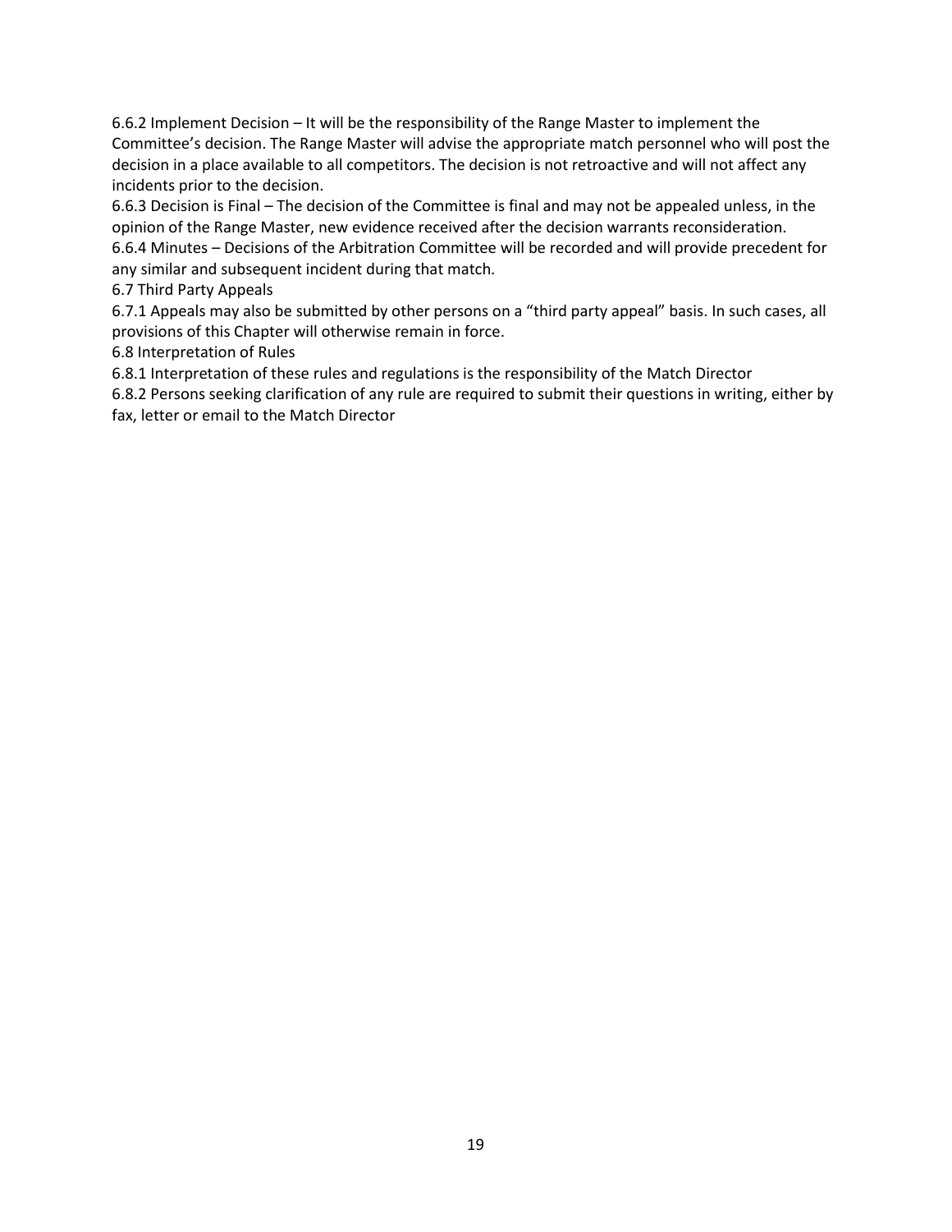6.6.2 Implement Decision – It will be the responsibility of the Range Master to implement the Committee's decision. The Range Master will advise the appropriate match personnel who will post the decision in a place available to all competitors. The decision is not retroactive and will not affect any incidents prior to the decision.

6.6.3 Decision is Final – The decision of the Committee is final and may not be appealed unless, in the opinion of the Range Master, new evidence received after the decision warrants reconsideration.

6.6.4 Minutes – Decisions of the Arbitration Committee will be recorded and will provide precedent for any similar and subsequent incident during that match.

6.7 Third Party Appeals

6.7.1 Appeals may also be submitted by other persons on a "third party appeal" basis. In such cases, all provisions of this Chapter will otherwise remain in force.

6.8 Interpretation of Rules

6.8.1 Interpretation of these rules and regulations is the responsibility of the Match Director

6.8.2 Persons seeking clarification of any rule are required to submit their questions in writing, either by fax, letter or email to the Match Director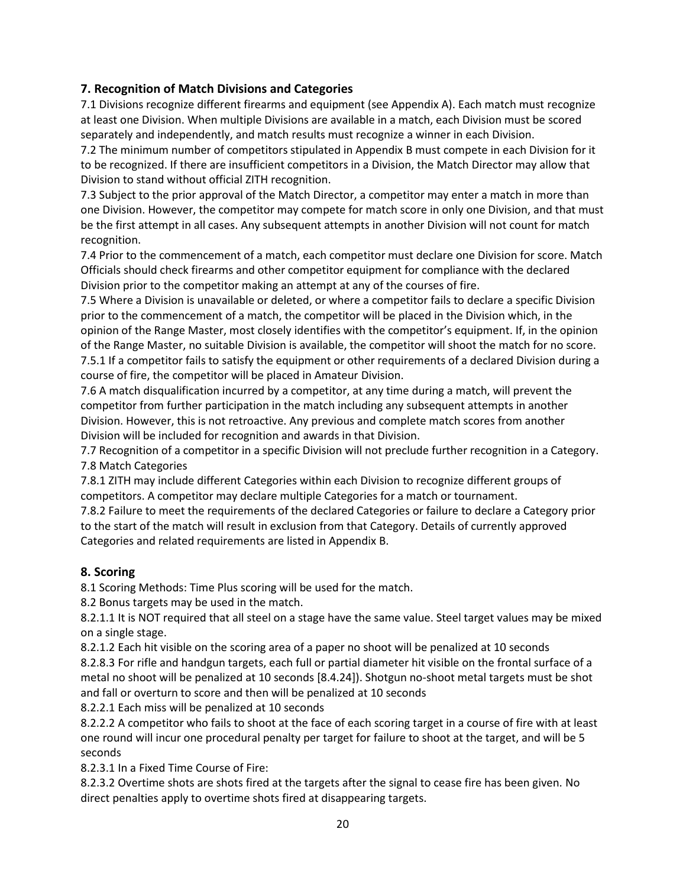## 7. Recognition of Match Divisions and Categories

7.1 Divisions recognize different firearms and equipment (see Appendix A). Each match must recognize at least one Division. When multiple Divisions are available in a match, each Division must be scored separately and independently, and match results must recognize a winner in each Division.

7.2 The minimum number of competitors stipulated in Appendix B must compete in each Division for it to be recognized. If there are insufficient competitors in a Division, the Match Director may allow that Division to stand without official ZITH recognition.

7.3 Subject to the prior approval of the Match Director, a competitor may enter a match in more than one Division. However, the competitor may compete for match score in only one Division, and that must be the first attempt in all cases. Any subsequent attempts in another Division will not count for match recognition.

7.4 Prior to the commencement of a match, each competitor must declare one Division for score. Match Officials should check firearms and other competitor equipment for compliance with the declared Division prior to the competitor making an attempt at any of the courses of fire.

7.5 Where a Division is unavailable or deleted, or where a competitor fails to declare a specific Division prior to the commencement of a match, the competitor will be placed in the Division which, in the opinion of the Range Master, most closely identifies with the competitor's equipment. If, in the opinion of the Range Master, no suitable Division is available, the competitor will shoot the match for no score.

7.5.1 If a competitor fails to satisfy the equipment or other requirements of a declared Division during a course of fire, the competitor will be placed in Amateur Division.

7.6 A match disqualification incurred by a competitor, at any time during a match, will prevent the competitor from further participation in the match including any subsequent attempts in another Division. However, this is not retroactive. Any previous and complete match scores from another Division will be included for recognition and awards in that Division.

7.7 Recognition of a competitor in a specific Division will not preclude further recognition in a Category.

7.8 Match Categories

7.8.1 ZITH may include different Categories within each Division to recognize different groups of competitors. A competitor may declare multiple Categories for a match or tournament.

7.8.2 Failure to meet the requirements of the declared Categories or failure to declare a Category prior to the start of the match will result in exclusion from that Category. Details of currently approved Categories and related requirements are listed in Appendix B.

## 8. Scoring

8.1 Scoring Methods: Time Plus scoring will be used for the match.

8.2 Bonus targets may be used in the match.

8.2.1.1 It is NOT required that all steel on a stage have the same value. Steel target values may be mixed on a single stage.

8.2.1.2 Each hit visible on the scoring area of a paper no shoot will be penalized at 10 seconds

8.2.8.3 For rifle and handgun targets, each full or partial diameter hit visible on the frontal surface of a metal no shoot will be penalized at 10 seconds [8.4.24]). Shotgun no-shoot metal targets must be shot and fall or overturn to score and then will be penalized at 10 seconds

8.2.2.1 Each miss will be penalized at 10 seconds

8.2.2.2 A competitor who fails to shoot at the face of each scoring target in a course of fire with at least one round will incur one procedural penalty per target for failure to shoot at the target, and will be 5 seconds

8.2.3.1 In a Fixed Time Course of Fire:

8.2.3.2 Overtime shots are shots fired at the targets after the signal to cease fire has been given. No direct penalties apply to overtime shots fired at disappearing targets.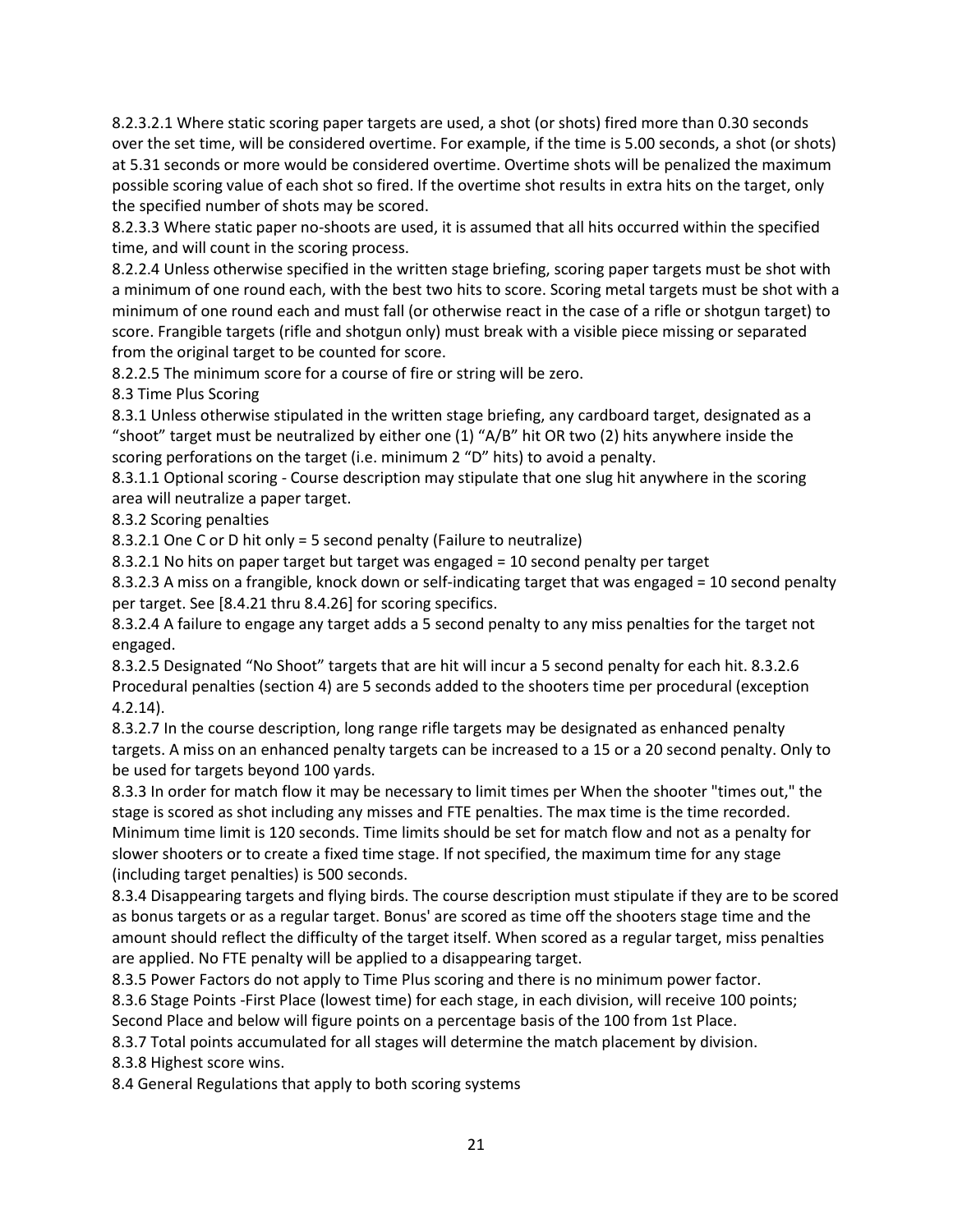8.2.3.2.1 Where static scoring paper targets are used, a shot (or shots) fired more than 0.30 seconds over the set time, will be considered overtime. For example, if the time is 5.00 seconds, a shot (or shots) at 5.31 seconds or more would be considered overtime. Overtime shots will be penalized the maximum possible scoring value of each shot so fired. If the overtime shot results in extra hits on the target, only the specified number of shots may be scored.

8.2.3.3 Where static paper no-shoots are used, it is assumed that all hits occurred within the specified time, and will count in the scoring process.

8.2.2.4 Unless otherwise specified in the written stage briefing, scoring paper targets must be shot with a minimum of one round each, with the best two hits to score. Scoring metal targets must be shot with a minimum of one round each and must fall (or otherwise react in the case of a rifle or shotgun target) to score. Frangible targets (rifle and shotgun only) must break with a visible piece missing or separated from the original target to be counted for score.

8.2.2.5 The minimum score for a course of fire or string will be zero.

## 8.3 Time Plus Scoring

8.3.1 Unless otherwise stipulated in the written stage briefing, any cardboard target, designated as a "shoot" target must be neutralized by either one (1) "A/B" hit OR two (2) hits anywhere inside the scoring perforations on the target (i.e. minimum 2 "D" hits) to avoid a penalty.

8.3.1.1 Optional scoring - Course description may stipulate that one slug hit anywhere in the scoring area will neutralize a paper target.

8.3.2 Scoring penalties

8.3.2.1 One C or D hit only = 5 second penalty (Failure to neutralize)

8.3.2.1 No hits on paper target but target was engaged = 10 second penalty per target

8.3.2.3 A miss on a frangible, knock down or self-indicating target that was engaged = 10 second penalty per target. See [8.4.21 thru 8.4.26] for scoring specifics.

8.3.2.4 A failure to engage any target adds a 5 second penalty to any miss penalties for the target not engaged.

8.3.2.5 Designated "No Shoot" targets that are hit will incur a 5 second penalty for each hit. 8.3.2.6 Procedural penalties (section 4) are 5 seconds added to the shooters time per procedural (exception 4.2.14).

8.3.2.7 In the course description, long range rifle targets may be designated as enhanced penalty targets. A miss on an enhanced penalty targets can be increased to a 15 or a 20 second penalty. Only to be used for targets beyond 100 yards.

8.3.3 In order for match flow it may be necessary to limit times per When the shooter "times out," the stage is scored as shot including any misses and FTE penalties. The max time is the time recorded. Minimum time limit is 120 seconds. Time limits should be set for match flow and not as a penalty for slower shooters or to create a fixed time stage. If not specified, the maximum time for any stage (including target penalties) is 500 seconds.

8.3.4 Disappearing targets and flying birds. The course description must stipulate if they are to be scored as bonus targets or as a regular target. Bonus' are scored as time off the shooters stage time and the amount should reflect the difficulty of the target itself. When scored as a regular target, miss penalties are applied. No FTE penalty will be applied to a disappearing target.

8.3.5 Power Factors do not apply to Time Plus scoring and there is no minimum power factor.

8.3.6 Stage Points -First Place (lowest time) for each stage, in each division, will receive 100 points; Second Place and below will figure points on a percentage basis of the 100 from 1st Place.

8.3.7 Total points accumulated for all stages will determine the match placement by division.

8.3.8 Highest score wins.

## 8.4 General Regulations that apply to both scoring systems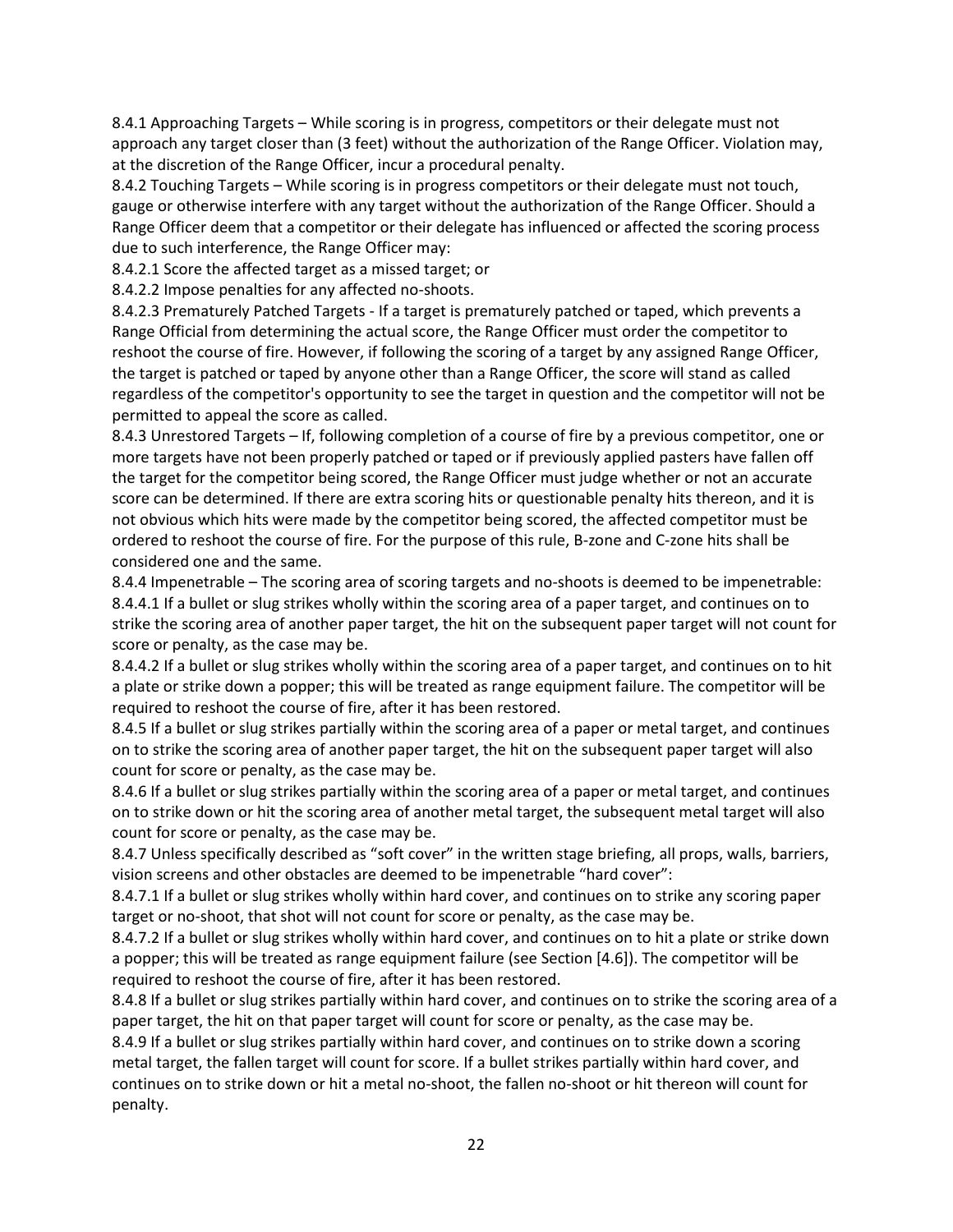8.4.1 Approaching Targets – While scoring is in progress, competitors or their delegate must not approach any target closer than (3 feet) without the authorization of the Range Officer. Violation may, at the discretion of the Range Officer, incur a procedural penalty.

8.4.2 Touching Targets – While scoring is in progress competitors or their delegate must not touch, gauge or otherwise interfere with any target without the authorization of the Range Officer. Should a Range Officer deem that a competitor or their delegate has influenced or affected the scoring process due to such interference, the Range Officer may:

8.4.2.1 Score the affected target as a missed target; or

8.4.2.2 Impose penalties for any affected no-shoots.

8.4.2.3 Prematurely Patched Targets - If a target is prematurely patched or taped, which prevents a Range Official from determining the actual score, the Range Officer must order the competitor to reshoot the course of fire. However, if following the scoring of a target by any assigned Range Officer, the target is patched or taped by anyone other than a Range Officer, the score will stand as called regardless of the competitor's opportunity to see the target in question and the competitor will not be permitted to appeal the score as called.

8.4.3 Unrestored Targets – If, following completion of a course of fire by a previous competitor, one or more targets have not been properly patched or taped or if previously applied pasters have fallen off the target for the competitor being scored, the Range Officer must judge whether or not an accurate score can be determined. If there are extra scoring hits or questionable penalty hits thereon, and it is not obvious which hits were made by the competitor being scored, the affected competitor must be ordered to reshoot the course of fire. For the purpose of this rule, B-zone and C-zone hits shall be considered one and the same.

8.4.4 Impenetrable – The scoring area of scoring targets and no-shoots is deemed to be impenetrable:

8.4.4.1 If a bullet or slug strikes wholly within the scoring area of a paper target, and continues on to strike the scoring area of another paper target, the hit on the subsequent paper target will not count for score or penalty, as the case may be.

8.4.4.2 If a bullet or slug strikes wholly within the scoring area of a paper target, and continues on to hit a plate or strike down a popper; this will be treated as range equipment failure. The competitor will be required to reshoot the course of fire, after it has been restored.

8.4.5 If a bullet or slug strikes partially within the scoring area of a paper or metal target, and continues on to strike the scoring area of another paper target, the hit on the subsequent paper target will also count for score or penalty, as the case may be.

8.4.6 If a bullet or slug strikes partially within the scoring area of a paper or metal target, and continues on to strike down or hit the scoring area of another metal target, the subsequent metal target will also count for score or penalty, as the case may be.

8.4.7 Unless specifically described as "soft cover" in the written stage briefing, all props, walls, barriers, vision screens and other obstacles are deemed to be impenetrable "hard cover":

8.4.7.1 If a bullet or slug strikes wholly within hard cover, and continues on to strike any scoring paper target or no-shoot, that shot will not count for score or penalty, as the case may be.

8.4.7.2 If a bullet or slug strikes wholly within hard cover, and continues on to hit a plate or strike down a popper; this will be treated as range equipment failure (see Section [4.6]). The competitor will be required to reshoot the course of fire, after it has been restored.

8.4.8 If a bullet or slug strikes partially within hard cover, and continues on to strike the scoring area of a paper target, the hit on that paper target will count for score or penalty, as the case may be.

8.4.9 If a bullet or slug strikes partially within hard cover, and continues on to strike down a scoring metal target, the fallen target will count for score. If a bullet strikes partially within hard cover, and continues on to strike down or hit a metal no-shoot, the fallen no-shoot or hit thereon will count for penalty.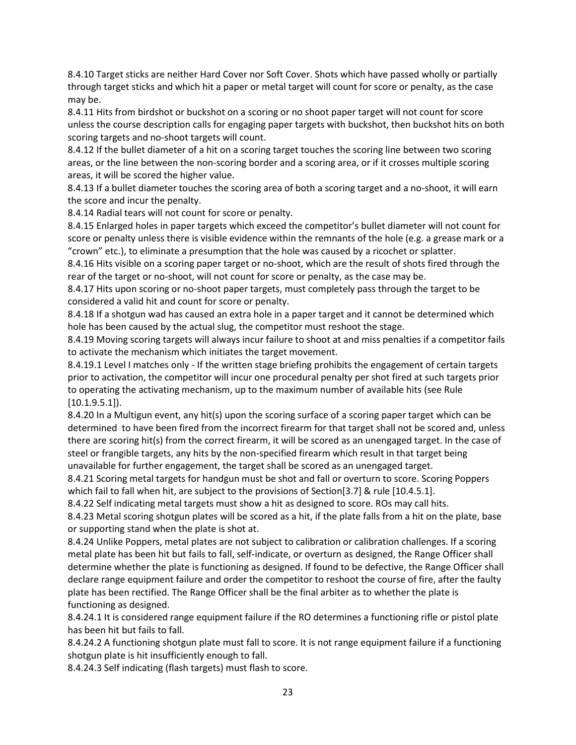8.4.10 Target sticks are neither Hard Cover nor Soft Cover. Shots which have passed wholly or partially through target sticks and which hit a paper or metal target will count for score or penalty, as the case may be.

8.4.11 Hits from birdshot or buckshot on a scoring or no shoot paper target will not count for score unless the course description calls for engaging paper targets with buckshot, then buckshot hits on both scoring targets and no-shoot targets will count.

8.4.12 If the bullet diameter of a hit on a scoring target touches the scoring line between two scoring areas, or the line between the non-scoring border and a scoring area, or if it crosses multiple scoring areas, it will be scored the higher value.

8.4.13 If a bullet diameter touches the scoring area of both a scoring target and a no-shoot, it will earn the score and incur the penalty.

8.4.14 Radial tears will not count for score or penalty.

8.4.15 Enlarged holes in paper targets which exceed the competitor's bullet diameter will not count for score or penalty unless there is visible evidence within the remnants of the hole (e.g. a grease mark or a "crown" etc.), to eliminate a presumption that the hole was caused by a ricochet or splatter.

8.4.16 Hits visible on a scoring paper target or no-shoot, which are the result of shots fired through the rear of the target or no-shoot, will not count for score or penalty, as the case may be.

8.4.17 Hits upon scoring or no-shoot paper targets, must completely pass through the target to be considered a valid hit and count for score or penalty.

8.4.18 If a shotgun wad has caused an extra hole in a paper target and it cannot be determined which hole has been caused by the actual slug, the competitor must reshoot the stage.

8.4.19 Moving scoring targets will always incur failure to shoot at and miss penalties if a competitor fails to activate the mechanism which initiates the target movement.

8.4.19.1 Level I matches only - If the written stage briefing prohibits the engagement of certain targets prior to activation, the competitor will incur one procedural penalty per shot fired at such targets prior to operating the activating mechanism, up to the maximum number of available hits (see Rule [10.1.9.5.1]).

8.4.20 In a Multigun event, any hit(s) upon the scoring surface of a scoring paper target which can be determined to have been fired from the incorrect firearm for that target shall not be scored and, unless there are scoring hit(s) from the correct firearm, it will be scored as an unengaged target. In the case of steel or frangible targets, any hits by the non-specified firearm which result in that target being unavailable for further engagement, the target shall be scored as an unengaged target.

8.4.21 Scoring metal targets for handgun must be shot and fall or overturn to score. Scoring Poppers which fail to fall when hit, are subject to the provisions of Section[3.7] & rule [10.4.5.1].

8.4.22 Self indicating metal targets must show a hit as designed to score. ROs may call hits.

8.4.23 Metal scoring shotgun plates will be scored as a hit, if the plate falls from a hit on the plate, base or supporting stand when the plate is shot at.

8.4.24 Unlike Poppers, metal plates are not subject to calibration or calibration challenges. If a scoring metal plate has been hit but fails to fall, self-indicate, or overturn as designed, the Range Officer shall determine whether the plate is functioning as designed. If found to be defective, the Range Officer shall declare range equipment failure and order the competitor to reshoot the course of fire, after the faulty plate has been rectified. The Range Officer shall be the final arbiter as to whether the plate is functioning as designed.

8.4.24.1 It is considered range equipment failure if the RO determines a functioning rifle or pistol plate has been hit but fails to fall.

8.4.24.2 A functioning shotgun plate must fall to score. It is not range equipment failure if a functioning shotgun plate is hit insufficiently enough to fall.

8.4.24.3 Self indicating (flash targets) must flash to score.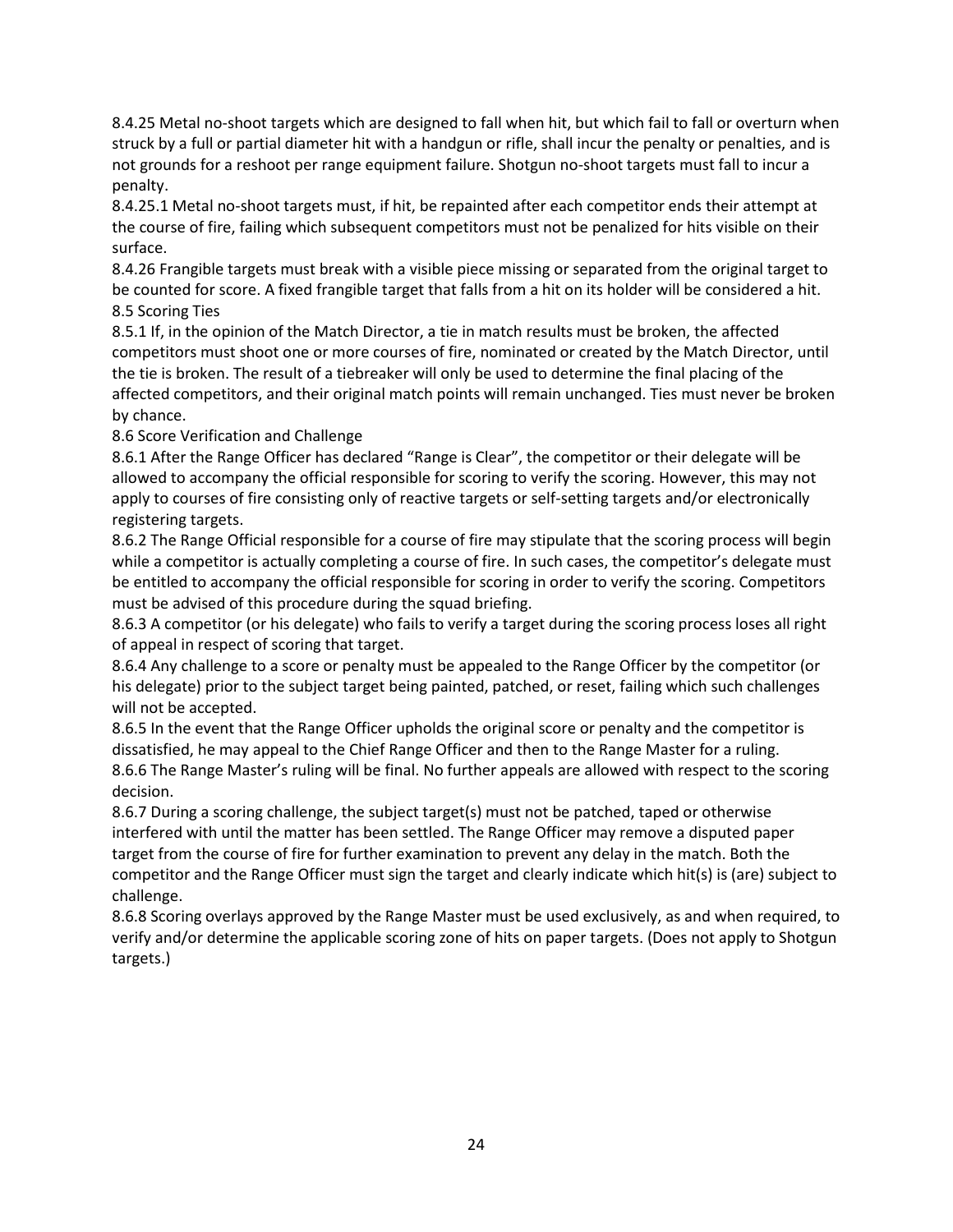8.4.25 Metal no-shoot targets which are designed to fall when hit, but which fail to fall or overturn when struck by a full or partial diameter hit with a handgun or rifle, shall incur the penalty or penalties, and is not grounds for a reshoot per range equipment failure. Shotgun no-shoot targets must fall to incur a penalty.

8.4.25.1 Metal no-shoot targets must, if hit, be repainted after each competitor ends their attempt at the course of fire, failing which subsequent competitors must not be penalized for hits visible on their surface.

8.4.26 Frangible targets must break with a visible piece missing or separated from the original target to be counted for score. A fixed frangible target that falls from a hit on its holder will be considered a hit.

## 8.5 Scoring Ties

8.5.1 If, in the opinion of the Match Director, a tie in match results must be broken, the affected competitors must shoot one or more courses of fire, nominated or created by the Match Director, until the tie is broken. The result of a tiebreaker will only be used to determine the final placing of the affected competitors, and their original match points will remain unchanged. Ties must never be broken by chance.

## 8.6 Score Verification and Challenge

8.6.1 After the Range Officer has declared "Range is Clear", the competitor or their delegate will be allowed to accompany the official responsible for scoring to verify the scoring. However, this may not apply to courses of fire consisting only of reactive targets or self-setting targets and/or electronically registering targets.

8.6.2 The Range Official responsible for a course of fire may stipulate that the scoring process will begin while a competitor is actually completing a course of fire. In such cases, the competitor's delegate must be entitled to accompany the official responsible for scoring in order to verify the scoring. Competitors must be advised of this procedure during the squad briefing.

8.6.3 A competitor (or his delegate) who fails to verify a target during the scoring process loses all right of appeal in respect of scoring that target.

8.6.4 Any challenge to a score or penalty must be appealed to the Range Officer by the competitor (or his delegate) prior to the subject target being painted, patched, or reset, failing which such challenges will not be accepted.

8.6.5 In the event that the Range Officer upholds the original score or penalty and the competitor is dissatisfied, he may appeal to the Chief Range Officer and then to the Range Master for a ruling.

8.6.6 The Range Master's ruling will be final. No further appeals are allowed with respect to the scoring decision.

8.6.7 During a scoring challenge, the subject target(s) must not be patched, taped or otherwise interfered with until the matter has been settled. The Range Officer may remove a disputed paper target from the course of fire for further examination to prevent any delay in the match. Both the competitor and the Range Officer must sign the target and clearly indicate which hit(s) is (are) subject to challenge.

8.6.8 Scoring overlays approved by the Range Master must be used exclusively, as and when required, to verify and/or determine the applicable scoring zone of hits on paper targets. (Does not apply to Shotgun targets.)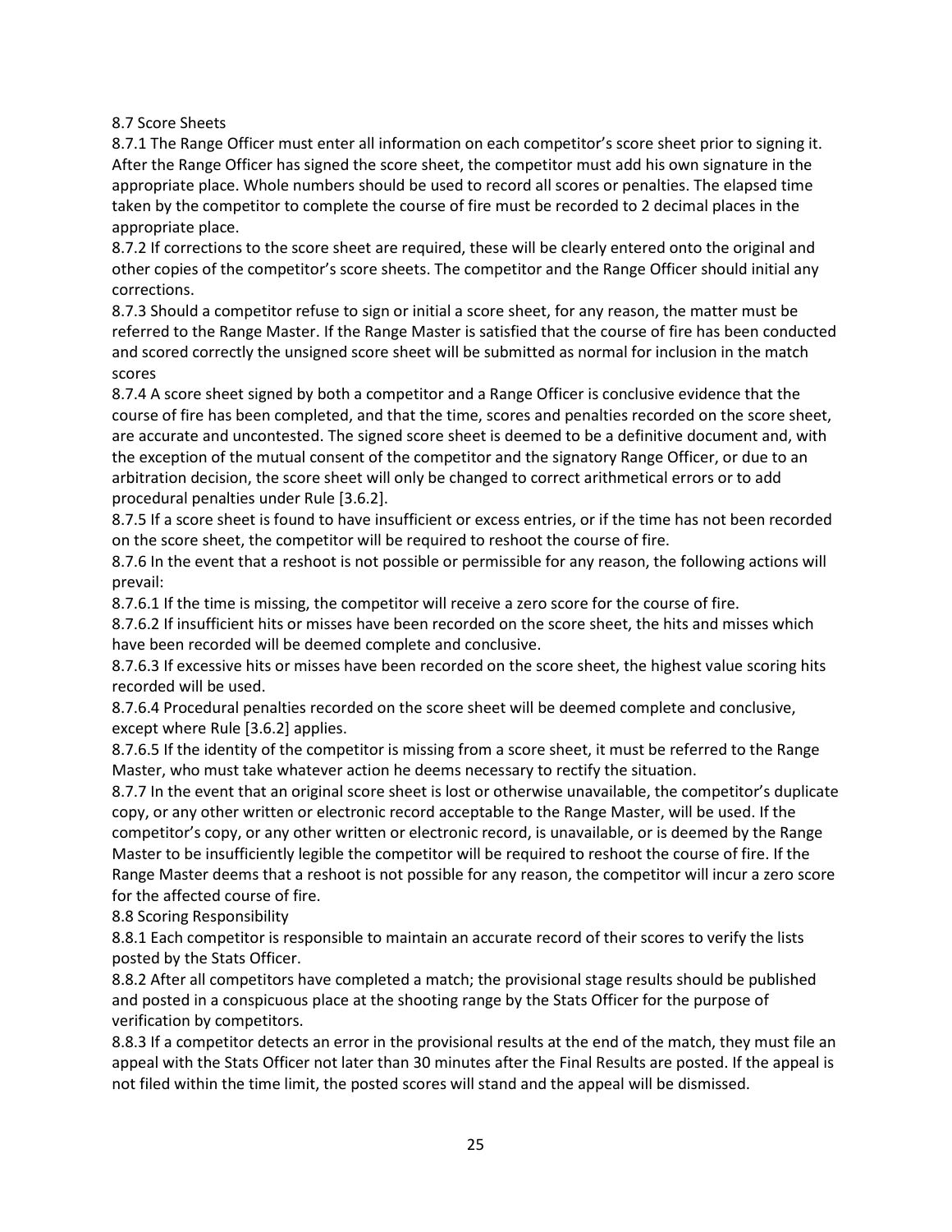## 8.7 Score Sheets

8.7.1 The Range Officer must enter all information on each competitor's score sheet prior to signing it. After the Range Officer has signed the score sheet, the competitor must add his own signature in the appropriate place. Whole numbers should be used to record all scores or penalties. The elapsed time taken by the competitor to complete the course of fire must be recorded to 2 decimal places in the appropriate place.

8.7.2 If corrections to the score sheet are required, these will be clearly entered onto the original and other copies of the competitor's score sheets. The competitor and the Range Officer should initial any corrections.

8.7.3 Should a competitor refuse to sign or initial a score sheet, for any reason, the matter must be referred to the Range Master. If the Range Master is satisfied that the course of fire has been conducted and scored correctly the unsigned score sheet will be submitted as normal for inclusion in the match scores

8.7.4 A score sheet signed by both a competitor and a Range Officer is conclusive evidence that the course of fire has been completed, and that the time, scores and penalties recorded on the score sheet, are accurate and uncontested. The signed score sheet is deemed to be a definitive document and, with the exception of the mutual consent of the competitor and the signatory Range Officer, or due to an arbitration decision, the score sheet will only be changed to correct arithmetical errors or to add procedural penalties under Rule [3.6.2].

8.7.5 If a score sheet is found to have insufficient or excess entries, or if the time has not been recorded on the score sheet, the competitor will be required to reshoot the course of fire.

8.7.6 In the event that a reshoot is not possible or permissible for any reason, the following actions will prevail:

8.7.6.1 If the time is missing, the competitor will receive a zero score for the course of fire.

8.7.6.2 If insufficient hits or misses have been recorded on the score sheet, the hits and misses which have been recorded will be deemed complete and conclusive.

8.7.6.3 If excessive hits or misses have been recorded on the score sheet, the highest value scoring hits recorded will be used.

8.7.6.4 Procedural penalties recorded on the score sheet will be deemed complete and conclusive, except where Rule [3.6.2] applies.

8.7.6.5 If the identity of the competitor is missing from a score sheet, it must be referred to the Range Master, who must take whatever action he deems necessary to rectify the situation.

8.7.7 In the event that an original score sheet is lost or otherwise unavailable, the competitor's duplicate copy, or any other written or electronic record acceptable to the Range Master, will be used. If the competitor's copy, or any other written or electronic record, is unavailable, or is deemed by the Range Master to be insufficiently legible the competitor will be required to reshoot the course of fire. If the Range Master deems that a reshoot is not possible for any reason, the competitor will incur a zero score for the affected course of fire.

## 8.8 Scoring Responsibility

8.8.1 Each competitor is responsible to maintain an accurate record of their scores to verify the lists posted by the Stats Officer.

8.8.2 After all competitors have completed a match; the provisional stage results should be published and posted in a conspicuous place at the shooting range by the Stats Officer for the purpose of verification by competitors.

8.8.3 If a competitor detects an error in the provisional results at the end of the match, they must file an appeal with the Stats Officer not later than 30 minutes after the Final Results are posted. If the appeal is not filed within the time limit, the posted scores will stand and the appeal will be dismissed.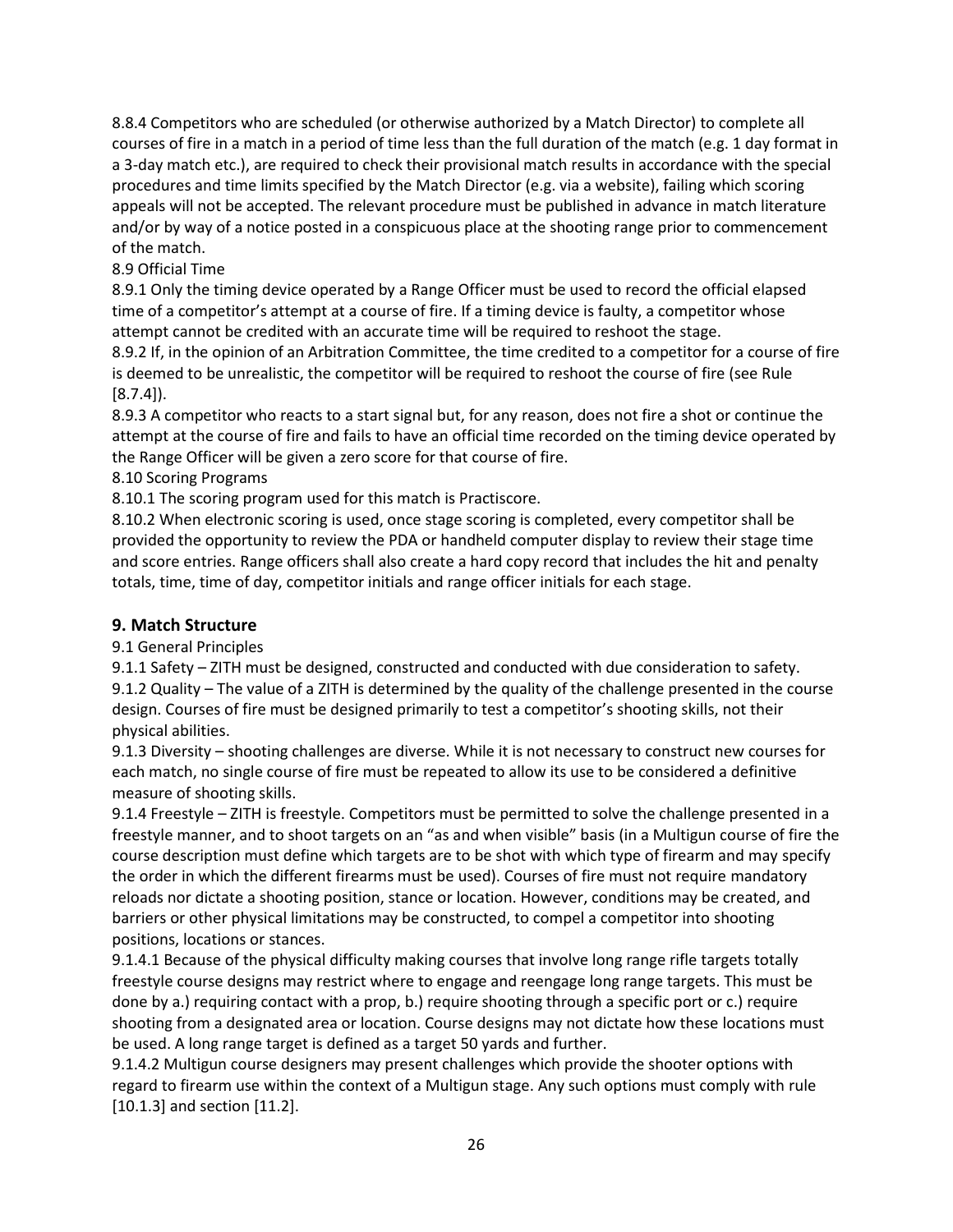8.8.4 Competitors who are scheduled (or otherwise authorized by a Match Director) to complete all courses of fire in a match in a period of time less than the full duration of the match (e.g. 1 day format in a 3-day match etc.), are required to check their provisional match results in accordance with the special procedures and time limits specified by the Match Director (e.g. via a website), failing which scoring appeals will not be accepted. The relevant procedure must be published in advance in match literature and/or by way of a notice posted in a conspicuous place at the shooting range prior to commencement of the match.

8.9 Official Time

8.9.1 Only the timing device operated by a Range Officer must be used to record the official elapsed time of a competitor's attempt at a course of fire. If a timing device is faulty, a competitor whose attempt cannot be credited with an accurate time will be required to reshoot the stage.

8.9.2 If, in the opinion of an Arbitration Committee, the time credited to a competitor for a course of fire is deemed to be unrealistic, the competitor will be required to reshoot the course of fire (see Rule [8.7.4]).

8.9.3 A competitor who reacts to a start signal but, for any reason, does not fire a shot or continue the attempt at the course of fire and fails to have an official time recorded on the timing device operated by the Range Officer will be given a zero score for that course of fire.

8.10 Scoring Programs

8.10.1 The scoring program used for this match is Practiscore.

8.10.2 When electronic scoring is used, once stage scoring is completed, every competitor shall be provided the opportunity to review the PDA or handheld computer display to review their stage time and score entries. Range officers shall also create a hard copy record that includes the hit and penalty totals, time, time of day, competitor initials and range officer initials for each stage.

## 9. Match Structure

9.1 General Principles

9.1.1 Safety – ZITH must be designed, constructed and conducted with due consideration to safety.

9.1.2 Quality – The value of a ZITH is determined by the quality of the challenge presented in the course design. Courses of fire must be designed primarily to test a competitor's shooting skills, not their physical abilities.

9.1.3 Diversity – shooting challenges are diverse. While it is not necessary to construct new courses for each match, no single course of fire must be repeated to allow its use to be considered a definitive measure of shooting skills.

9.1.4 Freestyle – ZITH is freestyle. Competitors must be permitted to solve the challenge presented in a freestyle manner, and to shoot targets on an "as and when visible" basis (in a Multigun course of fire the course description must define which targets are to be shot with which type of firearm and may specify the order in which the different firearms must be used). Courses of fire must not require mandatory reloads nor dictate a shooting position, stance or location. However, conditions may be created, and barriers or other physical limitations may be constructed, to compel a competitor into shooting positions, locations or stances.

9.1.4.1 Because of the physical difficulty making courses that involve long range rifle targets totally freestyle course designs may restrict where to engage and reengage long range targets. This must be done by a.) requiring contact with a prop, b.) require shooting through a specific port or c.) require shooting from a designated area or location. Course designs may not dictate how these locations must be used. A long range target is defined as a target 50 yards and further.

9.1.4.2 Multigun course designers may present challenges which provide the shooter options with regard to firearm use within the context of a Multigun stage. Any such options must comply with rule [10.1.3] and section [11.2].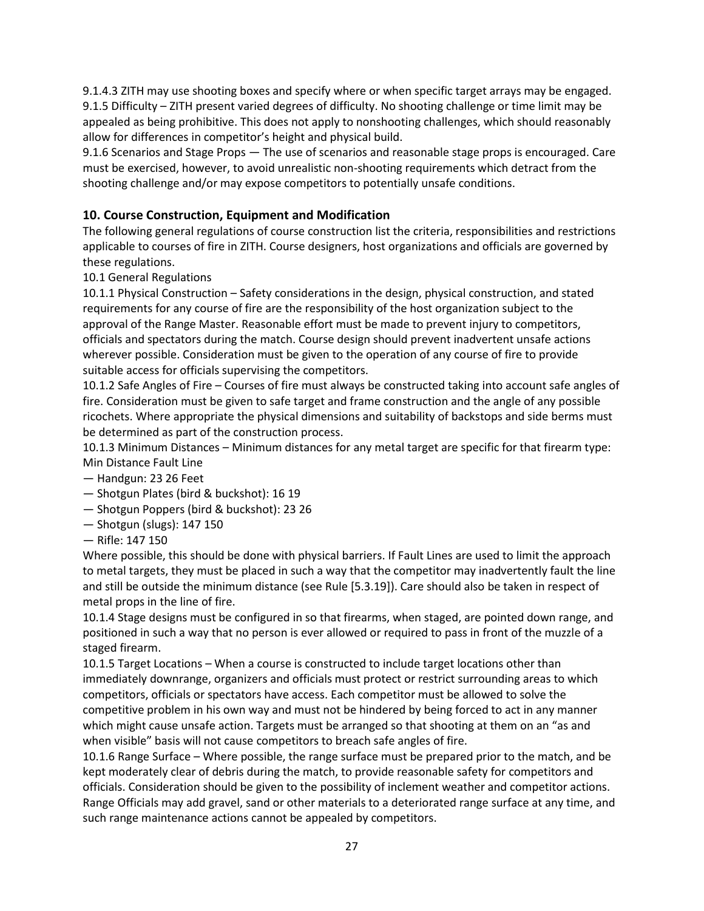9.1.4.3 ZITH may use shooting boxes and specify where or when specific target arrays may be engaged.
9.1.5 Difficulty – ZITH present varied degrees of difficulty. No shooting challenge or time limit may be appealed as being prohibitive. This does not apply to nonshooting challenges, which should reasonably allow for differences in competitor's height and physical build.
9.1.6 Scenarios and Stage Props — The use of scenarios and reasonable stage props is encouraged. Care must be exercised, however, to avoid unrealistic non-shooting requirements which detract from the shooting challenge and/or may expose competitors to potentially unsafe conditions.

## 10. Course Construction, Equipment and Modification

The following general regulations of course construction list the criteria, responsibilities and restrictions applicable to courses of fire in ZITH. Course designers, host organizations and officials are governed by these regulations.

10.1 General Regulations

10.1.1 Physical Construction – Safety considerations in the design, physical construction, and stated requirements for any course of fire are the responsibility of the host organization subject to the approval of the Range Master. Reasonable effort must be made to prevent injury to competitors, officials and spectators during the match. Course design should prevent inadvertent unsafe actions wherever possible. Consideration must be given to the operation of any course of fire to provide suitable access for officials supervising the competitors.

10.1.2 Safe Angles of Fire – Courses of fire must always be constructed taking into account safe angles of fire. Consideration must be given to safe target and frame construction and the angle of any possible ricochets. Where appropriate the physical dimensions and suitability of backstops and side berms must be determined as part of the construction process.

10.1.3 Minimum Distances – Minimum distances for any metal target are specific for that firearm type:
Min Distance Fault Line

— Handgun: 23 26 Feet
— Shotgun Plates (bird & buckshot): 16 19
— Shotgun Poppers (bird & buckshot): 23 26
— Shotgun (slugs): 147 150
— Rifle: 147 150

Where possible, this should be done with physical barriers. If Fault Lines are used to limit the approach to metal targets, they must be placed in such a way that the competitor may inadvertently fault the line and still be outside the minimum distance (see Rule [5.3.19]). Care should also be taken in respect of metal props in the line of fire.

10.1.4 Stage designs must be configured in so that firearms, when staged, are pointed down range, and positioned in such a way that no person is ever allowed or required to pass in front of the muzzle of a staged firearm.

10.1.5 Target Locations – When a course is constructed to include target locations other than immediately downrange, organizers and officials must protect or restrict surrounding areas to which competitors, officials or spectators have access. Each competitor must be allowed to solve the competitive problem in his own way and must not be hindered by being forced to act in any manner which might cause unsafe action. Targets must be arranged so that shooting at them on an "as and when visible" basis will not cause competitors to breach safe angles of fire.

10.1.6 Range Surface – Where possible, the range surface must be prepared prior to the match, and be kept moderately clear of debris during the match, to provide reasonable safety for competitors and officials. Consideration should be given to the possibility of inclement weather and competitor actions. Range Officials may add gravel, sand or other materials to a deteriorated range surface at any time, and such range maintenance actions cannot be appealed by competitors.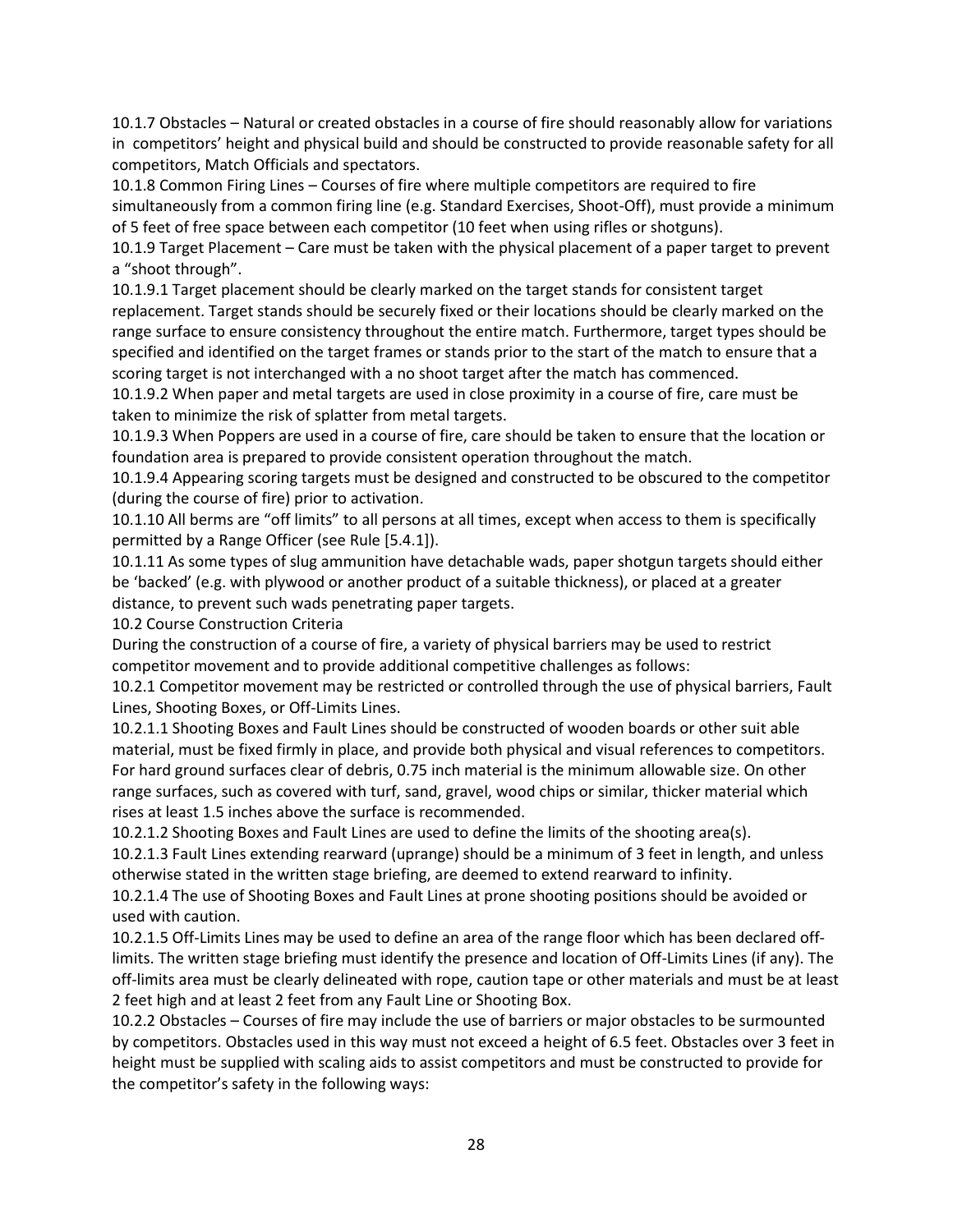10.1.7 Obstacles – Natural or created obstacles in a course of fire should reasonably allow for variations in competitors' height and physical build and should be constructed to provide reasonable safety for all competitors, Match Officials and spectators.

10.1.8 Common Firing Lines – Courses of fire where multiple competitors are required to fire simultaneously from a common firing line (e.g. Standard Exercises, Shoot-Off), must provide a minimum of 5 feet of free space between each competitor (10 feet when using rifles or shotguns).

10.1.9 Target Placement – Care must be taken with the physical placement of a paper target to prevent a "shoot through".

10.1.9.1 Target placement should be clearly marked on the target stands for consistent target replacement. Target stands should be securely fixed or their locations should be clearly marked on the range surface to ensure consistency throughout the entire match. Furthermore, target types should be specified and identified on the target frames or stands prior to the start of the match to ensure that a scoring target is not interchanged with a no shoot target after the match has commenced.

10.1.9.2 When paper and metal targets are used in close proximity in a course of fire, care must be taken to minimize the risk of splatter from metal targets.

10.1.9.3 When Poppers are used in a course of fire, care should be taken to ensure that the location or foundation area is prepared to provide consistent operation throughout the match.

10.1.9.4 Appearing scoring targets must be designed and constructed to be obscured to the competitor (during the course of fire) prior to activation.

10.1.10 All berms are "off limits" to all persons at all times, except when access to them is specifically permitted by a Range Officer (see Rule [5.4.1]).

10.1.11 As some types of slug ammunition have detachable wads, paper shotgun targets should either be 'backed' (e.g. with plywood or another product of a suitable thickness), or placed at a greater distance, to prevent such wads penetrating paper targets.

10.2 Course Construction Criteria

During the construction of a course of fire, a variety of physical barriers may be used to restrict competitor movement and to provide additional competitive challenges as follows:

10.2.1 Competitor movement may be restricted or controlled through the use of physical barriers, Fault Lines, Shooting Boxes, or Off-Limits Lines.

10.2.1.1 Shooting Boxes and Fault Lines should be constructed of wooden boards or other suit able material, must be fixed firmly in place, and provide both physical and visual references to competitors. For hard ground surfaces clear of debris, 0.75 inch material is the minimum allowable size. On other range surfaces, such as covered with turf, sand, gravel, wood chips or similar, thicker material which rises at least 1.5 inches above the surface is recommended.

10.2.1.2 Shooting Boxes and Fault Lines are used to define the limits of the shooting area(s).

10.2.1.3 Fault Lines extending rearward (uprange) should be a minimum of 3 feet in length, and unless otherwise stated in the written stage briefing, are deemed to extend rearward to infinity.

10.2.1.4 The use of Shooting Boxes and Fault Lines at prone shooting positions should be avoided or used with caution.

10.2.1.5 Off-Limits Lines may be used to define an area of the range floor which has been declared off-limits. The written stage briefing must identify the presence and location of Off-Limits Lines (if any). The off-limits area must be clearly delineated with rope, caution tape or other materials and must be at least 2 feet high and at least 2 feet from any Fault Line or Shooting Box.

10.2.2 Obstacles – Courses of fire may include the use of barriers or major obstacles to be surmounted by competitors. Obstacles used in this way must not exceed a height of 6.5 feet. Obstacles over 3 feet in height must be supplied with scaling aids to assist competitors and must be constructed to provide for the competitor's safety in the following ways: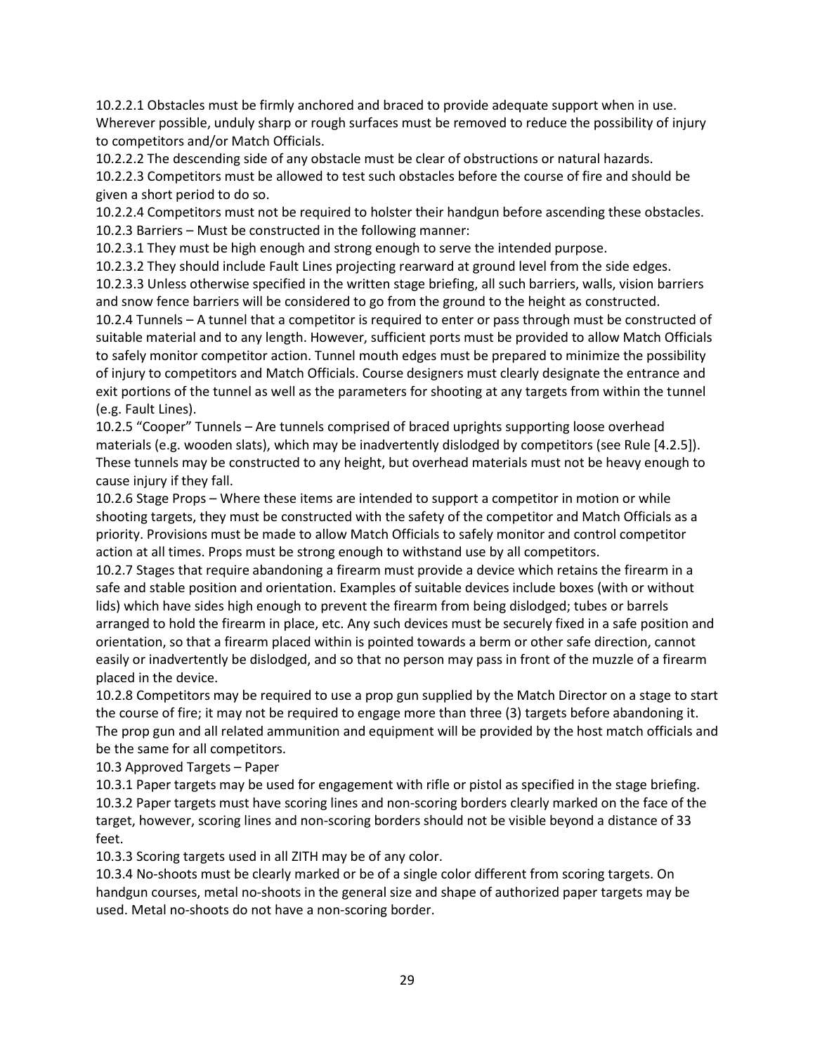10.2.2.1 Obstacles must be firmly anchored and braced to provide adequate support when in use. Wherever possible, unduly sharp or rough surfaces must be removed to reduce the possibility of injury to competitors and/or Match Officials.

10.2.2.2 The descending side of any obstacle must be clear of obstructions or natural hazards.

10.2.2.3 Competitors must be allowed to test such obstacles before the course of fire and should be given a short period to do so.

10.2.2.4 Competitors must not be required to holster their handgun before ascending these obstacles.

10.2.3 Barriers – Must be constructed in the following manner:

10.2.3.1 They must be high enough and strong enough to serve the intended purpose.

10.2.3.2 They should include Fault Lines projecting rearward at ground level from the side edges.

10.2.3.3 Unless otherwise specified in the written stage briefing, all such barriers, walls, vision barriers and snow fence barriers will be considered to go from the ground to the height as constructed.

10.2.4 Tunnels – A tunnel that a competitor is required to enter or pass through must be constructed of suitable material and to any length. However, sufficient ports must be provided to allow Match Officials to safely monitor competitor action. Tunnel mouth edges must be prepared to minimize the possibility of injury to competitors and Match Officials. Course designers must clearly designate the entrance and exit portions of the tunnel as well as the parameters for shooting at any targets from within the tunnel (e.g. Fault Lines).

10.2.5 "Cooper" Tunnels – Are tunnels comprised of braced uprights supporting loose overhead materials (e.g. wooden slats), which may be inadvertently dislodged by competitors (see Rule [4.2.5]). These tunnels may be constructed to any height, but overhead materials must not be heavy enough to cause injury if they fall.

10.2.6 Stage Props – Where these items are intended to support a competitor in motion or while shooting targets, they must be constructed with the safety of the competitor and Match Officials as a priority. Provisions must be made to allow Match Officials to safely monitor and control competitor action at all times. Props must be strong enough to withstand use by all competitors.

10.2.7 Stages that require abandoning a firearm must provide a device which retains the firearm in a safe and stable position and orientation. Examples of suitable devices include boxes (with or without lids) which have sides high enough to prevent the firearm from being dislodged; tubes or barrels arranged to hold the firearm in place, etc. Any such devices must be securely fixed in a safe position and orientation, so that a firearm placed within is pointed towards a berm or other safe direction, cannot easily or inadvertently be dislodged, and so that no person may pass in front of the muzzle of a firearm placed in the device.

10.2.8 Competitors may be required to use a prop gun supplied by the Match Director on a stage to start the course of fire; it may not be required to engage more than three (3) targets before abandoning it. The prop gun and all related ammunition and equipment will be provided by the host match officials and be the same for all competitors.

10.3 Approved Targets – Paper

10.3.1 Paper targets may be used for engagement with rifle or pistol as specified in the stage briefing.

10.3.2 Paper targets must have scoring lines and non-scoring borders clearly marked on the face of the target, however, scoring lines and non-scoring borders should not be visible beyond a distance of 33 feet.

10.3.3 Scoring targets used in all ZITH may be of any color.

10.3.4 No-shoots must be clearly marked or be of a single color different from scoring targets. On handgun courses, metal no-shoots in the general size and shape of authorized paper targets may be used. Metal no-shoots do not have a non-scoring border.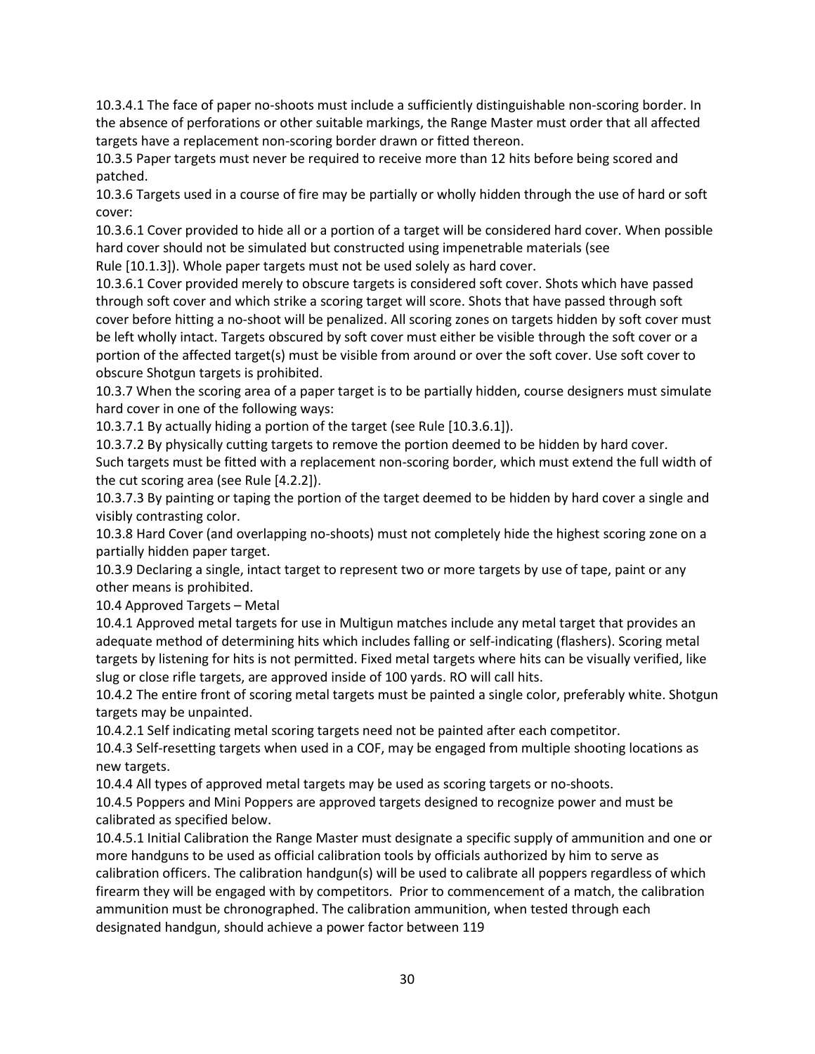10.3.4.1 The face of paper no-shoots must include a sufficiently distinguishable non-scoring border. In the absence of perforations or other suitable markings, the Range Master must order that all affected targets have a replacement non-scoring border drawn or fitted thereon.

10.3.5 Paper targets must never be required to receive more than 12 hits before being scored and patched.

10.3.6 Targets used in a course of fire may be partially or wholly hidden through the use of hard or soft cover:

10.3.6.1 Cover provided to hide all or a portion of a target will be considered hard cover. When possible hard cover should not be simulated but constructed using impenetrable materials (see Rule [10.1.3]). Whole paper targets must not be used solely as hard cover.

10.3.6.1 Cover provided merely to obscure targets is considered soft cover. Shots which have passed through soft cover and which strike a scoring target will score. Shots that have passed through soft cover before hitting a no-shoot will be penalized. All scoring zones on targets hidden by soft cover must be left wholly intact. Targets obscured by soft cover must either be visible through the soft cover or a portion of the affected target(s) must be visible from around or over the soft cover. Use soft cover to obscure Shotgun targets is prohibited.

10.3.7 When the scoring area of a paper target is to be partially hidden, course designers must simulate hard cover in one of the following ways:

10.3.7.1 By actually hiding a portion of the target (see Rule [10.3.6.1]).

10.3.7.2 By physically cutting targets to remove the portion deemed to be hidden by hard cover. Such targets must be fitted with a replacement non-scoring border, which must extend the full width of the cut scoring area (see Rule [4.2.2]).

10.3.7.3 By painting or taping the portion of the target deemed to be hidden by hard cover a single and visibly contrasting color.

10.3.8 Hard Cover (and overlapping no-shoots) must not completely hide the highest scoring zone on a partially hidden paper target.

10.3.9 Declaring a single, intact target to represent two or more targets by use of tape, paint or any other means is prohibited.

10.4 Approved Targets – Metal

10.4.1 Approved metal targets for use in Multigun matches include any metal target that provides an adequate method of determining hits which includes falling or self-indicating (flashers). Scoring metal targets by listening for hits is not permitted. Fixed metal targets where hits can be visually verified, like slug or close rifle targets, are approved inside of 100 yards. RO will call hits.

10.4.2 The entire front of scoring metal targets must be painted a single color, preferably white. Shotgun targets may be unpainted.

10.4.2.1 Self indicating metal scoring targets need not be painted after each competitor.

10.4.3 Self-resetting targets when used in a COF, may be engaged from multiple shooting locations as new targets.

10.4.4 All types of approved metal targets may be used as scoring targets or no-shoots.

10.4.5 Poppers and Mini Poppers are approved targets designed to recognize power and must be calibrated as specified below.

10.4.5.1 Initial Calibration the Range Master must designate a specific supply of ammunition and one or more handguns to be used as official calibration tools by officials authorized by him to serve as calibration officers. The calibration handgun(s) will be used to calibrate all poppers regardless of which firearm they will be engaged with by competitors. Prior to commencement of a match, the calibration ammunition must be chronographed. The calibration ammunition, when tested through each designated handgun, should achieve a power factor between 119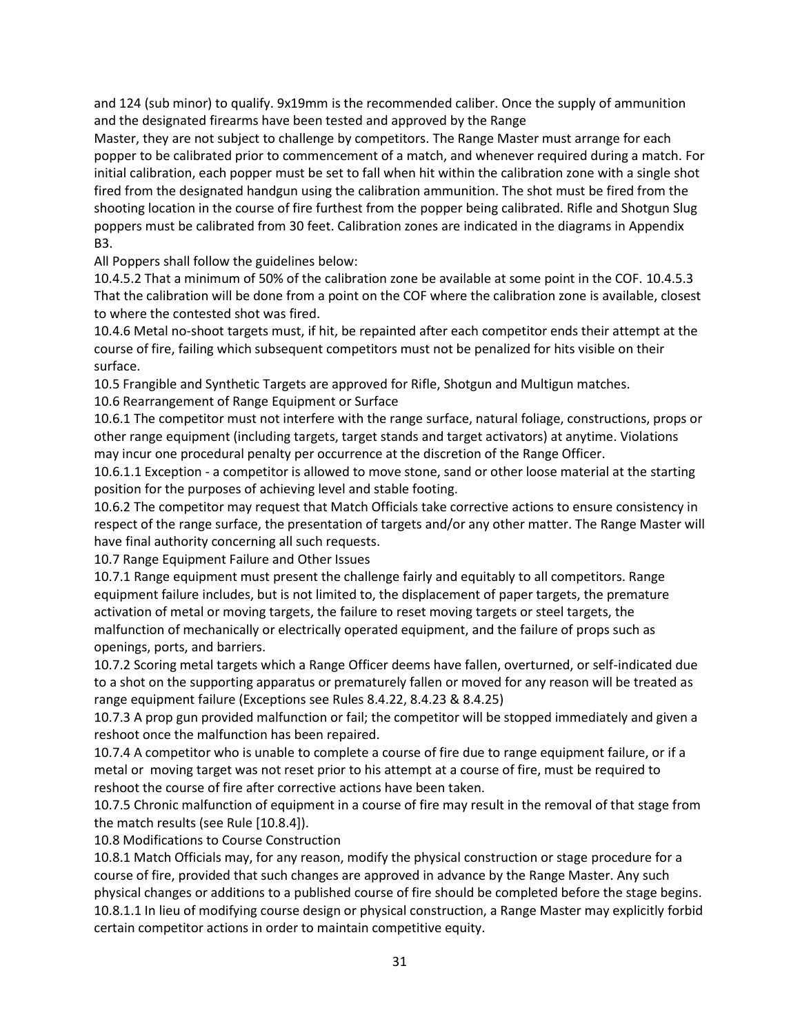and 124 (sub minor) to qualify. 9x19mm is the recommended caliber. Once the supply of ammunition and the designated firearms have been tested and approved by the Range Master, they are not subject to challenge by competitors. The Range Master must arrange for each popper to be calibrated prior to commencement of a match, and whenever required during a match. For initial calibration, each popper must be set to fall when hit within the calibration zone with a single shot fired from the designated handgun using the calibration ammunition. The shot must be fired from the shooting location in the course of fire furthest from the popper being calibrated. Rifle and Shotgun Slug poppers must be calibrated from 30 feet. Calibration zones are indicated in the diagrams in Appendix B3.

All Poppers shall follow the guidelines below:

10.4.5.2 That a minimum of 50% of the calibration zone be available at some point in the COF. 10.4.5.3 That the calibration will be done from a point on the COF where the calibration zone is available, closest to where the contested shot was fired.

10.4.6 Metal no-shoot targets must, if hit, be repainted after each competitor ends their attempt at the course of fire, failing which subsequent competitors must not be penalized for hits visible on their surface.

10.5 Frangible and Synthetic Targets are approved for Rifle, Shotgun and Multigun matches.

10.6 Rearrangement of Range Equipment or Surface

10.6.1 The competitor must not interfere with the range surface, natural foliage, constructions, props or other range equipment (including targets, target stands and target activators) at anytime. Violations may incur one procedural penalty per occurrence at the discretion of the Range Officer.

10.6.1.1 Exception - a competitor is allowed to move stone, sand or other loose material at the starting position for the purposes of achieving level and stable footing.

10.6.2 The competitor may request that Match Officials take corrective actions to ensure consistency in respect of the range surface, the presentation of targets and/or any other matter. The Range Master will have final authority concerning all such requests.

10.7 Range Equipment Failure and Other Issues

10.7.1 Range equipment must present the challenge fairly and equitably to all competitors. Range equipment failure includes, but is not limited to, the displacement of paper targets, the premature activation of metal or moving targets, the failure to reset moving targets or steel targets, the malfunction of mechanically or electrically operated equipment, and the failure of props such as openings, ports, and barriers.

10.7.2 Scoring metal targets which a Range Officer deems have fallen, overturned, or self-indicated due to a shot on the supporting apparatus or prematurely fallen or moved for any reason will be treated as range equipment failure (Exceptions see Rules 8.4.22, 8.4.23 & 8.4.25)

10.7.3 A prop gun provided malfunction or fail; the competitor will be stopped immediately and given a reshoot once the malfunction has been repaired.

10.7.4 A competitor who is unable to complete a course of fire due to range equipment failure, or if a metal or moving target was not reset prior to his attempt at a course of fire, must be required to reshoot the course of fire after corrective actions have been taken.

10.7.5 Chronic malfunction of equipment in a course of fire may result in the removal of that stage from the match results (see Rule [10.8.4]).

10.8 Modifications to Course Construction

10.8.1 Match Officials may, for any reason, modify the physical construction or stage procedure for a course of fire, provided that such changes are approved in advance by the Range Master. Any such physical changes or additions to a published course of fire should be completed before the stage begins.

10.8.1.1 In lieu of modifying course design or physical construction, a Range Master may explicitly forbid certain competitor actions in order to maintain competitive equity.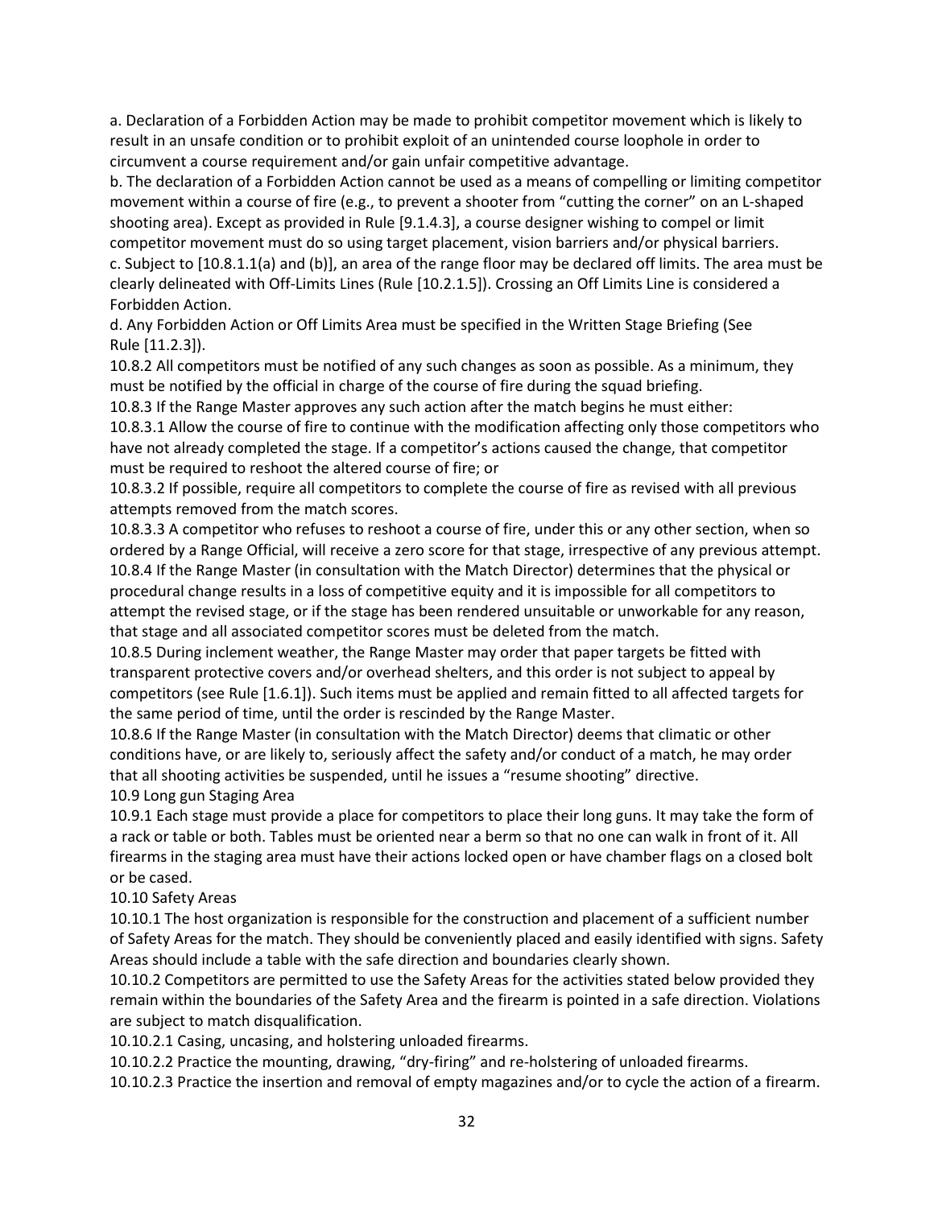a. Declaration of a Forbidden Action may be made to prohibit competitor movement which is likely to result in an unsafe condition or to prohibit exploit of an unintended course loophole in order to circumvent a course requirement and/or gain unfair competitive advantage.

b. The declaration of a Forbidden Action cannot be used as a means of compelling or limiting competitor movement within a course of fire (e.g., to prevent a shooter from "cutting the corner" on an L-shaped shooting area). Except as provided in Rule [9.1.4.3], a course designer wishing to compel or limit competitor movement must do so using target placement, vision barriers and/or physical barriers.

c. Subject to [10.8.1.1(a) and (b)], an area of the range floor may be declared off limits. The area must be clearly delineated with Off-Limits Lines (Rule [10.2.1.5]). Crossing an Off Limits Line is considered a Forbidden Action.

d. Any Forbidden Action or Off Limits Area must be specified in the Written Stage Briefing (See Rule [11.2.3]).

10.8.2 All competitors must be notified of any such changes as soon as possible. As a minimum, they must be notified by the official in charge of the course of fire during the squad briefing.

10.8.3 If the Range Master approves any such action after the match begins he must either:

10.8.3.1 Allow the course of fire to continue with the modification affecting only those competitors who have not already completed the stage. If a competitor's actions caused the change, that competitor must be required to reshoot the altered course of fire; or

10.8.3.2 If possible, require all competitors to complete the course of fire as revised with all previous attempts removed from the match scores.

10.8.3.3 A competitor who refuses to reshoot a course of fire, under this or any other section, when so ordered by a Range Official, will receive a zero score for that stage, irrespective of any previous attempt.

10.8.4 If the Range Master (in consultation with the Match Director) determines that the physical or procedural change results in a loss of competitive equity and it is impossible for all competitors to attempt the revised stage, or if the stage has been rendered unsuitable or unworkable for any reason, that stage and all associated competitor scores must be deleted from the match.

10.8.5 During inclement weather, the Range Master may order that paper targets be fitted with transparent protective covers and/or overhead shelters, and this order is not subject to appeal by competitors (see Rule [1.6.1]). Such items must be applied and remain fitted to all affected targets for the same period of time, until the order is rescinded by the Range Master.

10.8.6 If the Range Master (in consultation with the Match Director) deems that climatic or other conditions have, or are likely to, seriously affect the safety and/or conduct of a match, he may order that all shooting activities be suspended, until he issues a "resume shooting" directive.

## 10.9 Long gun Staging Area

10.9.1 Each stage must provide a place for competitors to place their long guns. It may take the form of a rack or table or both. Tables must be oriented near a berm so that no one can walk in front of it. All firearms in the staging area must have their actions locked open or have chamber flags on a closed bolt or be cased.

## 10.10 Safety Areas

10.10.1 The host organization is responsible for the construction and placement of a sufficient number of Safety Areas for the match. They should be conveniently placed and easily identified with signs. Safety Areas should include a table with the safe direction and boundaries clearly shown.

10.10.2 Competitors are permitted to use the Safety Areas for the activities stated below provided they remain within the boundaries of the Safety Area and the firearm is pointed in a safe direction. Violations are subject to match disqualification.

10.10.2.1 Casing, uncasing, and holstering unloaded firearms.

10.10.2.2 Practice the mounting, drawing, "dry-firing" and re-holstering of unloaded firearms.

10.10.2.3 Practice the insertion and removal of empty magazines and/or to cycle the action of a firearm.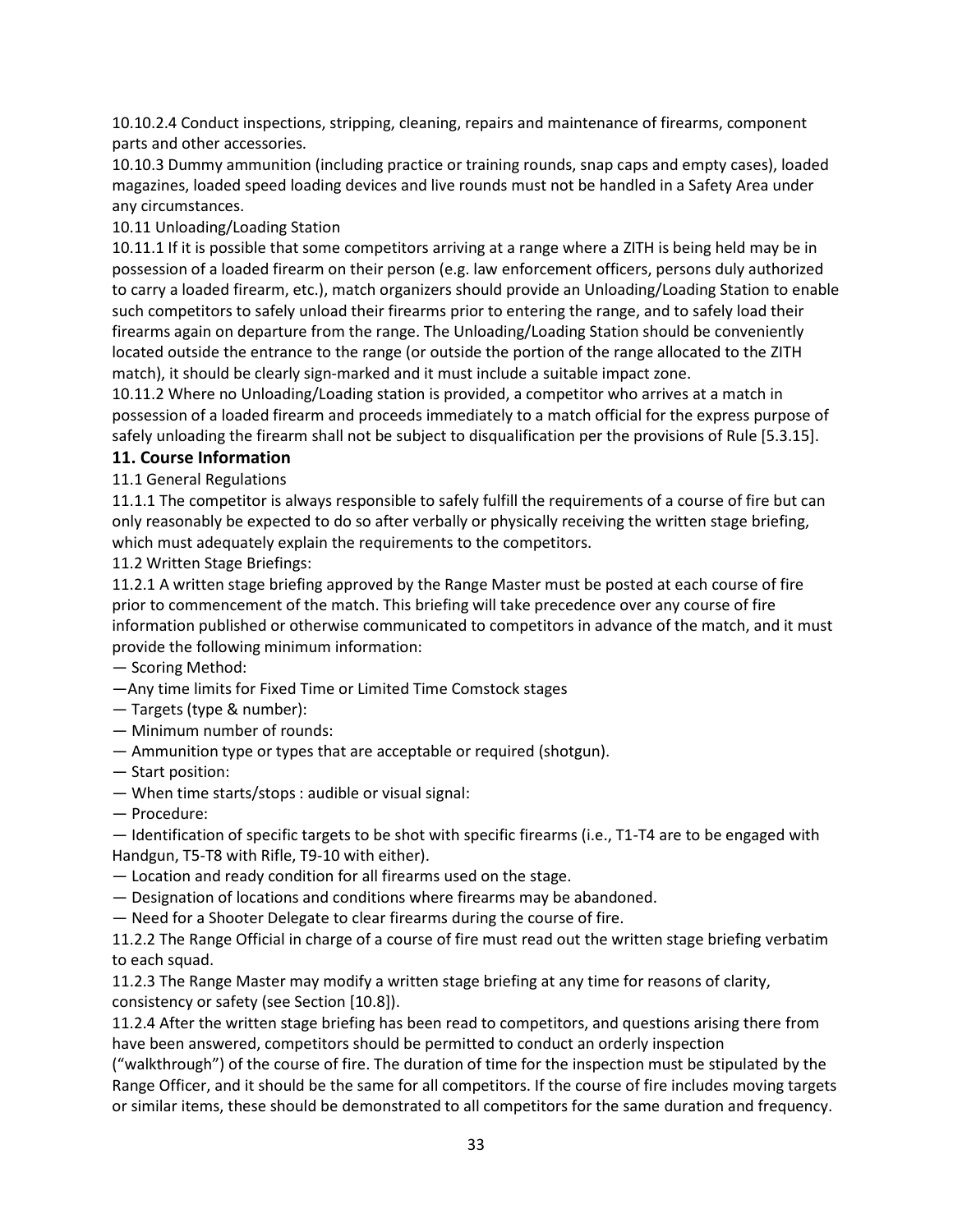10.10.2.4 Conduct inspections, stripping, cleaning, repairs and maintenance of firearms, component parts and other accessories.

10.10.3 Dummy ammunition (including practice or training rounds, snap caps and empty cases), loaded magazines, loaded speed loading devices and live rounds must not be handled in a Safety Area under any circumstances.

10.11 Unloading/Loading Station

10.11.1 If it is possible that some competitors arriving at a range where a ZITH is being held may be in possession of a loaded firearm on their person (e.g. law enforcement officers, persons duly authorized to carry a loaded firearm, etc.), match organizers should provide an Unloading/Loading Station to enable such competitors to safely unload their firearms prior to entering the range, and to safely load their firearms again on departure from the range. The Unloading/Loading Station should be conveniently located outside the entrance to the range (or outside the portion of the range allocated to the ZITH match), it should be clearly sign-marked and it must include a suitable impact zone.

10.11.2 Where no Unloading/Loading station is provided, a competitor who arrives at a match in possession of a loaded firearm and proceeds immediately to a match official for the express purpose of safely unloading the firearm shall not be subject to disqualification per the provisions of Rule [5.3.15].

## 11. Course Information

11.1 General Regulations

11.1.1 The competitor is always responsible to safely fulfill the requirements of a course of fire but can only reasonably be expected to do so after verbally or physically receiving the written stage briefing, which must adequately explain the requirements to the competitors.

11.2 Written Stage Briefings:

11.2.1 A written stage briefing approved by the Range Master must be posted at each course of fire prior to commencement of the match. This briefing will take precedence over any course of fire information published or otherwise communicated to competitors in advance of the match, and it must provide the following minimum information:

— Scoring Method:

—Any time limits for Fixed Time or Limited Time Comstock stages

— Targets (type & number):

— Minimum number of rounds:

— Ammunition type or types that are acceptable or required (shotgun).

— Start position:

— When time starts/stops : audible or visual signal:

— Procedure:

— Identification of specific targets to be shot with specific firearms (i.e., T1-T4 are to be engaged with Handgun, T5-T8 with Rifle, T9-10 with either).

— Location and ready condition for all firearms used on the stage.

— Designation of locations and conditions where firearms may be abandoned.

— Need for a Shooter Delegate to clear firearms during the course of fire.

11.2.2 The Range Official in charge of a course of fire must read out the written stage briefing verbatim to each squad.

11.2.3 The Range Master may modify a written stage briefing at any time for reasons of clarity, consistency or safety (see Section [10.8]).

11.2.4 After the written stage briefing has been read to competitors, and questions arising there from have been answered, competitors should be permitted to conduct an orderly inspection ("walkthrough") of the course of fire. The duration of time for the inspection must be stipulated by the Range Officer, and it should be the same for all competitors. If the course of fire includes moving targets or similar items, these should be demonstrated to all competitors for the same duration and frequency.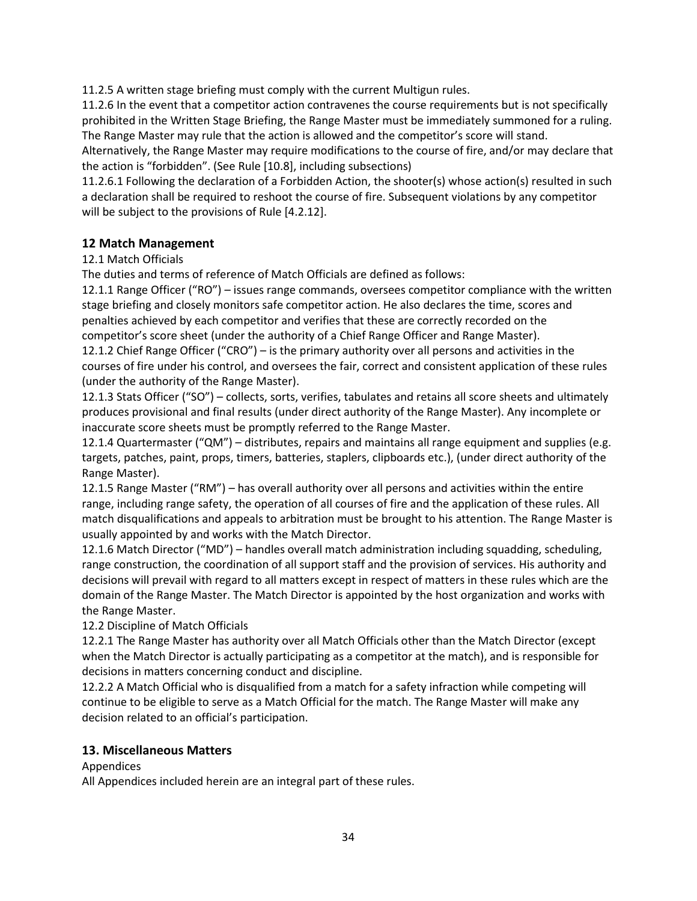11.2.5 A written stage briefing must comply with the current Multigun rules.

11.2.6 In the event that a competitor action contravenes the course requirements but is not specifically prohibited in the Written Stage Briefing, the Range Master must be immediately summoned for a ruling. The Range Master may rule that the action is allowed and the competitor's score will stand. Alternatively, the Range Master may require modifications to the course of fire, and/or may declare that the action is "forbidden". (See Rule [10.8], including subsections)

11.2.6.1 Following the declaration of a Forbidden Action, the shooter(s) whose action(s) resulted in such a declaration shall be required to reshoot the course of fire. Subsequent violations by any competitor will be subject to the provisions of Rule [4.2.12].

## 12 Match Management

12.1 Match Officials

The duties and terms of reference of Match Officials are defined as follows:

12.1.1 Range Officer ("RO") – issues range commands, oversees competitor compliance with the written stage briefing and closely monitors safe competitor action. He also declares the time, scores and penalties achieved by each competitor and verifies that these are correctly recorded on the competitor's score sheet (under the authority of a Chief Range Officer and Range Master).

12.1.2 Chief Range Officer ("CRO") – is the primary authority over all persons and activities in the courses of fire under his control, and oversees the fair, correct and consistent application of these rules (under the authority of the Range Master).

12.1.3 Stats Officer ("SO") – collects, sorts, verifies, tabulates and retains all score sheets and ultimately produces provisional and final results (under direct authority of the Range Master). Any incomplete or inaccurate score sheets must be promptly referred to the Range Master.

12.1.4 Quartermaster ("QM") – distributes, repairs and maintains all range equipment and supplies (e.g. targets, patches, paint, props, timers, batteries, staplers, clipboards etc.), (under direct authority of the Range Master).

12.1.5 Range Master ("RM") – has overall authority over all persons and activities within the entire range, including range safety, the operation of all courses of fire and the application of these rules. All match disqualifications and appeals to arbitration must be brought to his attention. The Range Master is usually appointed by and works with the Match Director.

12.1.6 Match Director ("MD") – handles overall match administration including squadding, scheduling, range construction, the coordination of all support staff and the provision of services. His authority and decisions will prevail with regard to all matters except in respect of matters in these rules which are the domain of the Range Master. The Match Director is appointed by the host organization and works with the Range Master.

12.2 Discipline of Match Officials

12.2.1 The Range Master has authority over all Match Officials other than the Match Director (except when the Match Director is actually participating as a competitor at the match), and is responsible for decisions in matters concerning conduct and discipline.

12.2.2 A Match Official who is disqualified from a match for a safety infraction while competing will continue to be eligible to serve as a Match Official for the match. The Range Master will make any decision related to an official's participation.

## 13. Miscellaneous Matters

Appendices

All Appendices included herein are an integral part of these rules.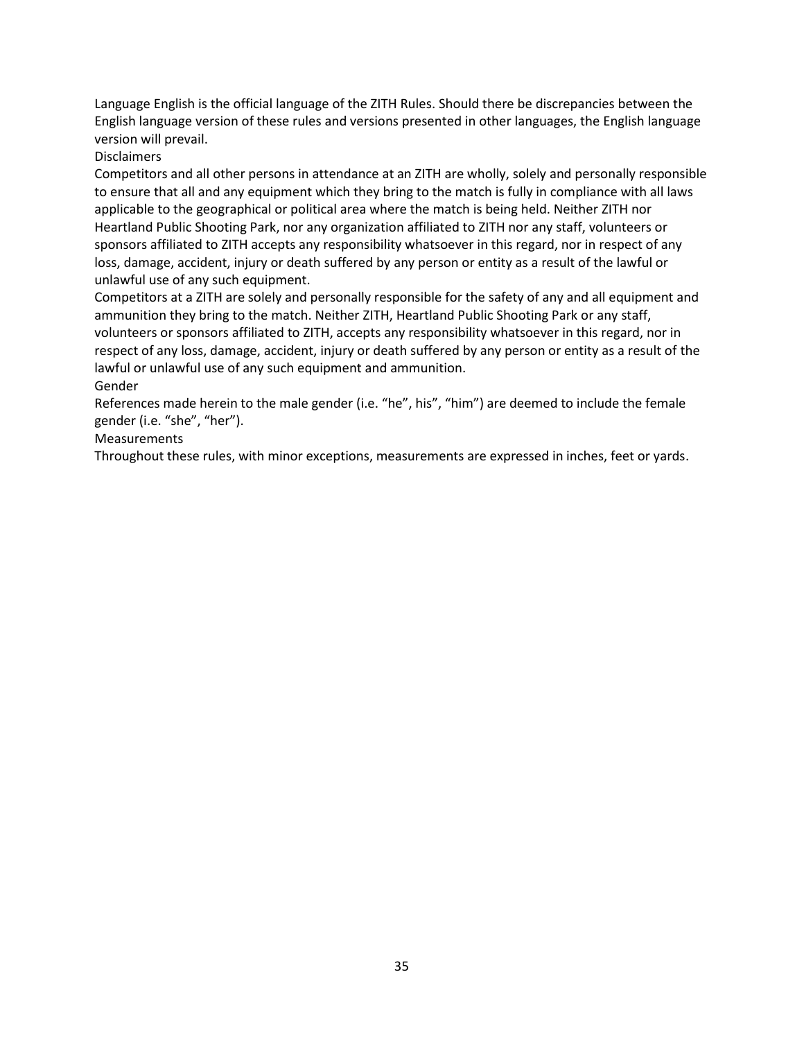Language English is the official language of the ZITH Rules. Should there be discrepancies between the English language version of these rules and versions presented in other languages, the English language version will prevail.

Disclaimers

Competitors and all other persons in attendance at an ZITH are wholly, solely and personally responsible to ensure that all and any equipment which they bring to the match is fully in compliance with all laws applicable to the geographical or political area where the match is being held. Neither ZITH nor Heartland Public Shooting Park, nor any organization affiliated to ZITH nor any staff, volunteers or sponsors affiliated to ZITH accepts any responsibility whatsoever in this regard, nor in respect of any loss, damage, accident, injury or death suffered by any person or entity as a result of the lawful or unlawful use of any such equipment.

Competitors at a ZITH are solely and personally responsible for the safety of any and all equipment and ammunition they bring to the match. Neither ZITH, Heartland Public Shooting Park or any staff, volunteers or sponsors affiliated to ZITH, accepts any responsibility whatsoever in this regard, nor in respect of any loss, damage, accident, injury or death suffered by any person or entity as a result of the lawful or unlawful use of any such equipment and ammunition.

Gender

References made herein to the male gender (i.e. "he", his", "him") are deemed to include the female gender (i.e. "she", "her").

Measurements

Throughout these rules, with minor exceptions, measurements are expressed in inches, feet or yards.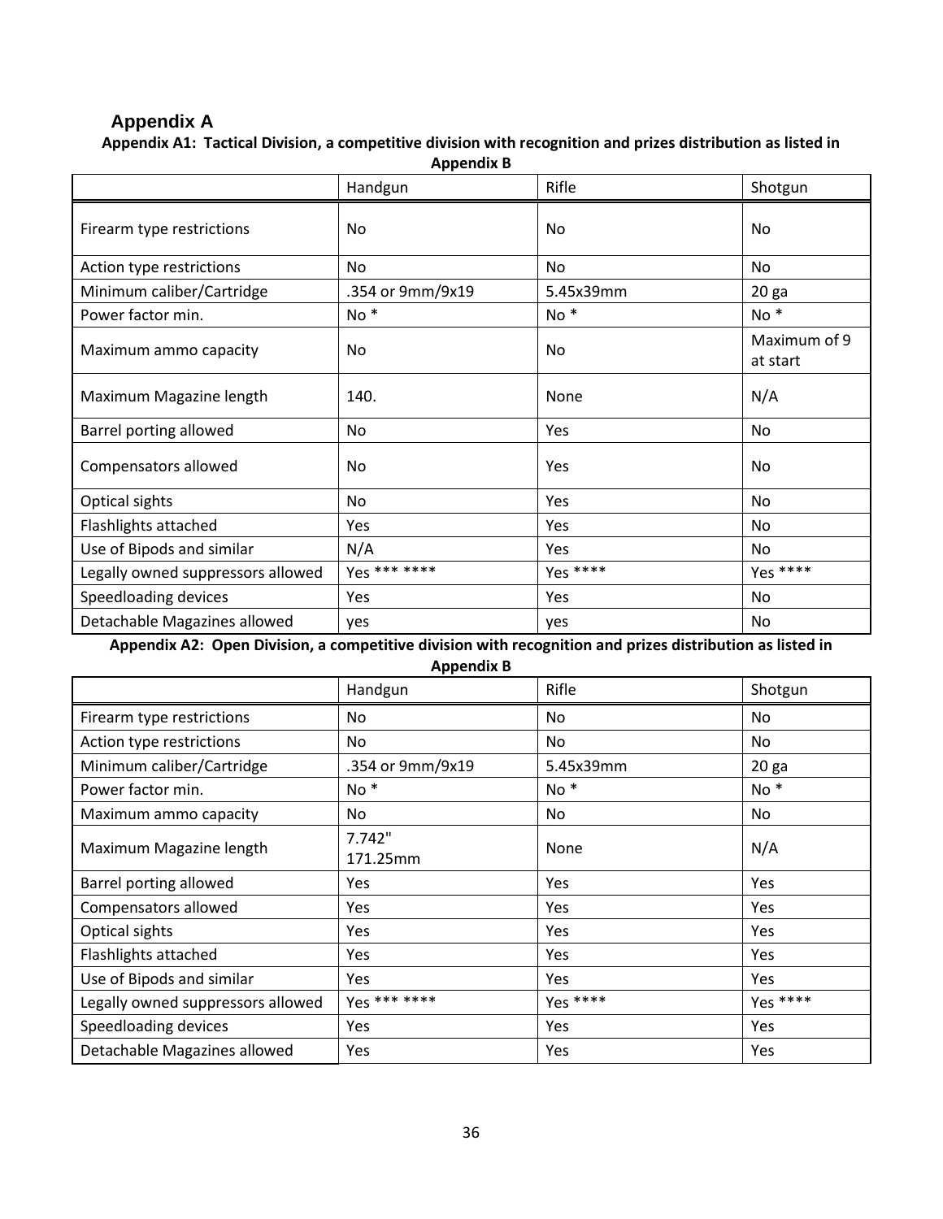# Appendix A

**Appendix A1: Tactical Division, a competitive division with recognition and prizes distribution as listed in Appendix B**

| | Handgun | Rifle | Shotgun |
|---|---|---|---|
| Firearm type restrictions | No | No | No |
| Action type restrictions | No | No | No |
| Minimum caliber/Cartridge | .354 or 9mm/9x19 | 5.45x39mm | 20 ga |
| Power factor min. | No * | No * | No * |
| Maximum ammo capacity | No | No | Maximum of 9 at start |
| Maximum Magazine length | 140. | None | N/A |
| Barrel porting allowed | No | Yes | No |
| Compensators allowed | No | Yes | No |
| Optical sights | No | Yes | No |
| Flashlights attached | Yes | Yes | No |
| Use of Bipods and similar | N/A | Yes | No |
| Legally owned suppressors allowed | Yes *** **** | Yes **** | Yes **** |
| Speedloading devices | Yes | Yes | No |
| Detachable Magazines allowed | yes | yes | No |

**Appendix A2: Open Division, a competitive division with recognition and prizes distribution as listed in Appendix B**

| | Handgun | Rifle | Shotgun |
|---|---|---|---|
| Firearm type restrictions | No | No | No |
| Action type restrictions | No | No | No |
| Minimum caliber/Cartridge | .354 or 9mm/9x19 | 5.45x39mm | 20 ga |
| Power factor min. | No * | No * | No * |
| Maximum ammo capacity | No | No | No |
| Maximum Magazine length | 7.742" 171.25mm | None | N/A |
| Barrel porting allowed | Yes | Yes | Yes |
| Compensators allowed | Yes | Yes | Yes |
| Optical sights | Yes | Yes | Yes |
| Flashlights attached | Yes | Yes | Yes |
| Use of Bipods and similar | Yes | Yes | Yes |
| Legally owned suppressors allowed | Yes *** **** | Yes **** | Yes **** |
| Speedloading devices | Yes | Yes | Yes |
| Detachable Magazines allowed | Yes | Yes | Yes |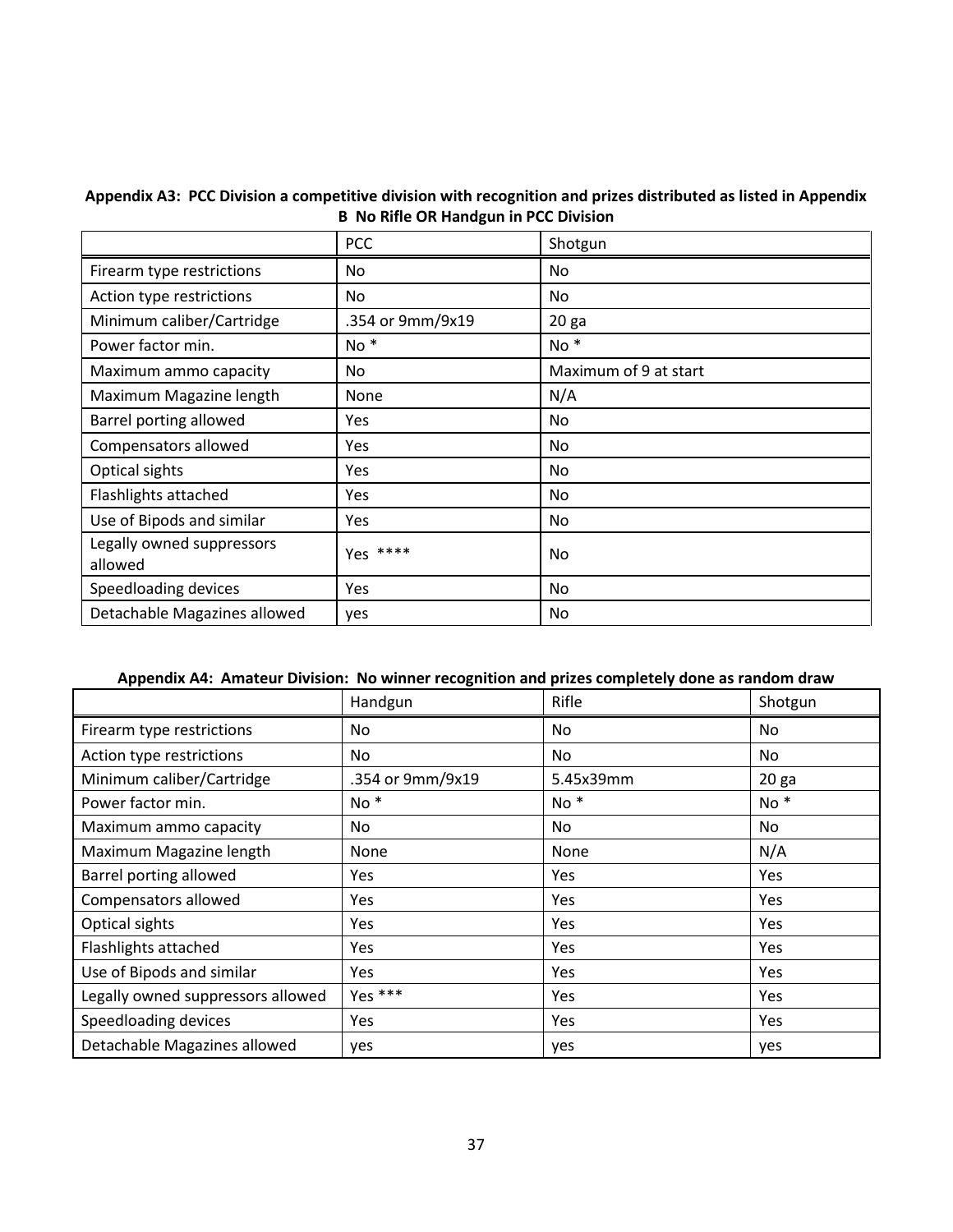**Appendix A3: PCC Division a competitive division with recognition and prizes distributed as listed in Appendix B No Rifle OR Handgun in PCC Division**

| | PCC | Shotgun |
|---|---|---|
| Firearm type restrictions | No | No |
| Action type restrictions | No | No |
| Minimum caliber/Cartridge | .354 or 9mm/9x19 | 20 ga |
| Power factor min. | No * | No * |
| Maximum ammo capacity | No | Maximum of 9 at start |
| Maximum Magazine length | None | N/A |
| Barrel porting allowed | Yes | No |
| Compensators allowed | Yes | No |
| Optical sights | Yes | No |
| Flashlights attached | Yes | No |
| Use of Bipods and similar | Yes | No |
| Legally owned suppressors allowed | Yes **** | No |
| Speedloading devices | Yes | No |
| Detachable Magazines allowed | yes | No |

**Appendix A4: Amateur Division: No winner recognition and prizes completely done as random draw**

| | Handgun | Rifle | Shotgun |
|---|---|---|---|
| Firearm type restrictions | No | No | No |
| Action type restrictions | No | No | No |
| Minimum caliber/Cartridge | .354 or 9mm/9x19 | 5.45x39mm | 20 ga |
| Power factor min. | No * | No * | No * |
| Maximum ammo capacity | No | No | No |
| Maximum Magazine length | None | None | N/A |
| Barrel porting allowed | Yes | Yes | Yes |
| Compensators allowed | Yes | Yes | Yes |
| Optical sights | Yes | Yes | Yes |
| Flashlights attached | Yes | Yes | Yes |
| Use of Bipods and similar | Yes | Yes | Yes |
| Legally owned suppressors allowed | Yes *** | Yes | Yes |
| Speedloading devices | Yes | Yes | Yes |
| Detachable Magazines allowed | yes | yes | yes |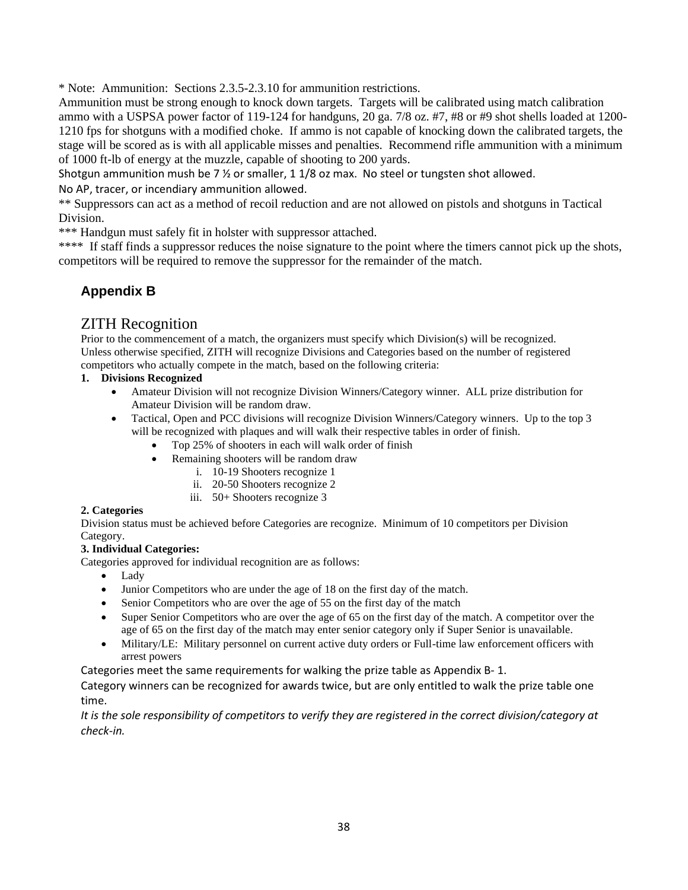* Note:  Ammunition:  Sections 2.3.5-2.3.10 for ammunition restrictions.
Ammunition must be strong enough to knock down targets.  Targets will be calibrated using match calibration ammo with a USPSA power factor of 119-124 for handguns, 20 ga. 7/8 oz. #7, #8 or #9 shot shells loaded at 1200-1210 fps for shotguns with a modified choke.  If ammo is not capable of knocking down the calibrated targets, the stage will be scored as is with all applicable misses and penalties.  Recommend rifle ammunition with a minimum of 1000 ft-lb of energy at the muzzle, capable of shooting to 200 yards.
Shotgun ammunition mush be 7 ½ or smaller, 1 1/8 oz max.  No steel or tungsten shot allowed.
No AP, tracer, or incendiary ammunition allowed.
** Suppressors can act as a method of recoil reduction and are not allowed on pistols and shotguns in Tactical Division.
*** Handgun must safely fit in holster with suppressor attached.
****  If staff finds a suppressor reduces the noise signature to the point where the timers cannot pick up the shots, competitors will be required to remove the suppressor for the remainder of the match.

## Appendix B

## ZITH Recognition

Prior to the commencement of a match, the organizers must specify which Division(s) will be recognized. Unless otherwise specified, ZITH will recognize Divisions and Categories based on the number of registered competitors who actually compete in the match, based on the following criteria:

**1. Divisions Recognized**

- Amateur Division will not recognize Division Winners/Category winner.  ALL prize distribution for Amateur Division will be random draw.
- Tactical, Open and PCC divisions will recognize Division Winners/Category winners.  Up to the top 3 will be recognized with plaques and will walk their respective tables in order of finish.
    - Top 25% of shooters in each will walk order of finish
    - Remaining shooters will be random draw
        i. 10-19 Shooters recognize 1
        ii. 20-50 Shooters recognize 2
        iii. 50+ Shooters recognize 3

**2. Categories**

Division status must be achieved before Categories are recognize.  Minimum of 10 competitors per Division Category.

**3. Individual Categories:**

Categories approved for individual recognition are as follows:

- Lady
- Junior Competitors who are under the age of 18 on the first day of the match.
- Senior Competitors who are over the age of 55 on the first day of the match
- Super Senior Competitors who are over the age of 65 on the first day of the match. A competitor over the age of 65 on the first day of the match may enter senior category only if Super Senior is unavailable.
- Military/LE:  Military personnel on current active duty orders or Full-time law enforcement officers with arrest powers

Categories meet the same requirements for walking the prize table as Appendix B- 1.

Category winners can be recognized for awards twice, but are only entitled to walk the prize table one time.

*It is the sole responsibility of competitors to verify they are registered in the correct division/category at check-in.*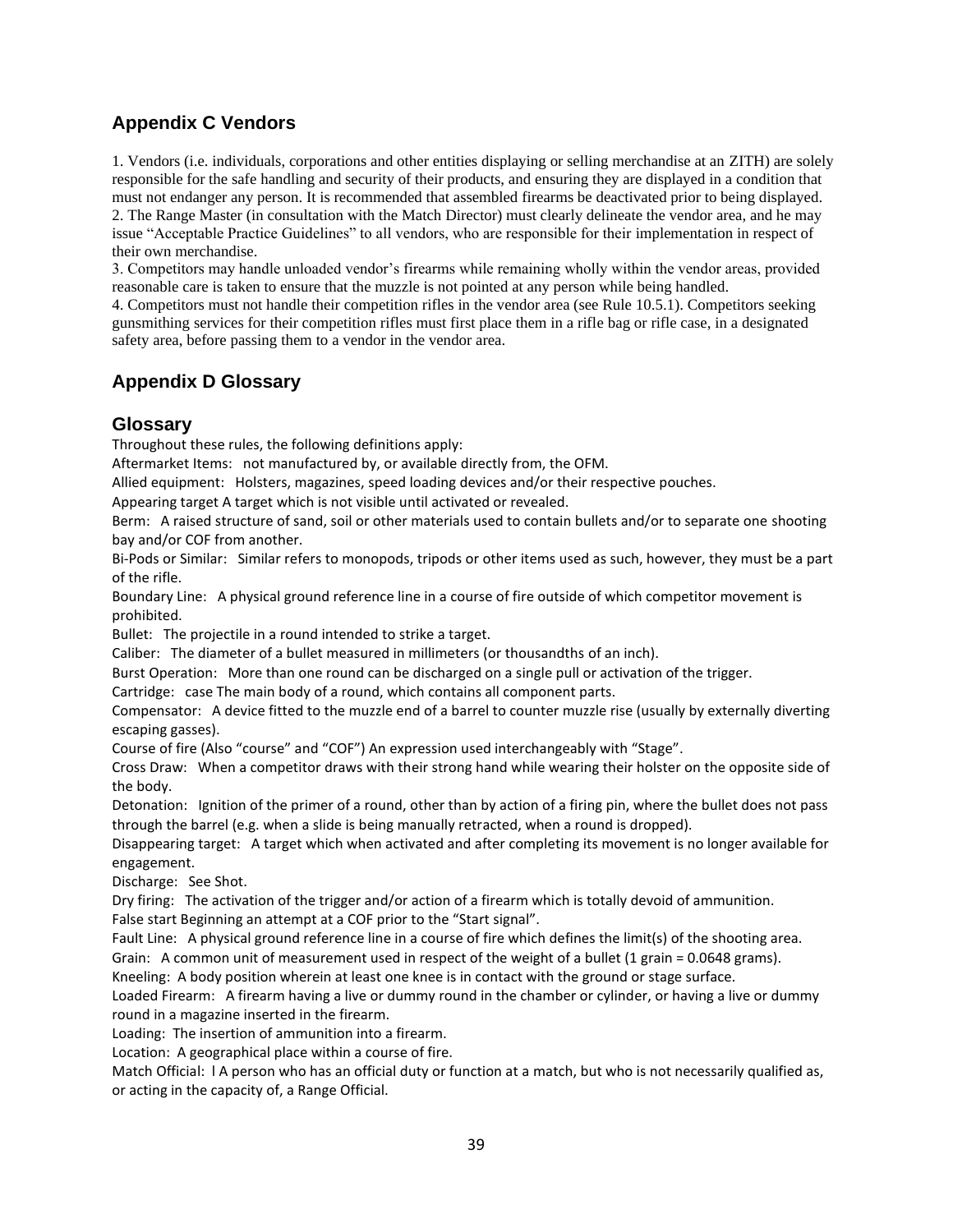## Appendix C Vendors

1. Vendors (i.e. individuals, corporations and other entities displaying or selling merchandise at an ZITH) are solely responsible for the safe handling and security of their products, and ensuring they are displayed in a condition that must not endanger any person. It is recommended that assembled firearms be deactivated prior to being displayed.
2. The Range Master (in consultation with the Match Director) must clearly delineate the vendor area, and he may issue "Acceptable Practice Guidelines" to all vendors, who are responsible for their implementation in respect of their own merchandise.
3. Competitors may handle unloaded vendor's firearms while remaining wholly within the vendor areas, provided reasonable care is taken to ensure that the muzzle is not pointed at any person while being handled.
4. Competitors must not handle their competition rifles in the vendor area (see Rule 10.5.1). Competitors seeking gunsmithing services for their competition rifles must first place them in a rifle bag or rifle case, in a designated safety area, before passing them to a vendor in the vendor area.

## Appendix D Glossary

### Glossary

Throughout these rules, the following definitions apply:

Aftermarket Items: not manufactured by, or available directly from, the OFM.

Allied equipment: Holsters, magazines, speed loading devices and/or their respective pouches.

Appearing target A target which is not visible until activated or revealed.

Berm: A raised structure of sand, soil or other materials used to contain bullets and/or to separate one shooting bay and/or COF from another.

Bi-Pods or Similar: Similar refers to monopods, tripods or other items used as such, however, they must be a part of the rifle.

Boundary Line: A physical ground reference line in a course of fire outside of which competitor movement is prohibited.

Bullet: The projectile in a round intended to strike a target.

Caliber: The diameter of a bullet measured in millimeters (or thousandths of an inch).

Burst Operation: More than one round can be discharged on a single pull or activation of the trigger.

Cartridge: case The main body of a round, which contains all component parts.

Compensator: A device fitted to the muzzle end of a barrel to counter muzzle rise (usually by externally diverting escaping gasses).

Course of fire (Also "course" and "COF") An expression used interchangeably with "Stage".

Cross Draw: When a competitor draws with their strong hand while wearing their holster on the opposite side of the body.

Detonation: Ignition of the primer of a round, other than by action of a firing pin, where the bullet does not pass through the barrel (e.g. when a slide is being manually retracted, when a round is dropped).

Disappearing target: A target which when activated and after completing its movement is no longer available for engagement.

Discharge: See Shot.

Dry firing: The activation of the trigger and/or action of a firearm which is totally devoid of ammunition.

False start Beginning an attempt at a COF prior to the "Start signal".

Fault Line: A physical ground reference line in a course of fire which defines the limit(s) of the shooting area.

Grain: A common unit of measurement used in respect of the weight of a bullet (1 grain = 0.0648 grams).

Kneeling: A body position wherein at least one knee is in contact with the ground or stage surface.

Loaded Firearm: A firearm having a live or dummy round in the chamber or cylinder, or having a live or dummy round in a magazine inserted in the firearm.

Loading: The insertion of ammunition into a firearm.

Location: A geographical place within a course of fire.

Match Official: l A person who has an official duty or function at a match, but who is not necessarily qualified as, or acting in the capacity of, a Range Official.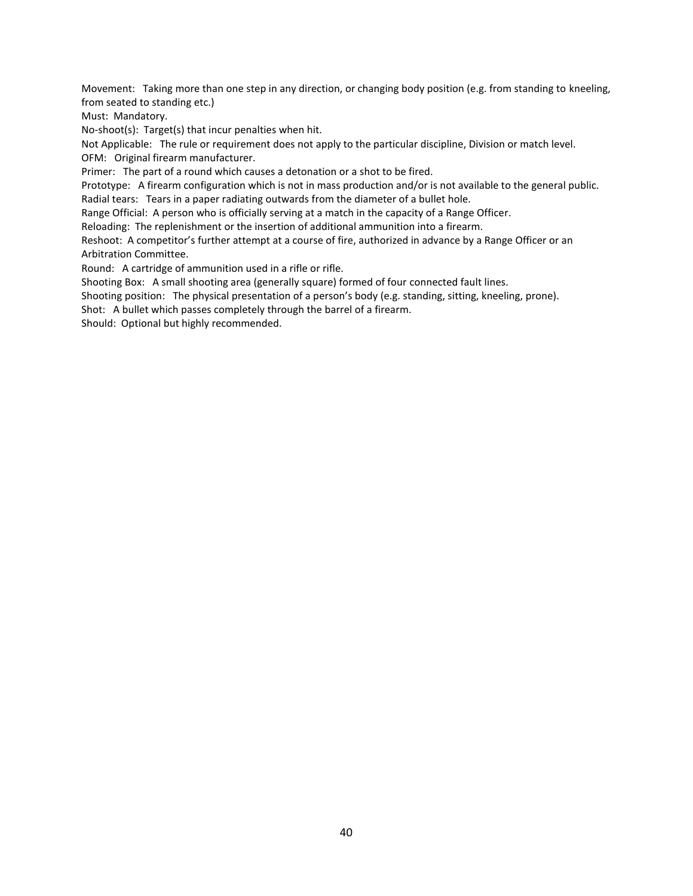Movement:   Taking more than one step in any direction, or changing body position (e.g. from standing to kneeling, from seated to standing etc.)

Must:  Mandatory.

No-shoot(s):  Target(s) that incur penalties when hit.

Not Applicable:   The rule or requirement does not apply to the particular discipline, Division or match level.

OFM:   Original firearm manufacturer.

Primer:   The part of a round which causes a detonation or a shot to be fired.

Prototype:   A firearm configuration which is not in mass production and/or is not available to the general public.

Radial tears:   Tears in a paper radiating outwards from the diameter of a bullet hole.

Range Official:  A person who is officially serving at a match in the capacity of a Range Officer.

Reloading:  The replenishment or the insertion of additional ammunition into a firearm.

Reshoot:  A competitor's further attempt at a course of fire, authorized in advance by a Range Officer or an Arbitration Committee.

Round:   A cartridge of ammunition used in a rifle or rifle.

Shooting Box:   A small shooting area (generally square) formed of four connected fault lines.

Shooting position:   The physical presentation of a person's body (e.g. standing, sitting, kneeling, prone).

Shot:   A bullet which passes completely through the barrel of a firearm.

Should:  Optional but highly recommended.